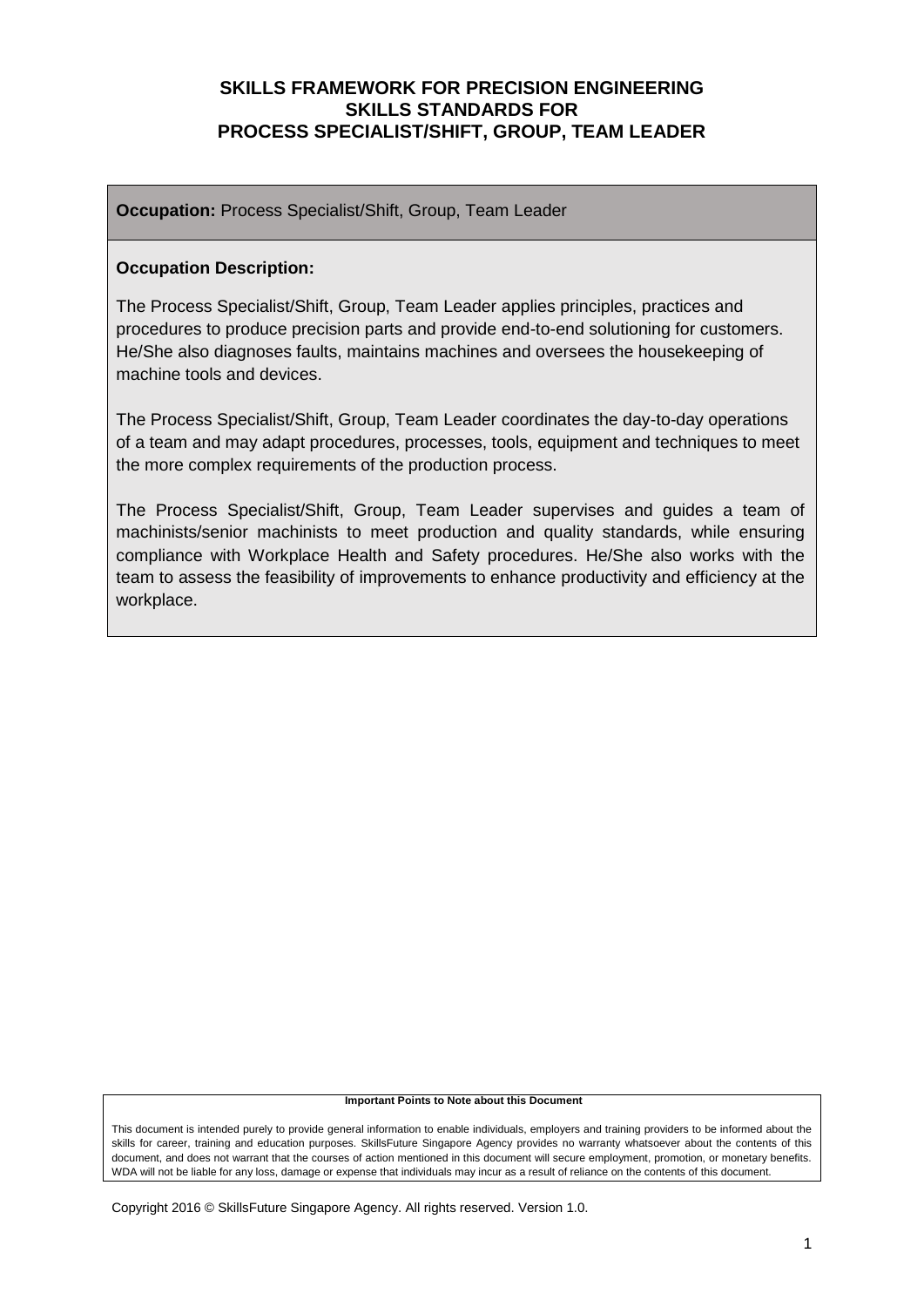# SKILLS FRAMEWORK FOR PRECISION ENGINEERING
# SKILLS STANDARDS FOR
# PROCESS SPECIALIST/SHIFT, GROUP, TEAM LEADER

**Occupation:** Process Specialist/Shift, Group, Team Leader

**Occupation Description:**

The Process Specialist/Shift, Group, Team Leader applies principles, practices and procedures to produce precision parts and provide end-to-end solutioning for customers. He/She also diagnoses faults, maintains machines and oversees the housekeeping of machine tools and devices.

The Process Specialist/Shift, Group, Team Leader coordinates the day-to-day operations of a team and may adapt procedures, processes, tools, equipment and techniques to meet the more complex requirements of the production process.

The Process Specialist/Shift, Group, Team Leader supervises and guides a team of machinists/senior machinists to meet production and quality standards, while ensuring compliance with Workplace Health and Safety procedures. He/She also works with the team to assess the feasibility of improvements to enhance productivity and efficiency at the workplace.

**Important Points to Note about this Document**

This document is intended purely to provide general information to enable individuals, employers and training providers to be informed about the skills for career, training and education purposes. SkillsFuture Singapore Agency provides no warranty whatsoever about the contents of this document, and does not warrant that the courses of action mentioned in this document will secure employment, promotion, or monetary benefits. WDA will not be liable for any loss, damage or expense that individuals may incur as a result of reliance on the contents of this document.

Copyright 2016 © SkillsFuture Singapore Agency. All rights reserved. Version 1.0.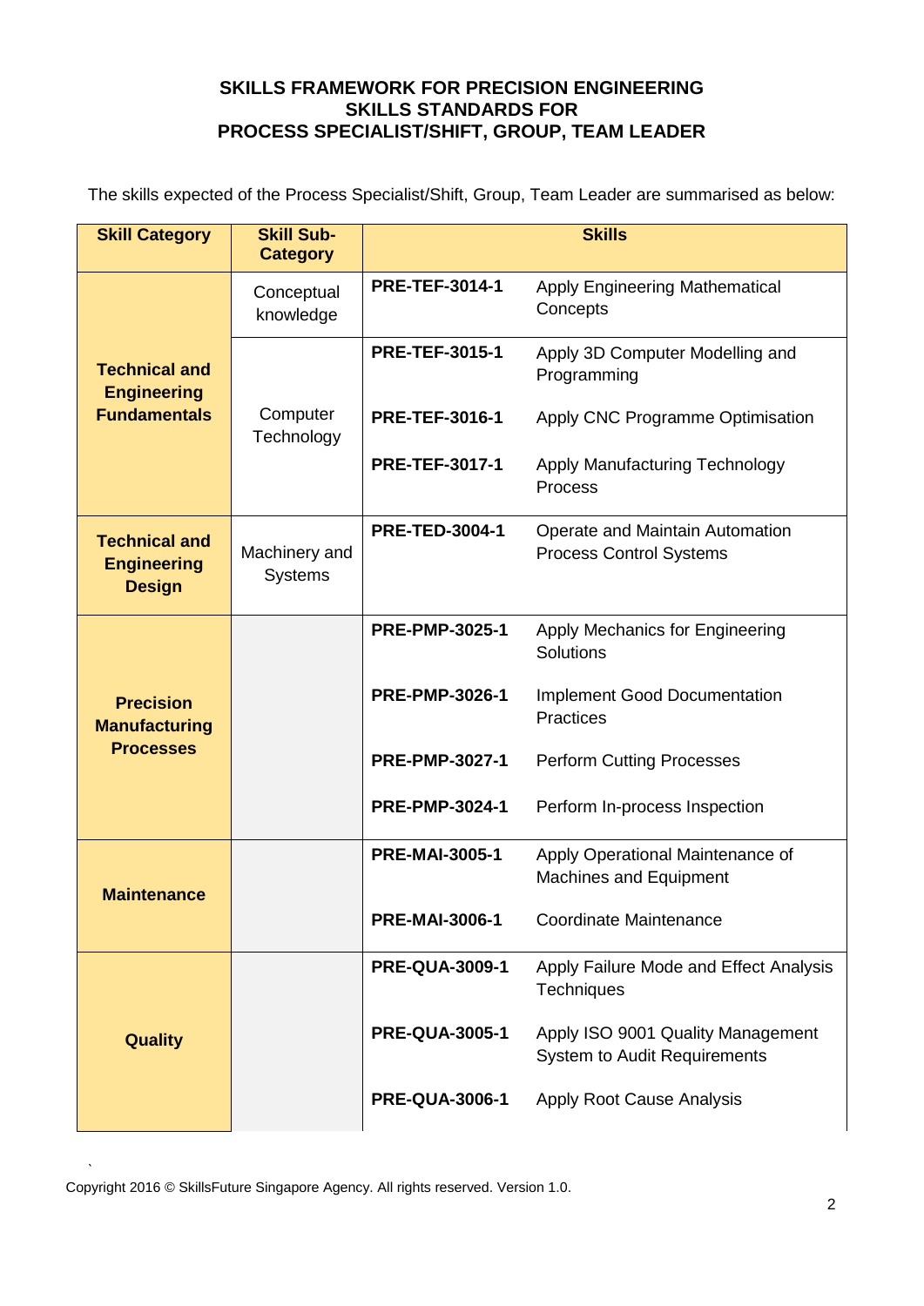**SKILLS FRAMEWORK FOR PRECISION ENGINEERING**
**SKILLS STANDARDS FOR**
**PROCESS SPECIALIST/SHIFT, GROUP, TEAM LEADER**

The skills expected of the Process Specialist/Shift, Group, Team Leader are summarised as below:

| Skill Category | Skill Sub-Category | Skills | |
|---|---|---|---|
| **Technical and Engineering Fundamentals** | Conceptual knowledge | **PRE-TEF-3014-1** | Apply Engineering Mathematical Concepts |
| | Computer Technology | **PRE-TEF-3015-1** | Apply 3D Computer Modelling and Programming |
| | | **PRE-TEF-3016-1** | Apply CNC Programme Optimisation |
| | | **PRE-TEF-3017-1** | Apply Manufacturing Technology Process |
| **Technical and Engineering Design** | Machinery and Systems | **PRE-TED-3004-1** | Operate and Maintain Automation Process Control Systems |
| **Precision Manufacturing Processes** | | **PRE-PMP-3025-1** | Apply Mechanics for Engineering Solutions |
| | | **PRE-PMP-3026-1** | Implement Good Documentation Practices |
| | | **PRE-PMP-3027-1** | Perform Cutting Processes |
| | | **PRE-PMP-3024-1** | Perform In-process Inspection |
| **Maintenance** | | **PRE-MAI-3005-1** | Apply Operational Maintenance of Machines and Equipment |
| | | **PRE-MAI-3006-1** | Coordinate Maintenance |
| **Quality** | | **PRE-QUA-3009-1** | Apply Failure Mode and Effect Analysis Techniques |
| | | **PRE-QUA-3005-1** | Apply ISO 9001 Quality Management System to Audit Requirements |
| | | **PRE-QUA-3006-1** | Apply Root Cause Analysis |

Copyright 2016 © SkillsFuture Singapore Agency. All rights reserved. Version 1.0.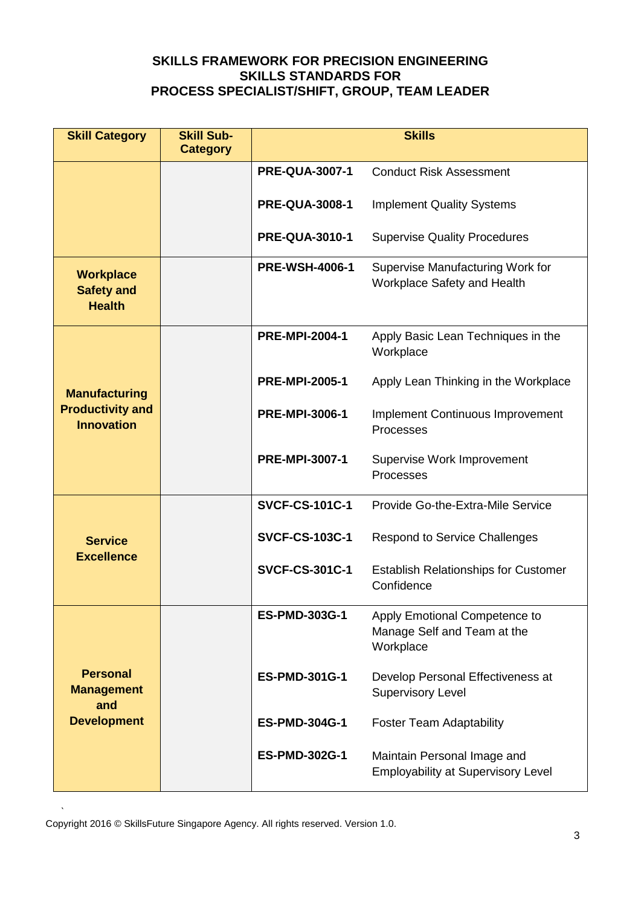**SKILLS FRAMEWORK FOR PRECISION ENGINEERING**
**SKILLS STANDARDS FOR**
**PROCESS SPECIALIST/SHIFT, GROUP, TEAM LEADER**

| Skill Category | Skill Sub-Category | Skills | |
|---|---|---|---|
| | | **PRE-QUA-3007-1** | Conduct Risk Assessment |
| | | **PRE-QUA-3008-1** | Implement Quality Systems |
| | | **PRE-QUA-3010-1** | Supervise Quality Procedures |
| **Workplace Safety and Health** | | **PRE-WSH-4006-1** | Supervise Manufacturing Work for Workplace Safety and Health |
| **Manufacturing Productivity and Innovation** | | **PRE-MPI-2004-1** | Apply Basic Lean Techniques in the Workplace |
| | | **PRE-MPI-2005-1** | Apply Lean Thinking in the Workplace |
| | | **PRE-MPI-3006-1** | Implement Continuous Improvement Processes |
| | | **PRE-MPI-3007-1** | Supervise Work Improvement Processes |
| **Service Excellence** | | **SVCF-CS-101C-1** | Provide Go-the-Extra-Mile Service |
| | | **SVCF-CS-103C-1** | Respond to Service Challenges |
| | | **SVCF-CS-301C-1** | Establish Relationships for Customer Confidence |
| **Personal Management and Development** | | **ES-PMD-303G-1** | Apply Emotional Competence to Manage Self and Team at the Workplace |
| | | **ES-PMD-301G-1** | Develop Personal Effectiveness at Supervisory Level |
| | | **ES-PMD-304G-1** | Foster Team Adaptability |
| | | **ES-PMD-302G-1** | Maintain Personal Image and Employability at Supervisory Level |

Copyright 2016 © SkillsFuture Singapore Agency. All rights reserved. Version 1.0.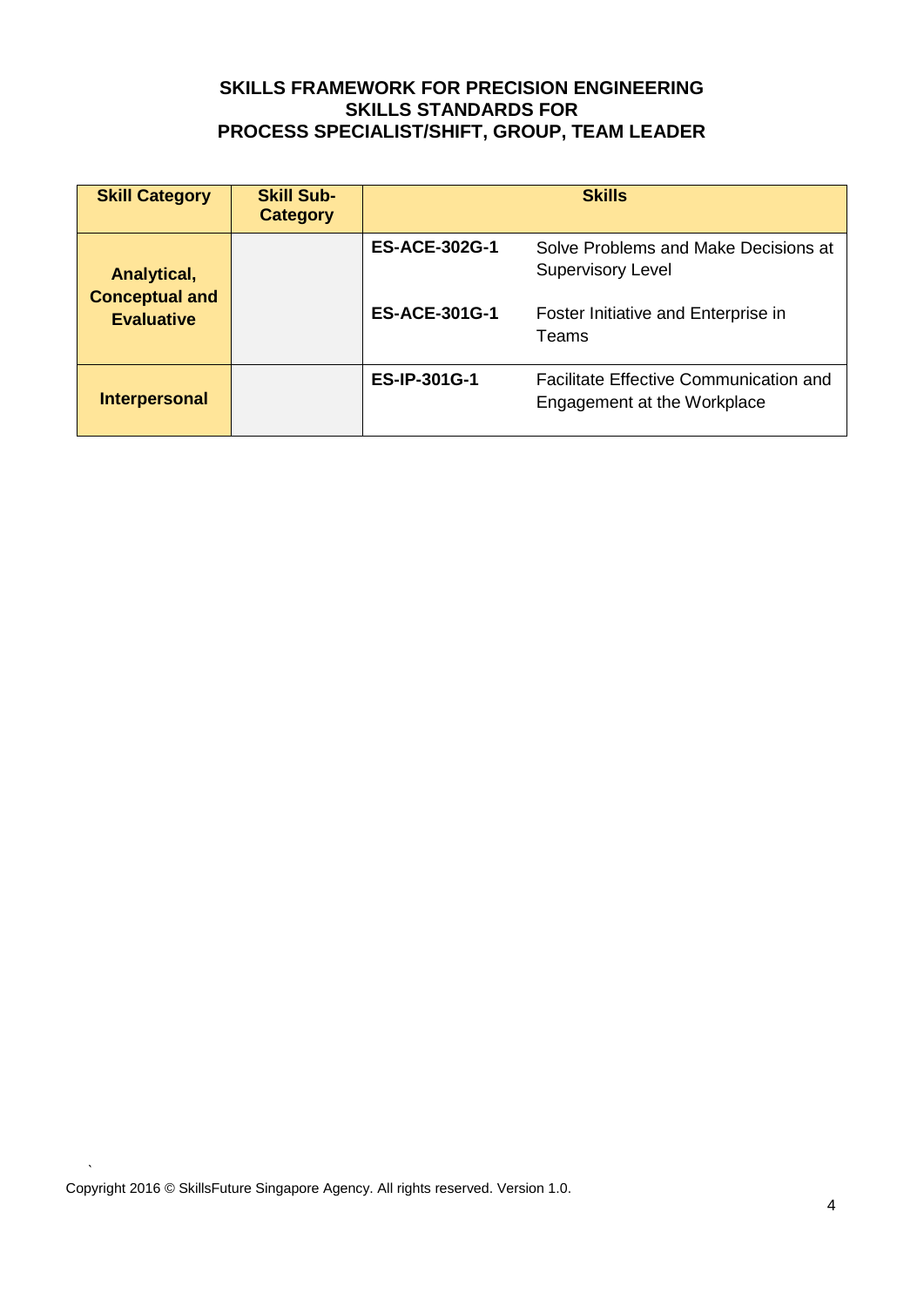**SKILLS FRAMEWORK FOR PRECISION ENGINEERING**
**SKILLS STANDARDS FOR**
**PROCESS SPECIALIST/SHIFT, GROUP, TEAM LEADER**

| Skill Category | Skill Sub-Category | Skills | |
|---|---|---|---|
| **Analytical, Conceptual and Evaluative** | | **ES-ACE-302G-1** | Solve Problems and Make Decisions at Supervisory Level |
| | | **ES-ACE-301G-1** | Foster Initiative and Enterprise in Teams |
| **Interpersonal** | | **ES-IP-301G-1** | Facilitate Effective Communication and Engagement at the Workplace |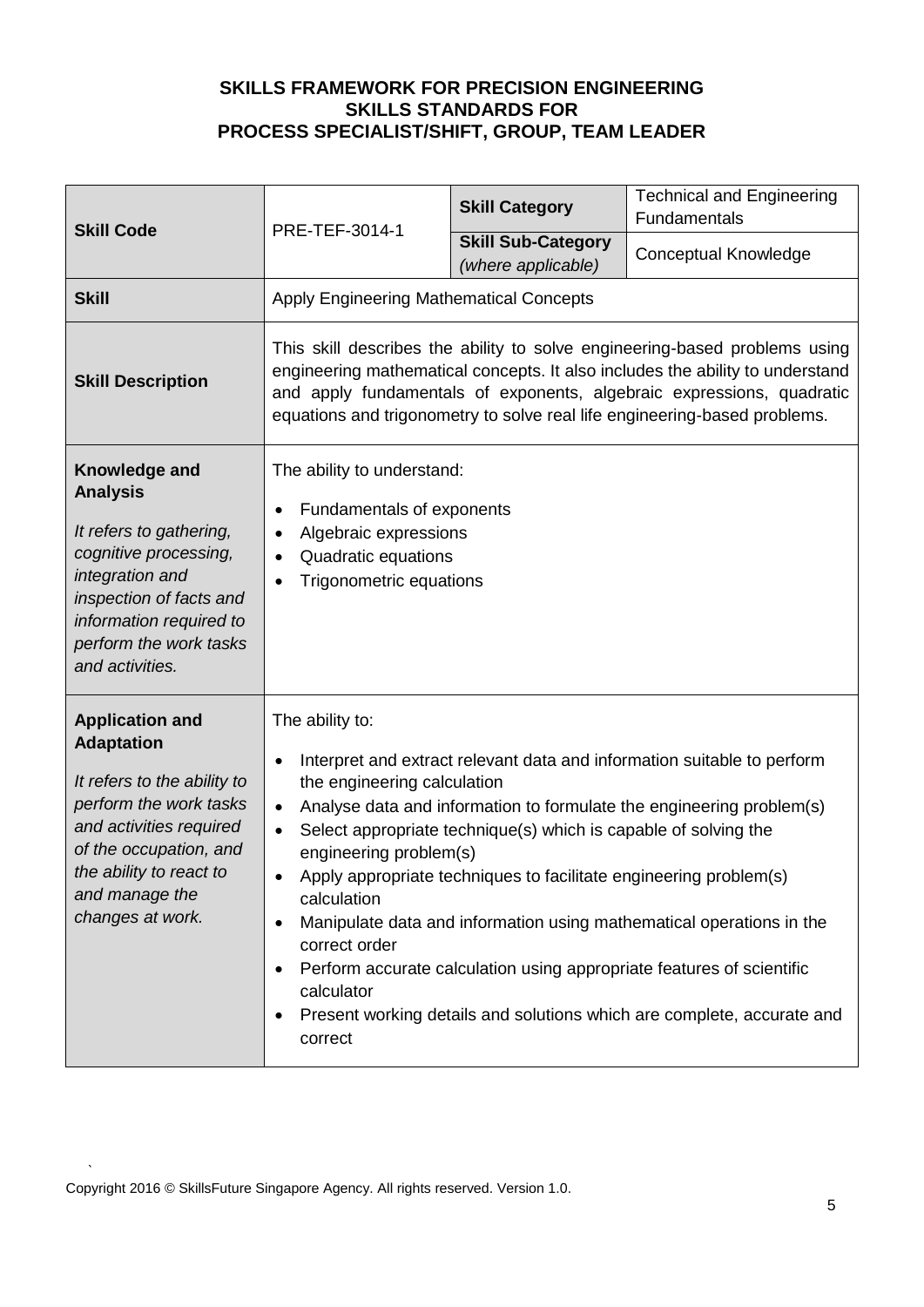**SKILLS FRAMEWORK FOR PRECISION ENGINEERING**
**SKILLS STANDARDS FOR**
**PROCESS SPECIALIST/SHIFT, GROUP, TEAM LEADER**

| **Skill Code** | PRE-TEF-3014-1 | **Skill Category** | Technical and Engineering Fundamentals |
|---|---|---|---|
| | | **Skill Sub-Category** *(where applicable)* | Conceptual Knowledge |
| **Skill** | Apply Engineering Mathematical Concepts | | |
| **Skill Description** | This skill describes the ability to solve engineering-based problems using engineering mathematical concepts. It also includes the ability to understand and apply fundamentals of exponents, algebraic expressions, quadratic equations and trigonometry to solve real life engineering-based problems. | | |
| **Knowledge and Analysis** *It refers to gathering, cognitive processing, integration and inspection of facts and information required to perform the work tasks and activities.* | The ability to understand: <br>• Fundamentals of exponents <br>• Algebraic expressions <br>• Quadratic equations <br>• Trigonometric equations | | |
| **Application and Adaptation** *It refers to the ability to perform the work tasks and activities required of the occupation, and the ability to react to and manage the changes at work.* | The ability to: <br>• Interpret and extract relevant data and information suitable to perform the engineering calculation <br>• Analyse data and information to formulate the engineering problem(s) <br>• Select appropriate technique(s) which is capable of solving the engineering problem(s) <br>• Apply appropriate techniques to facilitate engineering problem(s) calculation <br>• Manipulate data and information using mathematical operations in the correct order <br>• Perform accurate calculation using appropriate features of scientific calculator <br>• Present working details and solutions which are complete, accurate and correct | | |

Copyright 2016 © SkillsFuture Singapore Agency. All rights reserved. Version 1.0.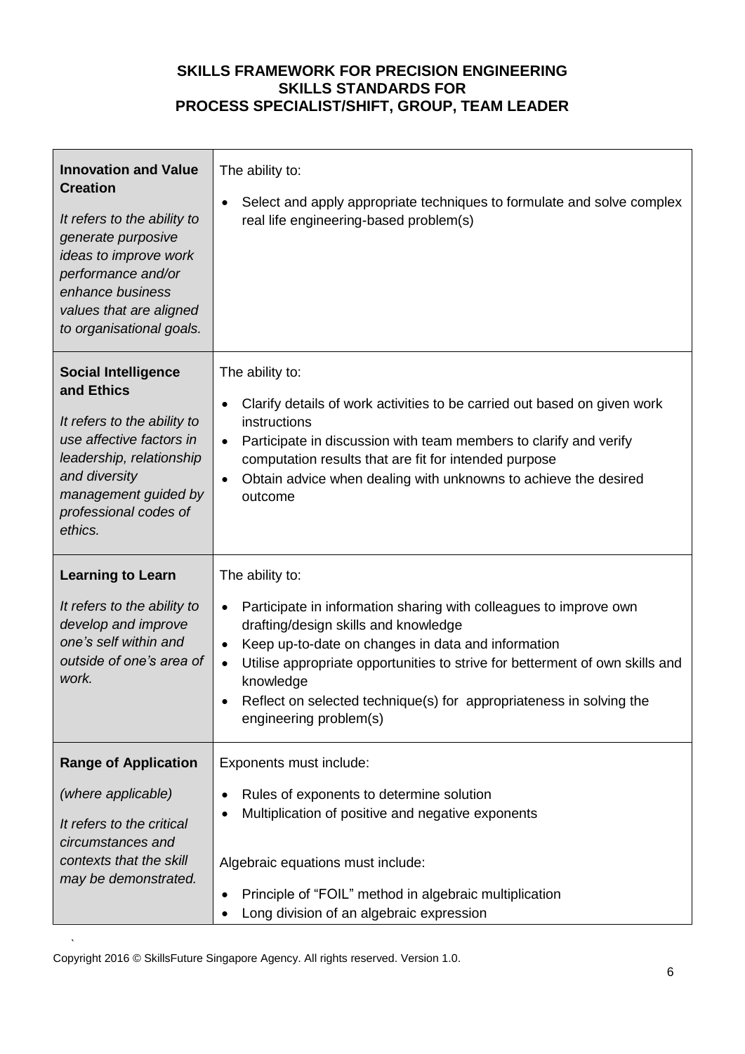**SKILLS FRAMEWORK FOR PRECISION ENGINEERING**
**SKILLS STANDARDS FOR**
**PROCESS SPECIALIST/SHIFT, GROUP, TEAM LEADER**

| | |
|---|---|
| **Innovation and Value Creation**<br><br>*It refers to the ability to generate purposive ideas to improve work performance and/or enhance business values that are aligned to organisational goals.* | The ability to:<br><br>• Select and apply appropriate techniques to formulate and solve complex real life engineering-based problem(s) |
| **Social Intelligence and Ethics**<br><br>*It refers to the ability to use affective factors in leadership, relationship and diversity management guided by professional codes of ethics.* | The ability to:<br><br>• Clarify details of work activities to be carried out based on given work instructions<br>• Participate in discussion with team members to clarify and verify computation results that are fit for intended purpose<br>• Obtain advice when dealing with unknowns to achieve the desired outcome |
| **Learning to Learn**<br><br>*It refers to the ability to develop and improve one's self within and outside of one's area of work.* | The ability to:<br><br>• Participate in information sharing with colleagues to improve own drafting/design skills and knowledge<br>• Keep up-to-date on changes in data and information<br>• Utilise appropriate opportunities to strive for betterment of own skills and knowledge<br>• Reflect on selected technique(s) for appropriateness in solving the engineering problem(s) |
| **Range of Application**<br><br>*(where applicable)*<br><br>*It refers to the critical circumstances and contexts that the skill may be demonstrated.* | Exponents must include:<br><br>• Rules of exponents to determine solution<br>• Multiplication of positive and negative exponents<br><br>Algebraic equations must include:<br><br>• Principle of "FOIL" method in algebraic multiplication<br>• Long division of an algebraic expression |

Copyright 2016 © SkillsFuture Singapore Agency. All rights reserved. Version 1.0.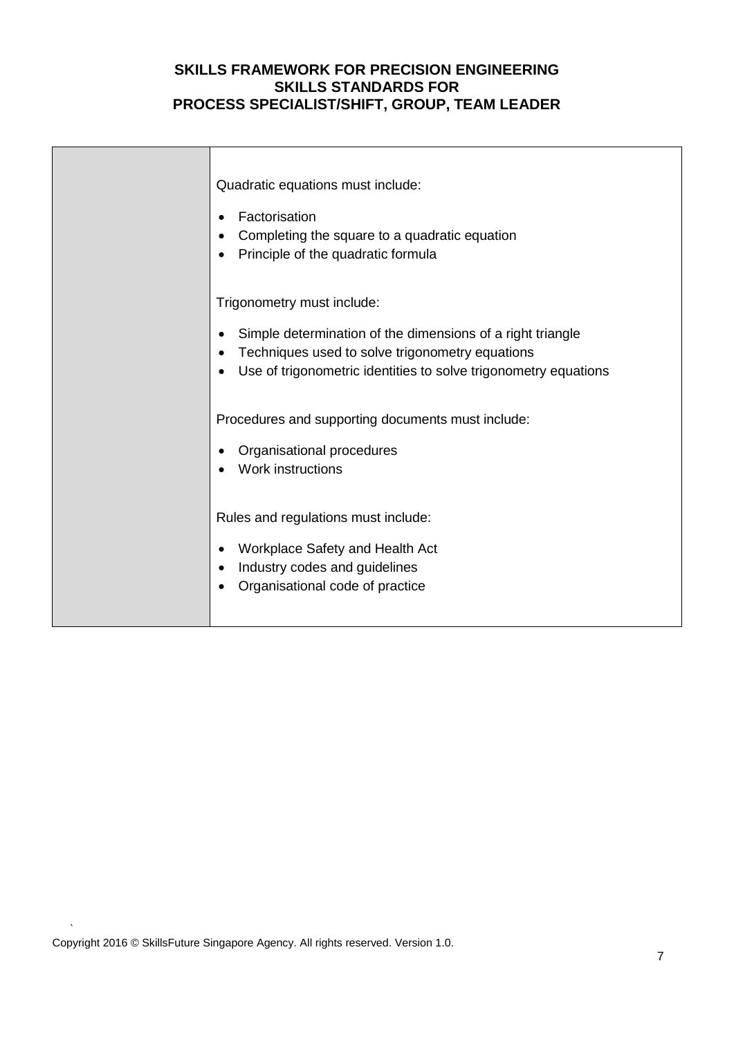| | |
|---|---|
| | Quadratic equations must include:<br><br>• Factorisation<br>• Completing the square to a quadratic equation<br>• Principle of the quadratic formula<br><br>Trigonometry must include:<br><br>• Simple determination of the dimensions of a right triangle<br>• Techniques used to solve trigonometry equations<br>• Use of trigonometric identities to solve trigonometry equations<br><br>Procedures and supporting documents must include:<br><br>• Organisational procedures<br>• Work instructions<br><br>Rules and regulations must include:<br><br>• Workplace Safety and Health Act<br>• Industry codes and guidelines<br>• Organisational code of practice |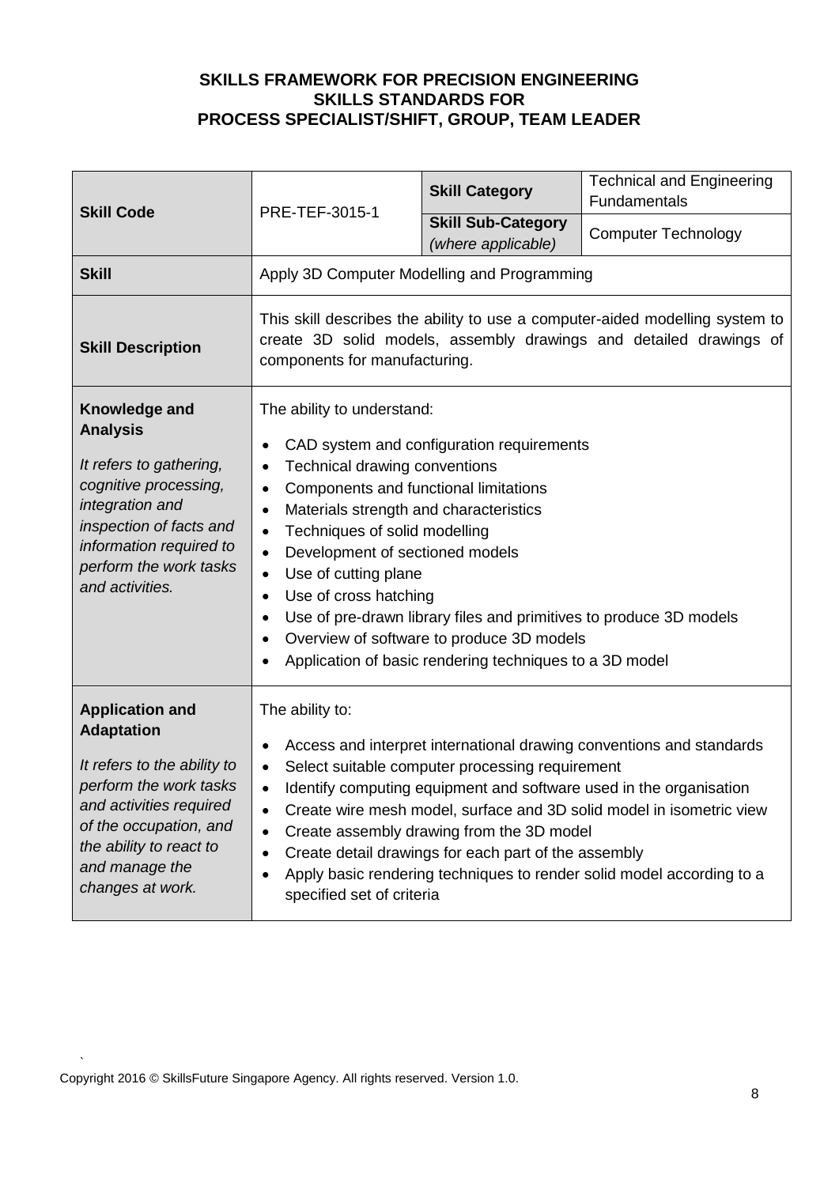**SKILLS FRAMEWORK FOR PRECISION ENGINEERING**
**SKILLS STANDARDS FOR**
**PROCESS SPECIALIST/SHIFT, GROUP, TEAM LEADER**

| **Skill Code** | PRE-TEF-3015-1 | **Skill Category** | Technical and Engineering Fundamentals |
|---|---|---|---|
| | | **Skill Sub-Category** *(where applicable)* | Computer Technology |
| **Skill** | Apply 3D Computer Modelling and Programming | | |
| **Skill Description** | This skill describes the ability to use a computer-aided modelling system to create 3D solid models, assembly drawings and detailed drawings of components for manufacturing. | | |
| **Knowledge and Analysis** *It refers to gathering, cognitive processing, integration and inspection of facts and information required to perform the work tasks and activities.* | The ability to understand: <br>• CAD system and configuration requirements <br>• Technical drawing conventions <br>• Components and functional limitations <br>• Materials strength and characteristics <br>• Techniques of solid modelling <br>• Development of sectioned models <br>• Use of cutting plane <br>• Use of cross hatching <br>• Use of pre-drawn library files and primitives to produce 3D models <br>• Overview of software to produce 3D models <br>• Application of basic rendering techniques to a 3D model | | |
| **Application and Adaptation** *It refers to the ability to perform the work tasks and activities required of the occupation, and the ability to react to and manage the changes at work.* | The ability to: <br>• Access and interpret international drawing conventions and standards <br>• Select suitable computer processing requirement <br>• Identify computing equipment and software used in the organisation <br>• Create wire mesh model, surface and 3D solid model in isometric view <br>• Create assembly drawing from the 3D model <br>• Create detail drawings for each part of the assembly <br>• Apply basic rendering techniques to render solid model according to a specified set of criteria | | |

Copyright 2016 © SkillsFuture Singapore Agency. All rights reserved. Version 1.0.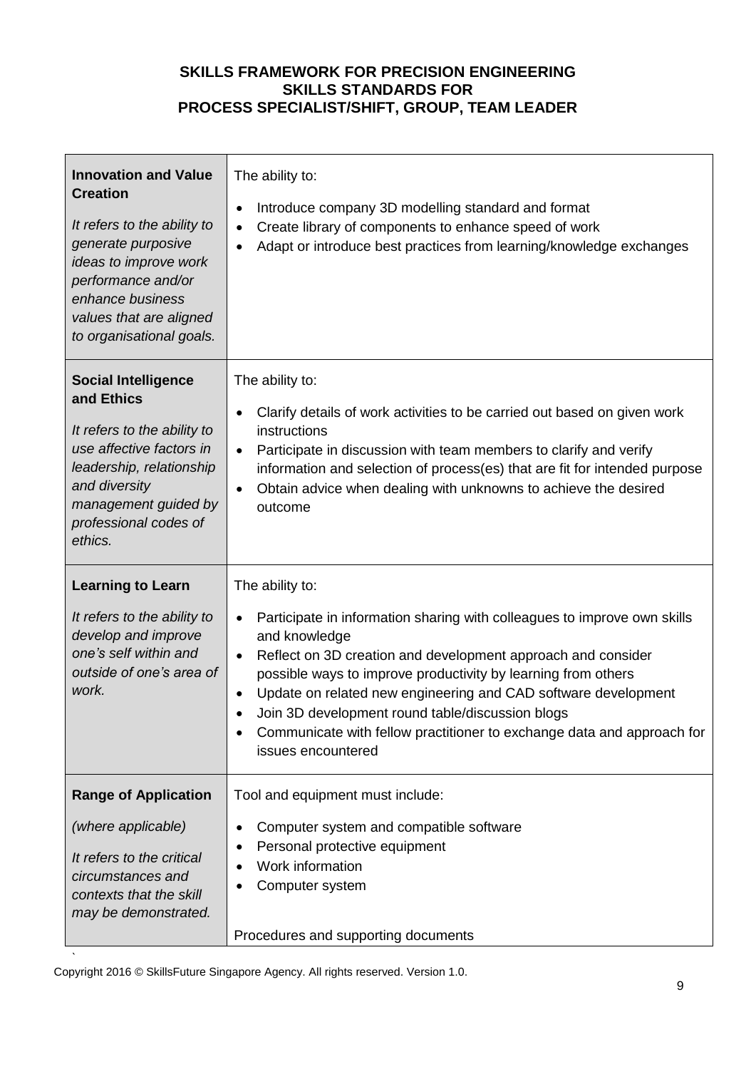**SKILLS FRAMEWORK FOR PRECISION ENGINEERING**
**SKILLS STANDARDS FOR**
**PROCESS SPECIALIST/SHIFT, GROUP, TEAM LEADER**

| | |
|---|---|
| **Innovation and Value Creation**<br><br>*It refers to the ability to generate purposive ideas to improve work performance and/or enhance business values that are aligned to organisational goals.* | The ability to:<br><br>• Introduce company 3D modelling standard and format<br>• Create library of components to enhance speed of work<br>• Adapt or introduce best practices from learning/knowledge exchanges |
| **Social Intelligence and Ethics**<br><br>*It refers to the ability to use affective factors in leadership, relationship and diversity management guided by professional codes of ethics.* | The ability to:<br><br>• Clarify details of work activities to be carried out based on given work instructions<br>• Participate in discussion with team members to clarify and verify information and selection of process(es) that are fit for intended purpose<br>• Obtain advice when dealing with unknowns to achieve the desired outcome |
| **Learning to Learn**<br><br>*It refers to the ability to develop and improve one's self within and outside of one's area of work.* | The ability to:<br><br>• Participate in information sharing with colleagues to improve own skills and knowledge<br>• Reflect on 3D creation and development approach and consider possible ways to improve productivity by learning from others<br>• Update on related new engineering and CAD software development<br>• Join 3D development round table/discussion blogs<br>• Communicate with fellow practitioner to exchange data and approach for issues encountered |
| **Range of Application**<br><br>*(where applicable)*<br><br>*It refers to the critical circumstances and contexts that the skill may be demonstrated.* | Tool and equipment must include:<br><br>• Computer system and compatible software<br>• Personal protective equipment<br>• Work information<br>• Computer system<br><br>Procedures and supporting documents |

Copyright 2016 © SkillsFuture Singapore Agency. All rights reserved. Version 1.0.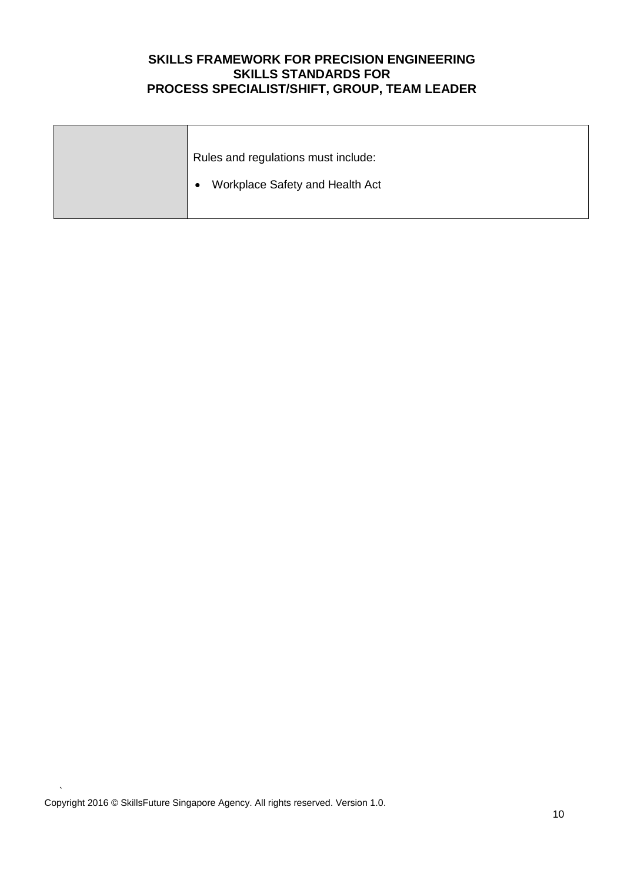| | |
|---|---|
| | Rules and regulations must include:<br><br>• Workplace Safety and Health Act |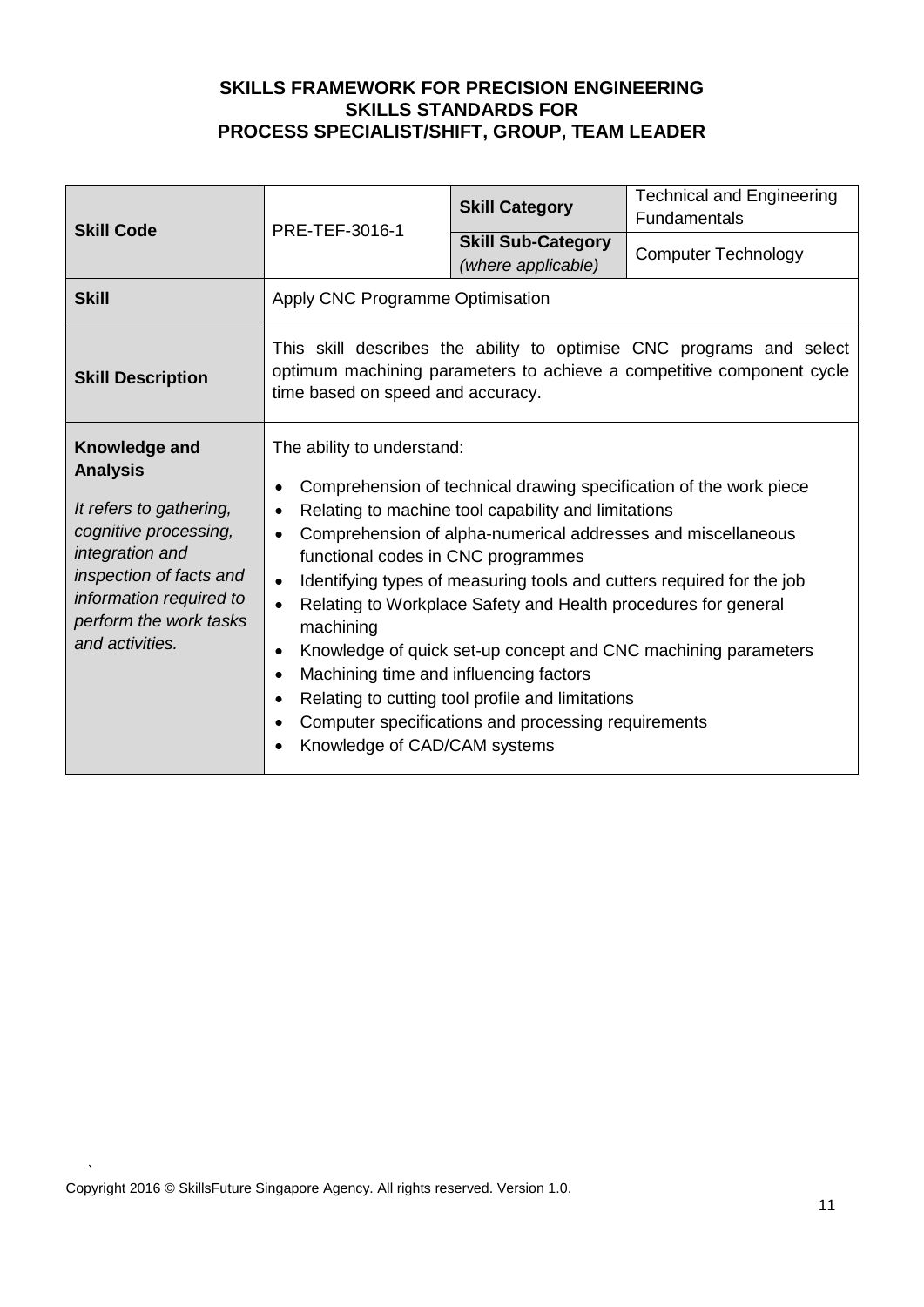**SKILLS FRAMEWORK FOR PRECISION ENGINEERING**
**SKILLS STANDARDS FOR**
**PROCESS SPECIALIST/SHIFT, GROUP, TEAM LEADER**

| **Skill Code** | PRE-TEF-3016-1 | **Skill Category** | Technical and Engineering Fundamentals |
|---|---|---|---|
| | | **Skill Sub-Category** *(where applicable)* | Computer Technology |
| **Skill** | Apply CNC Programme Optimisation | | |
| **Skill Description** | This skill describes the ability to optimise CNC programs and select optimum machining parameters to achieve a competitive component cycle time based on speed and accuracy. | | |
| **Knowledge and Analysis** *It refers to gathering, cognitive processing, integration and inspection of facts and information required to perform the work tasks and activities.* | The ability to understand: <br>• Comprehension of technical drawing specification of the work piece <br>• Relating to machine tool capability and limitations <br>• Comprehension of alpha-numerical addresses and miscellaneous functional codes in CNC programmes <br>• Identifying types of measuring tools and cutters required for the job <br>• Relating to Workplace Safety and Health procedures for general machining <br>• Knowledge of quick set-up concept and CNC machining parameters <br>• Machining time and influencing factors <br>• Relating to cutting tool profile and limitations <br>• Computer specifications and processing requirements <br>• Knowledge of CAD/CAM systems | | |

Copyright 2016 © SkillsFuture Singapore Agency. All rights reserved. Version 1.0.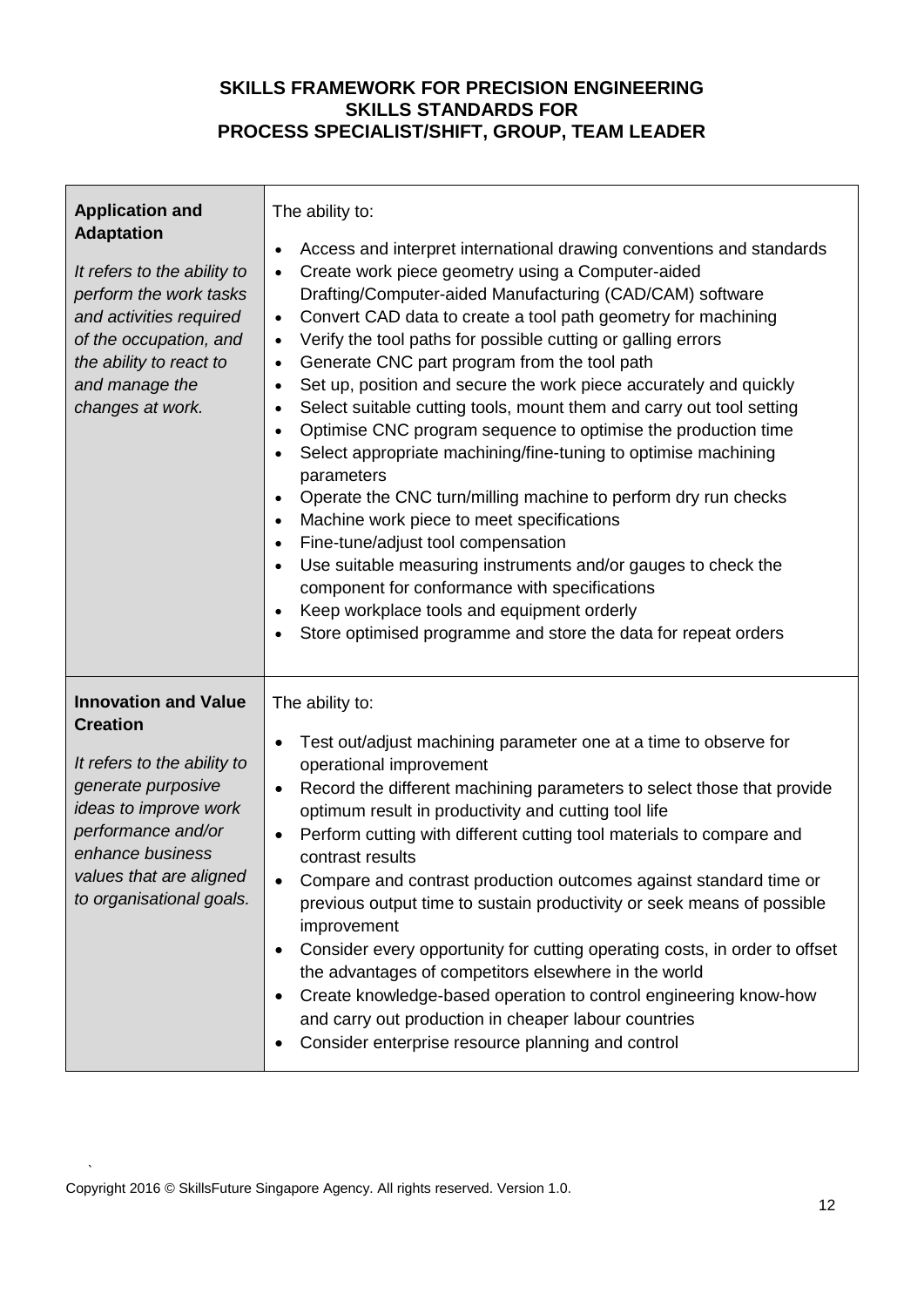**SKILLS FRAMEWORK FOR PRECISION ENGINEERING**
**SKILLS STANDARDS FOR**
**PROCESS SPECIALIST/SHIFT, GROUP, TEAM LEADER**

| | |
|---|---|
| **Application and Adaptation**<br><br>*It refers to the ability to perform the work tasks and activities required of the occupation, and the ability to react to and manage the changes at work.* | The ability to:<br><br>• Access and interpret international drawing conventions and standards<br>• Create work piece geometry using a Computer-aided Drafting/Computer-aided Manufacturing (CAD/CAM) software<br>• Convert CAD data to create a tool path geometry for machining<br>• Verify the tool paths for possible cutting or galling errors<br>• Generate CNC part program from the tool path<br>• Set up, position and secure the work piece accurately and quickly<br>• Select suitable cutting tools, mount them and carry out tool setting<br>• Optimise CNC program sequence to optimise the production time<br>• Select appropriate machining/fine-tuning to optimise machining parameters<br>• Operate the CNC turn/milling machine to perform dry run checks<br>• Machine work piece to meet specifications<br>• Fine-tune/adjust tool compensation<br>• Use suitable measuring instruments and/or gauges to check the component for conformance with specifications<br>• Keep workplace tools and equipment orderly<br>• Store optimised programme and store the data for repeat orders |
| **Innovation and Value Creation**<br><br>*It refers to the ability to generate purposive ideas to improve work performance and/or enhance business values that are aligned to organisational goals.* | The ability to:<br><br>• Test out/adjust machining parameter one at a time to observe for operational improvement<br>• Record the different machining parameters to select those that provide optimum result in productivity and cutting tool life<br>• Perform cutting with different cutting tool materials to compare and contrast results<br>• Compare and contrast production outcomes against standard time or previous output time to sustain productivity or seek means of possible improvement<br>• Consider every opportunity for cutting operating costs, in order to offset the advantages of competitors elsewhere in the world<br>• Create knowledge-based operation to control engineering know-how and carry out production in cheaper labour countries<br>• Consider enterprise resource planning and control |

Copyright 2016 © SkillsFuture Singapore Agency. All rights reserved. Version 1.0.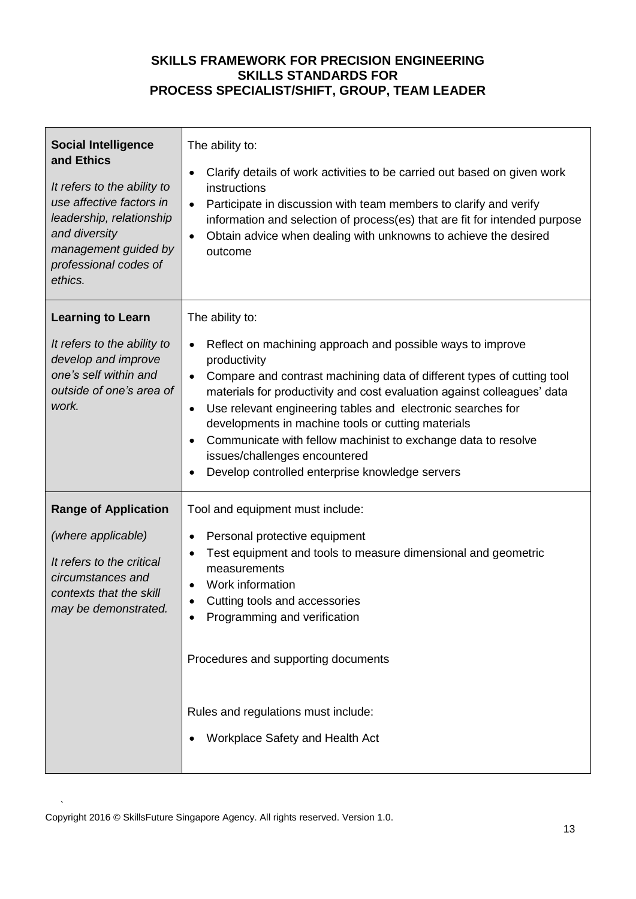**SKILLS FRAMEWORK FOR PRECISION ENGINEERING**
**SKILLS STANDARDS FOR**
**PROCESS SPECIALIST/SHIFT, GROUP, TEAM LEADER**

| | |
|---|---|
| **Social Intelligence and Ethics**<br><br>*It refers to the ability to use affective factors in leadership, relationship and diversity management guided by professional codes of ethics.* | The ability to:<br><br>• Clarify details of work activities to be carried out based on given work instructions<br>• Participate in discussion with team members to clarify and verify information and selection of process(es) that are fit for intended purpose<br>• Obtain advice when dealing with unknowns to achieve the desired outcome |
| **Learning to Learn**<br><br>*It refers to the ability to develop and improve one's self within and outside of one's area of work.* | The ability to:<br><br>• Reflect on machining approach and possible ways to improve productivity<br>• Compare and contrast machining data of different types of cutting tool materials for productivity and cost evaluation against colleagues' data<br>• Use relevant engineering tables and electronic searches for developments in machine tools or cutting materials<br>• Communicate with fellow machinist to exchange data to resolve issues/challenges encountered<br>• Develop controlled enterprise knowledge servers |
| **Range of Application**<br><br>*(where applicable)*<br><br>*It refers to the critical circumstances and contexts that the skill may be demonstrated.* | Tool and equipment must include:<br><br>• Personal protective equipment<br>• Test equipment and tools to measure dimensional and geometric measurements<br>• Work information<br>• Cutting tools and accessories<br>• Programming and verification<br><br>Procedures and supporting documents<br><br>Rules and regulations must include:<br><br>• Workplace Safety and Health Act |

Copyright 2016 © SkillsFuture Singapore Agency. All rights reserved. Version 1.0.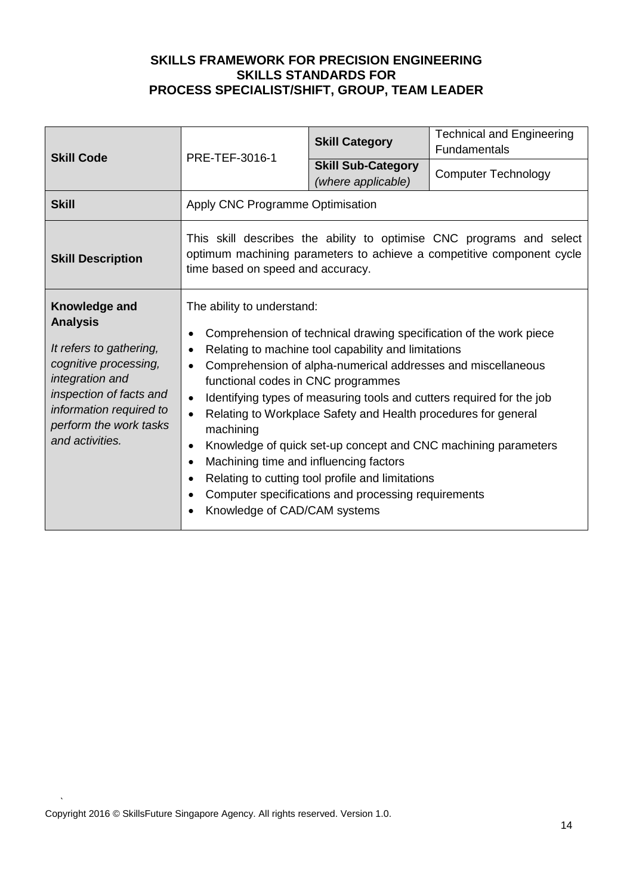**SKILLS FRAMEWORK FOR PRECISION ENGINEERING**
**SKILLS STANDARDS FOR**
**PROCESS SPECIALIST/SHIFT, GROUP, TEAM LEADER**

| **Skill Code** | PRE-TEF-3016-1 | **Skill Category** | Technical and Engineering Fundamentals |
|---|---|---|---|
| | | **Skill Sub-Category** *(where applicable)* | Computer Technology |
| **Skill** | Apply CNC Programme Optimisation | | |
| **Skill Description** | This skill describes the ability to optimise CNC programs and select optimum machining parameters to achieve a competitive component cycle time based on speed and accuracy. | | |
| **Knowledge and Analysis** *It refers to gathering, cognitive processing, integration and inspection of facts and information required to perform the work tasks and activities.* | The ability to understand:<br>• Comprehension of technical drawing specification of the work piece<br>• Relating to machine tool capability and limitations<br>• Comprehension of alpha-numerical addresses and miscellaneous functional codes in CNC programmes<br>• Identifying types of measuring tools and cutters required for the job<br>• Relating to Workplace Safety and Health procedures for general machining<br>• Knowledge of quick set-up concept and CNC machining parameters<br>• Machining time and influencing factors<br>• Relating to cutting tool profile and limitations<br>• Computer specifications and processing requirements<br>• Knowledge of CAD/CAM systems | | |

Copyright 2016 © SkillsFuture Singapore Agency. All rights reserved. Version 1.0.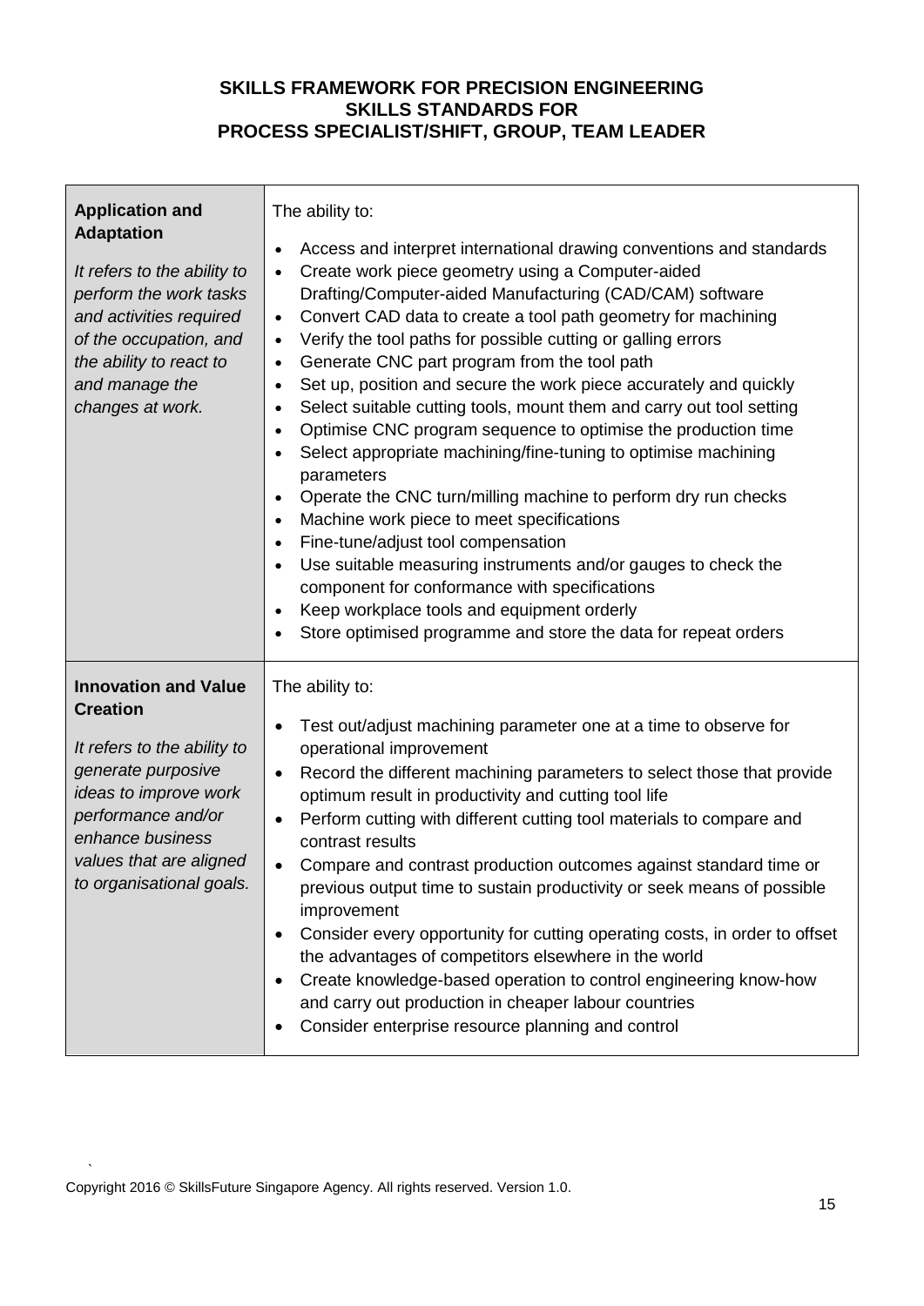**SKILLS FRAMEWORK FOR PRECISION ENGINEERING**
**SKILLS STANDARDS FOR**
**PROCESS SPECIALIST/SHIFT, GROUP, TEAM LEADER**

| | |
|---|---|
| **Application and Adaptation**<br><br>*It refers to the ability to perform the work tasks and activities required of the occupation, and the ability to react to and manage the changes at work.* | The ability to:<br><br>• Access and interpret international drawing conventions and standards<br>• Create work piece geometry using a Computer-aided Drafting/Computer-aided Manufacturing (CAD/CAM) software<br>• Convert CAD data to create a tool path geometry for machining<br>• Verify the tool paths for possible cutting or galling errors<br>• Generate CNC part program from the tool path<br>• Set up, position and secure the work piece accurately and quickly<br>• Select suitable cutting tools, mount them and carry out tool setting<br>• Optimise CNC program sequence to optimise the production time<br>• Select appropriate machining/fine-tuning to optimise machining parameters<br>• Operate the CNC turn/milling machine to perform dry run checks<br>• Machine work piece to meet specifications<br>• Fine-tune/adjust tool compensation<br>• Use suitable measuring instruments and/or gauges to check the component for conformance with specifications<br>• Keep workplace tools and equipment orderly<br>• Store optimised programme and store the data for repeat orders |
| **Innovation and Value Creation**<br><br>*It refers to the ability to generate purposive ideas to improve work performance and/or enhance business values that are aligned to organisational goals.* | The ability to:<br><br>• Test out/adjust machining parameter one at a time to observe for operational improvement<br>• Record the different machining parameters to select those that provide optimum result in productivity and cutting tool life<br>• Perform cutting with different cutting tool materials to compare and contrast results<br>• Compare and contrast production outcomes against standard time or previous output time to sustain productivity or seek means of possible improvement<br>• Consider every opportunity for cutting operating costs, in order to offset the advantages of competitors elsewhere in the world<br>• Create knowledge-based operation to control engineering know-how and carry out production in cheaper labour countries<br>• Consider enterprise resource planning and control |

Copyright 2016 © SkillsFuture Singapore Agency. All rights reserved. Version 1.0.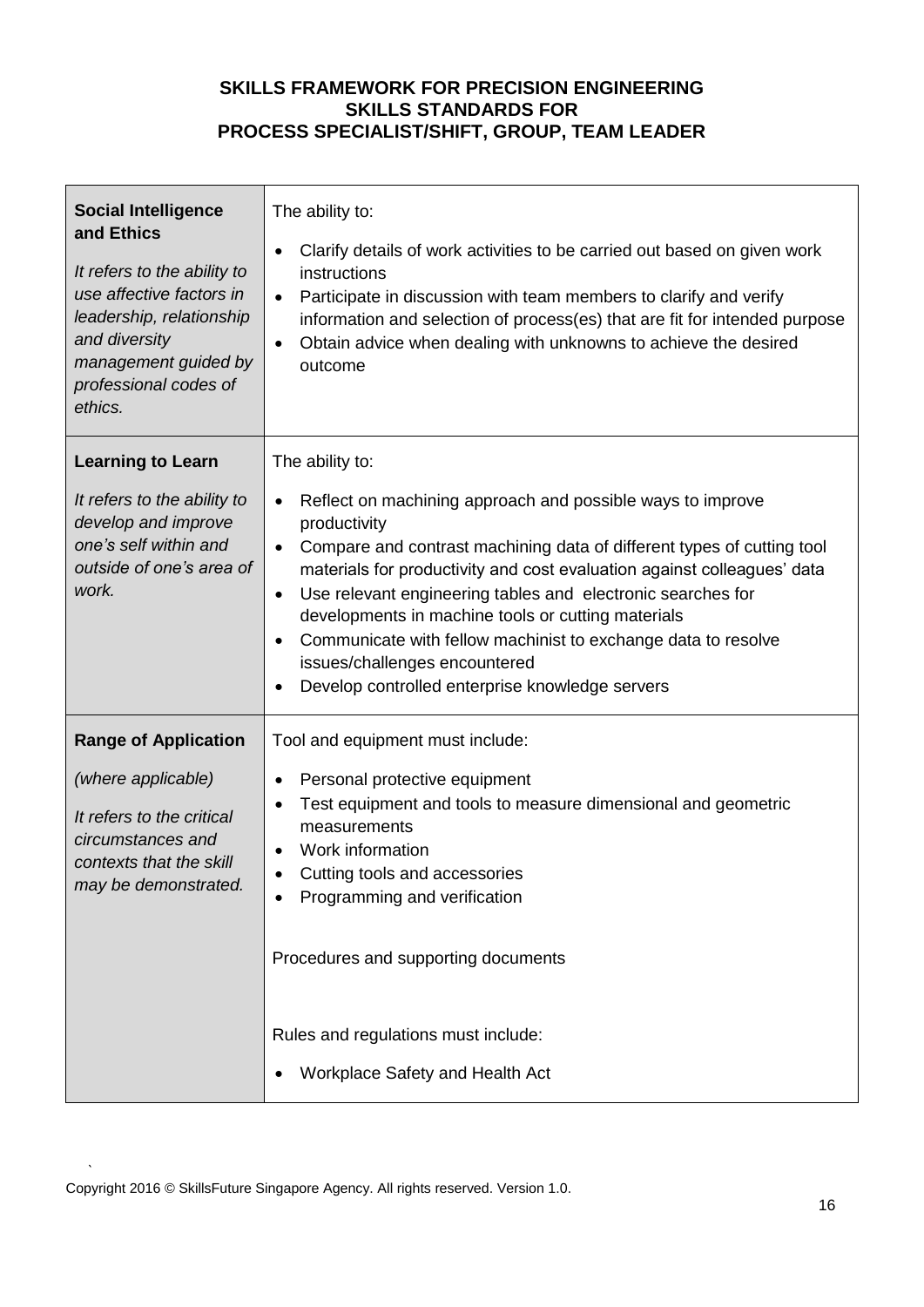**SKILLS FRAMEWORK FOR PRECISION ENGINEERING**
**SKILLS STANDARDS FOR**
**PROCESS SPECIALIST/SHIFT, GROUP, TEAM LEADER**

| | |
|---|---|
| **Social Intelligence and Ethics**<br><br>*It refers to the ability to use affective factors in leadership, relationship and diversity management guided by professional codes of ethics.* | The ability to:<br><br>• Clarify details of work activities to be carried out based on given work instructions<br>• Participate in discussion with team members to clarify and verify information and selection of process(es) that are fit for intended purpose<br>• Obtain advice when dealing with unknowns to achieve the desired outcome |
| **Learning to Learn**<br><br>*It refers to the ability to develop and improve one's self within and outside of one's area of work.* | The ability to:<br><br>• Reflect on machining approach and possible ways to improve productivity<br>• Compare and contrast machining data of different types of cutting tool materials for productivity and cost evaluation against colleagues' data<br>• Use relevant engineering tables and electronic searches for developments in machine tools or cutting materials<br>• Communicate with fellow machinist to exchange data to resolve issues/challenges encountered<br>• Develop controlled enterprise knowledge servers |
| **Range of Application**<br><br>*(where applicable)*<br><br>*It refers to the critical circumstances and contexts that the skill may be demonstrated.* | Tool and equipment must include:<br><br>• Personal protective equipment<br>• Test equipment and tools to measure dimensional and geometric measurements<br>• Work information<br>• Cutting tools and accessories<br>• Programming and verification<br><br>Procedures and supporting documents<br><br>Rules and regulations must include:<br><br>• Workplace Safety and Health Act |

Copyright 2016 © SkillsFuture Singapore Agency. All rights reserved. Version 1.0.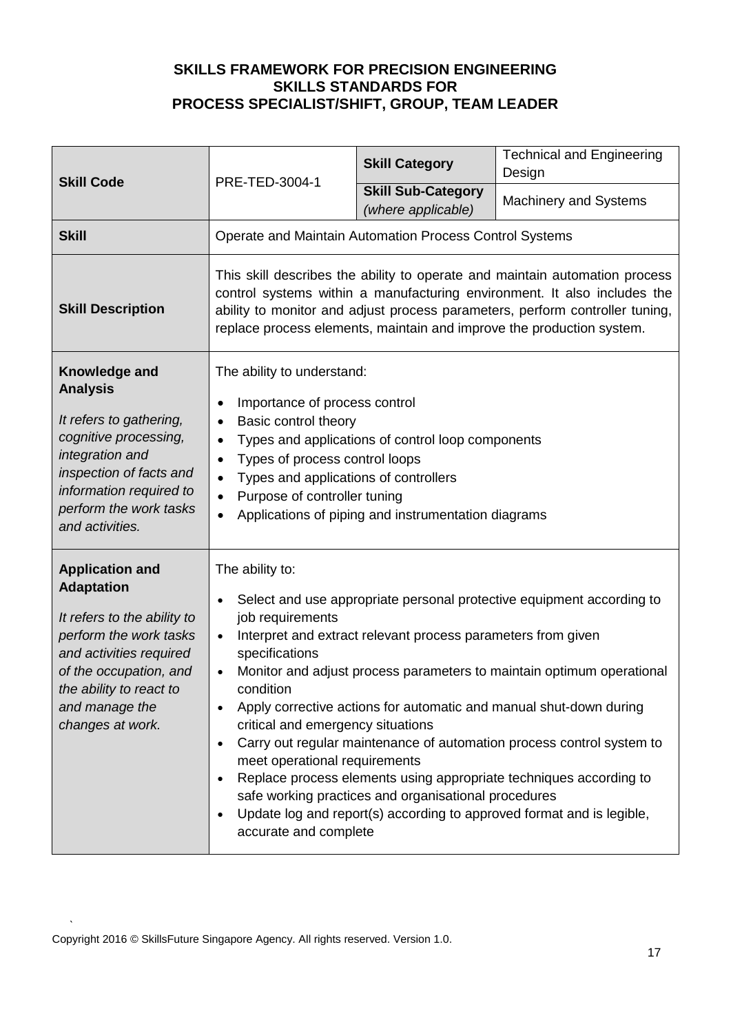**SKILLS FRAMEWORK FOR PRECISION ENGINEERING**
**SKILLS STANDARDS FOR**
**PROCESS SPECIALIST/SHIFT, GROUP, TEAM LEADER**

| **Skill Code** | PRE-TED-3004-1 | **Skill Category** | Technical and Engineering Design |
|---|---|---|---|
| | | **Skill Sub-Category** *(where applicable)* | Machinery and Systems |
| **Skill** | Operate and Maintain Automation Process Control Systems | | |
| **Skill Description** | This skill describes the ability to operate and maintain automation process control systems within a manufacturing environment. It also includes the ability to monitor and adjust process parameters, perform controller tuning, replace process elements, maintain and improve the production system. | | |
| **Knowledge and Analysis**<br>*It refers to gathering, cognitive processing, integration and inspection of facts and information required to perform the work tasks and activities.* | The ability to understand:<br>• Importance of process control<br>• Basic control theory<br>• Types and applications of control loop components<br>• Types of process control loops<br>• Types and applications of controllers<br>• Purpose of controller tuning<br>• Applications of piping and instrumentation diagrams | | |
| **Application and Adaptation**<br>*It refers to the ability to perform the work tasks and activities required of the occupation, and the ability to react to and manage the changes at work.* | The ability to:<br>• Select and use appropriate personal protective equipment according to job requirements<br>• Interpret and extract relevant process parameters from given specifications<br>• Monitor and adjust process parameters to maintain optimum operational condition<br>• Apply corrective actions for automatic and manual shut-down during critical and emergency situations<br>• Carry out regular maintenance of automation process control system to meet operational requirements<br>• Replace process elements using appropriate techniques according to safe working practices and organisational procedures<br>• Update log and report(s) according to approved format and is legible, accurate and complete | | |

Copyright 2016 © SkillsFuture Singapore Agency. All rights reserved. Version 1.0.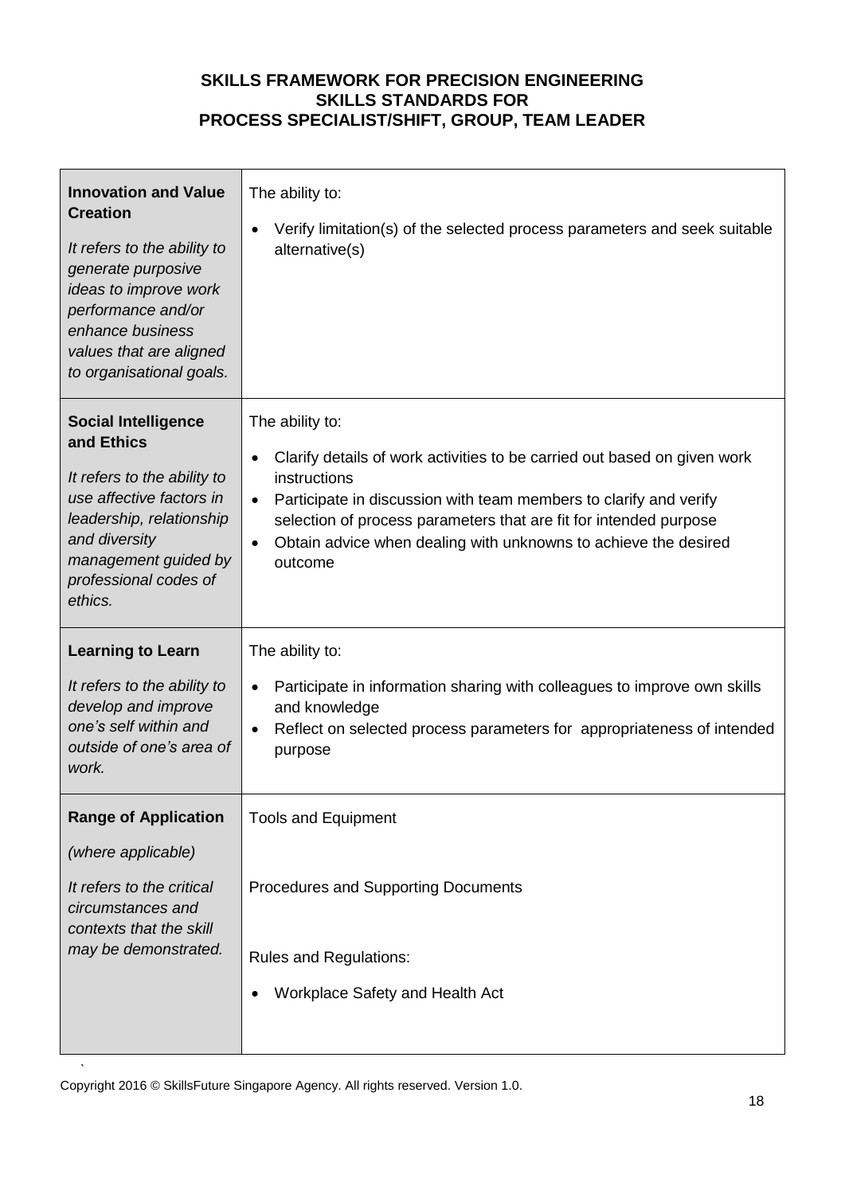**SKILLS FRAMEWORK FOR PRECISION ENGINEERING**
**SKILLS STANDARDS FOR**
**PROCESS SPECIALIST/SHIFT, GROUP, TEAM LEADER**

| | |
|---|---|
| **Innovation and Value Creation**<br><br>*It refers to the ability to generate purposive ideas to improve work performance and/or enhance business values that are aligned to organisational goals.* | The ability to:<br><br>• Verify limitation(s) of the selected process parameters and seek suitable alternative(s) |
| **Social Intelligence and Ethics**<br><br>*It refers to the ability to use affective factors in leadership, relationship and diversity management guided by professional codes of ethics.* | The ability to:<br><br>• Clarify details of work activities to be carried out based on given work instructions<br>• Participate in discussion with team members to clarify and verify selection of process parameters that are fit for intended purpose<br>• Obtain advice when dealing with unknowns to achieve the desired outcome |
| **Learning to Learn**<br><br>*It refers to the ability to develop and improve one's self within and outside of one's area of work.* | The ability to:<br><br>• Participate in information sharing with colleagues to improve own skills and knowledge<br>• Reflect on selected process parameters for appropriateness of intended purpose |
| **Range of Application**<br><br>*(where applicable)*<br><br>*It refers to the critical circumstances and contexts that the skill may be demonstrated.* | Tools and Equipment<br><br>Procedures and Supporting Documents<br><br>Rules and Regulations:<br><br>• Workplace Safety and Health Act |

Copyright 2016 © SkillsFuture Singapore Agency. All rights reserved. Version 1.0.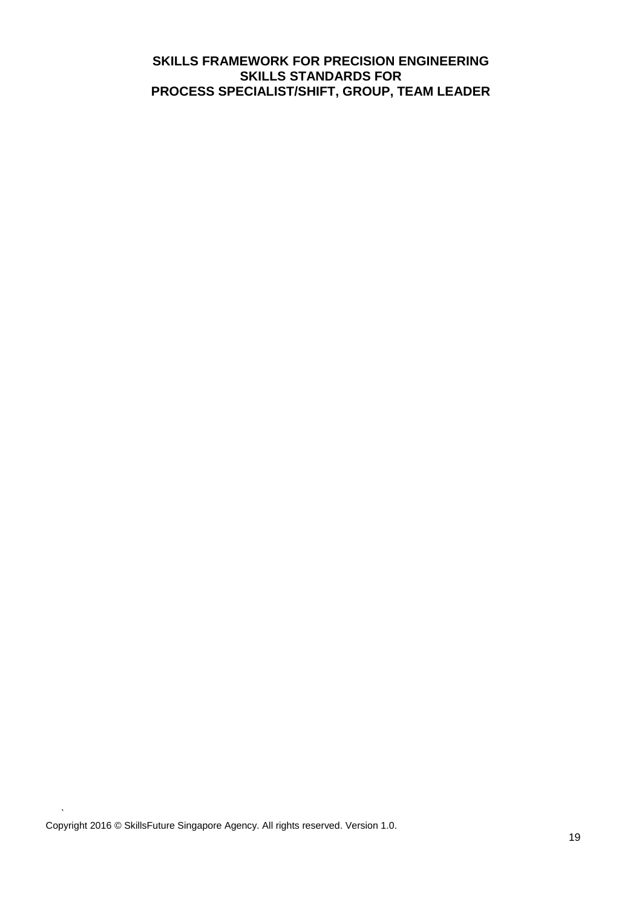**SKILLS FRAMEWORK FOR PRECISION ENGINEERING**
**SKILLS STANDARDS FOR**
**PROCESS SPECIALIST/SHIFT, GROUP, TEAM LEADER**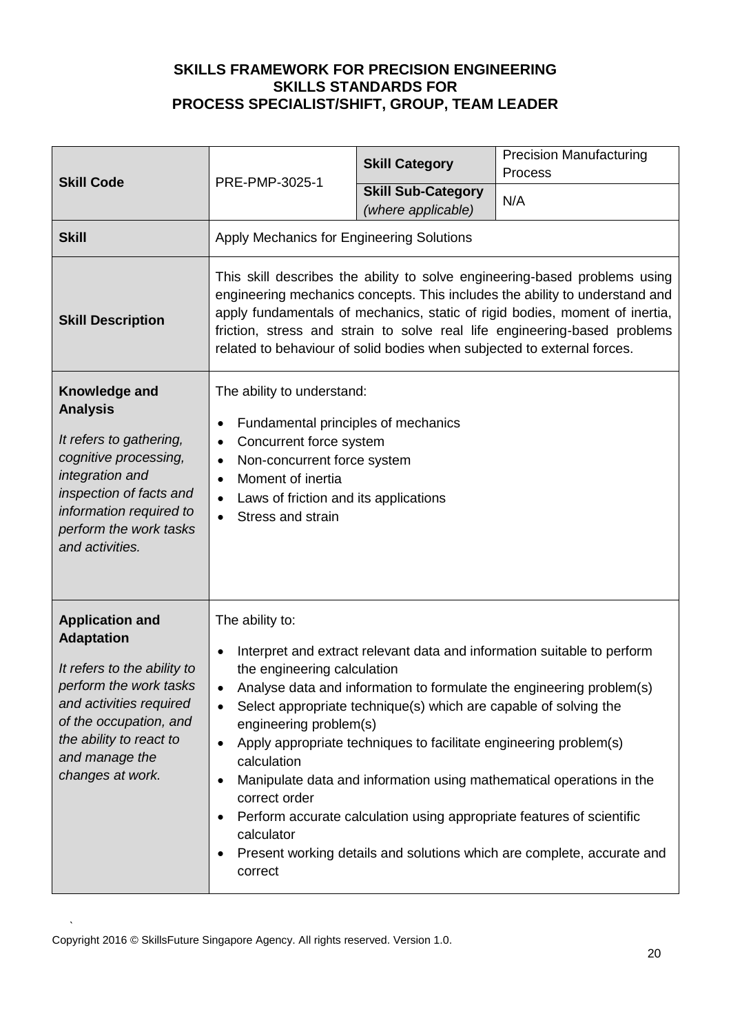**SKILLS FRAMEWORK FOR PRECISION ENGINEERING**
**SKILLS STANDARDS FOR**
**PROCESS SPECIALIST/SHIFT, GROUP, TEAM LEADER**

| **Skill Code** | PRE-PMP-3025-1 | **Skill Category** | Precision Manufacturing Process |
|---|---|---|---|
| | | **Skill Sub-Category** *(where applicable)* | N/A |
| **Skill** | Apply Mechanics for Engineering Solutions | | |
| **Skill Description** | This skill describes the ability to solve engineering-based problems using engineering mechanics concepts. This includes the ability to understand and apply fundamentals of mechanics, static of rigid bodies, moment of inertia, friction, stress and strain to solve real life engineering-based problems related to behaviour of solid bodies when subjected to external forces. | | |
| **Knowledge and Analysis**<br>*It refers to gathering, cognitive processing, integration and inspection of facts and information required to perform the work tasks and activities.* | The ability to understand:<br>• Fundamental principles of mechanics<br>• Concurrent force system<br>• Non-concurrent force system<br>• Moment of inertia<br>• Laws of friction and its applications<br>• Stress and strain | | |
| **Application and Adaptation**<br>*It refers to the ability to perform the work tasks and activities required of the occupation, and the ability to react to and manage the changes at work.* | The ability to:<br>• Interpret and extract relevant data and information suitable to perform the engineering calculation<br>• Analyse data and information to formulate the engineering problem(s)<br>• Select appropriate technique(s) which are capable of solving the engineering problem(s)<br>• Apply appropriate techniques to facilitate engineering problem(s) calculation<br>• Manipulate data and information using mathematical operations in the correct order<br>• Perform accurate calculation using appropriate features of scientific calculator<br>• Present working details and solutions which are complete, accurate and correct | | |

Copyright 2016 © SkillsFuture Singapore Agency. All rights reserved. Version 1.0.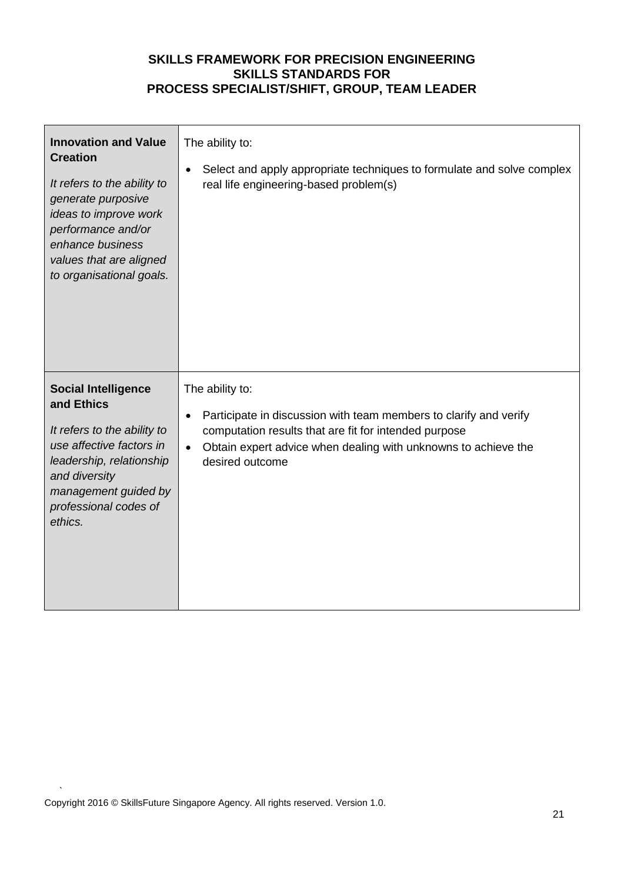| **Innovation and Value Creation**<br><br>*It refers to the ability to generate purposive ideas to improve work performance and/or enhance business values that are aligned to organisational goals.* | The ability to:<br><br>• Select and apply appropriate techniques to formulate and solve complex real life engineering-based problem(s) |
|---|---|
| **Social Intelligence and Ethics**<br><br>*It refers to the ability to use affective factors in leadership, relationship and diversity management guided by professional codes of ethics.* | The ability to:<br><br>• Participate in discussion with team members to clarify and verify computation results that are fit for intended purpose<br>• Obtain expert advice when dealing with unknowns to achieve the desired outcome |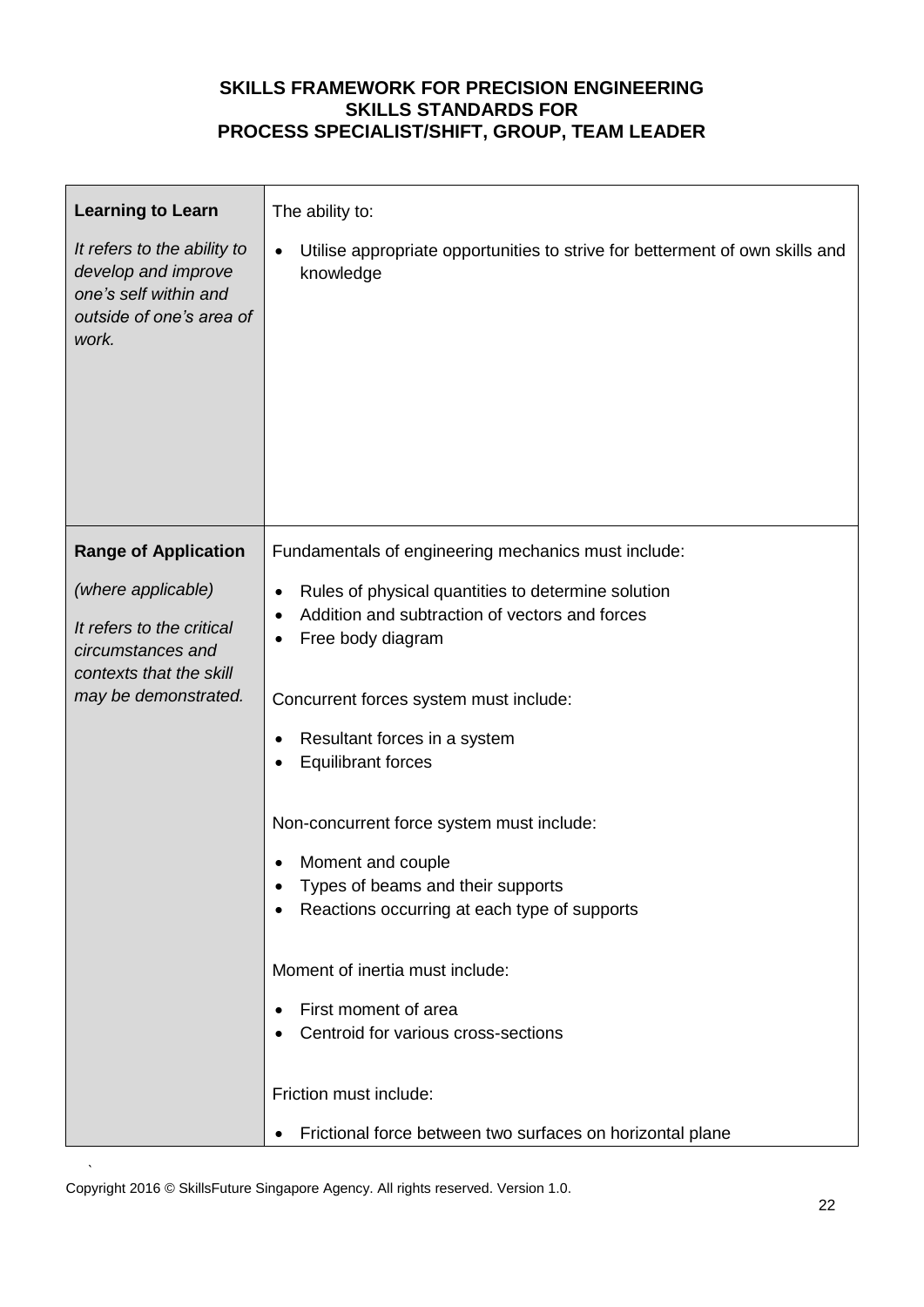**SKILLS FRAMEWORK FOR PRECISION ENGINEERING**
**SKILLS STANDARDS FOR**
**PROCESS SPECIALIST/SHIFT, GROUP, TEAM LEADER**

| | |
|---|---|
| **Learning to Learn**<br><br>*It refers to the ability to develop and improve one's self within and outside of one's area of work.* | The ability to:<br><br>• Utilise appropriate opportunities to strive for betterment of own skills and knowledge |
| **Range of Application**<br><br>*(where applicable)*<br><br>*It refers to the critical circumstances and contexts that the skill may be demonstrated.* | Fundamentals of engineering mechanics must include:<br><br>• Rules of physical quantities to determine solution<br>• Addition and subtraction of vectors and forces<br>• Free body diagram<br><br>Concurrent forces system must include:<br><br>• Resultant forces in a system<br>• Equilibrant forces<br><br>Non-concurrent force system must include:<br><br>• Moment and couple<br>• Types of beams and their supports<br>• Reactions occurring at each type of supports<br><br>Moment of inertia must include:<br><br>• First moment of area<br>• Centroid for various cross-sections<br><br>Friction must include:<br><br>• Frictional force between two surfaces on horizontal plane |

Copyright 2016 © SkillsFuture Singapore Agency. All rights reserved. Version 1.0.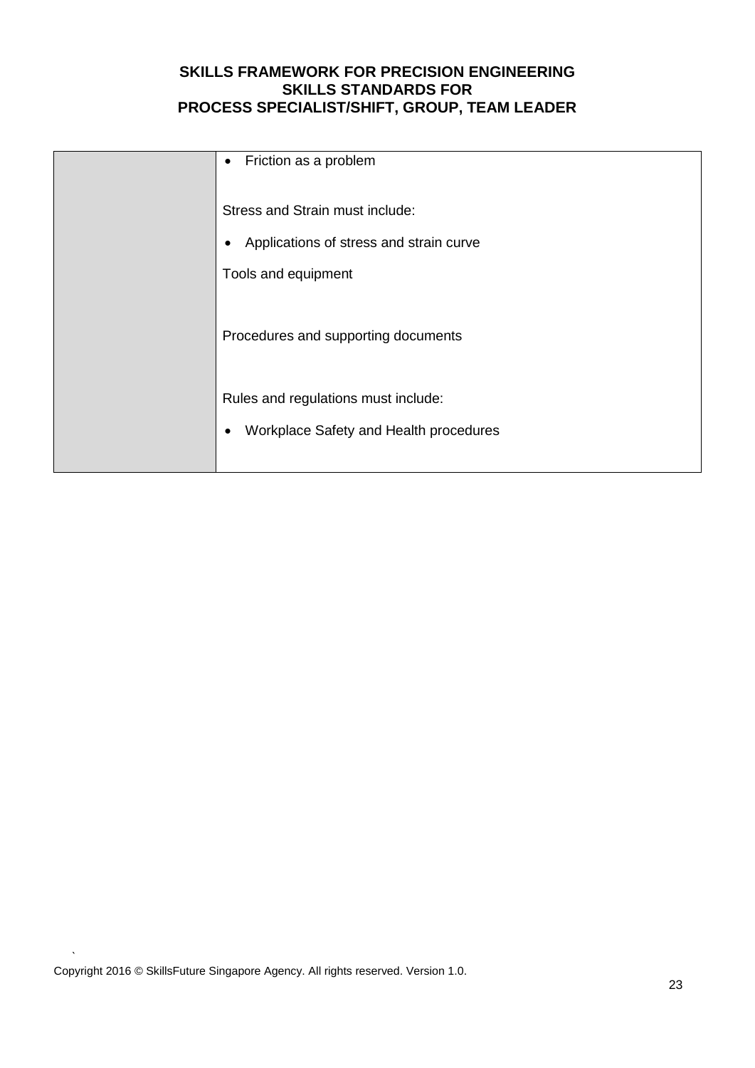| | |
|---|---|
| | • Friction as a problem<br><br>Stress and Strain must include:<br>• Applications of stress and strain curve<br><br>Tools and equipment<br><br>Procedures and supporting documents<br><br>Rules and regulations must include:<br>• Workplace Safety and Health procedures |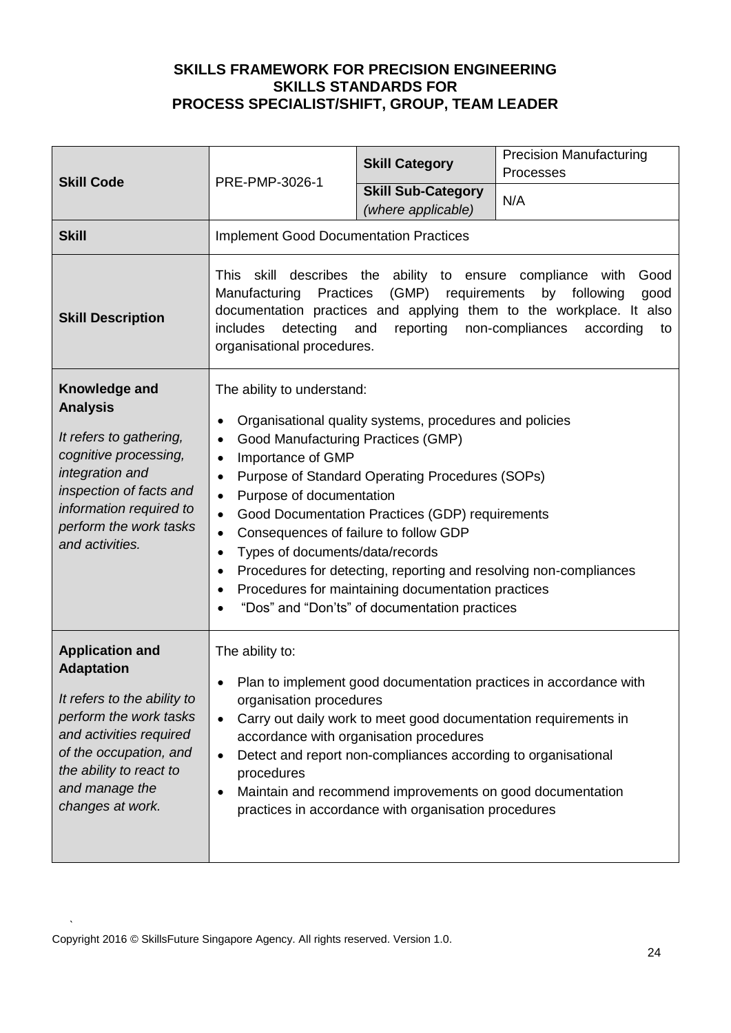**SKILLS FRAMEWORK FOR PRECISION ENGINEERING**
**SKILLS STANDARDS FOR**
**PROCESS SPECIALIST/SHIFT, GROUP, TEAM LEADER**

| **Skill Code** | PRE-PMP-3026-1 | **Skill Category** | Precision Manufacturing Processes |
|---|---|---|---|
| | | **Skill Sub-Category** *(where applicable)* | N/A |
| **Skill** | Implement Good Documentation Practices | | |
| **Skill Description** | This skill describes the ability to ensure compliance with Good Manufacturing Practices (GMP) requirements by following good documentation practices and applying them to the workplace. It also includes detecting and reporting non-compliances according to organisational procedures. | | |
| **Knowledge and Analysis**<br><br>*It refers to gathering, cognitive processing, integration and inspection of facts and information required to perform the work tasks and activities.* | The ability to understand:<br><br>• Organisational quality systems, procedures and policies<br>• Good Manufacturing Practices (GMP)<br>• Importance of GMP<br>• Purpose of Standard Operating Procedures (SOPs)<br>• Purpose of documentation<br>• Good Documentation Practices (GDP) requirements<br>• Consequences of failure to follow GDP<br>• Types of documents/data/records<br>• Procedures for detecting, reporting and resolving non-compliances<br>• Procedures for maintaining documentation practices<br>• "Dos" and "Don'ts" of documentation practices | | |
| **Application and Adaptation**<br><br>*It refers to the ability to perform the work tasks and activities required of the occupation, and the ability to react to and manage the changes at work.* | The ability to:<br><br>• Plan to implement good documentation practices in accordance with organisation procedures<br>• Carry out daily work to meet good documentation requirements in accordance with organisation procedures<br>• Detect and report non-compliances according to organisational procedures<br>• Maintain and recommend improvements on good documentation practices in accordance with organisation procedures | | |

Copyright 2016 © SkillsFuture Singapore Agency. All rights reserved. Version 1.0.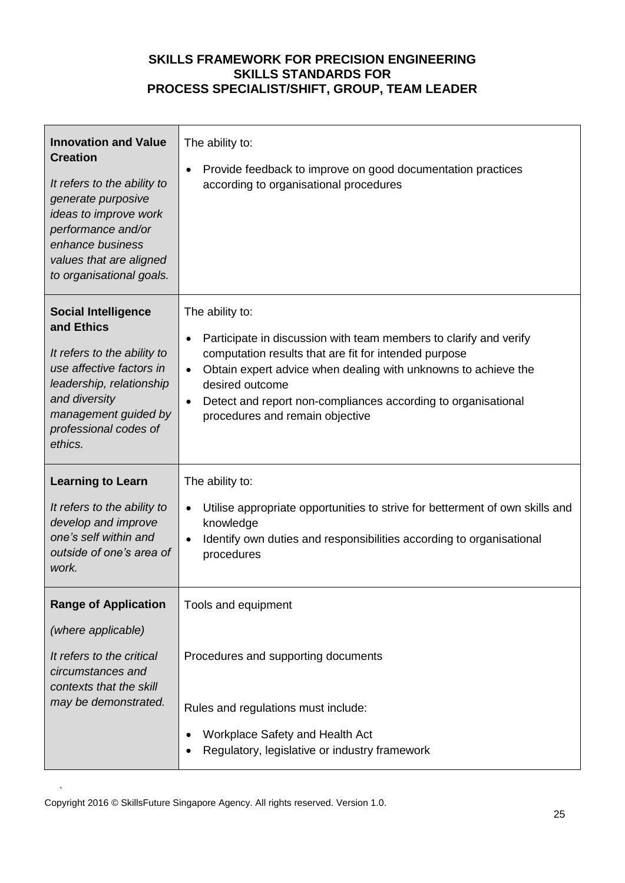**SKILLS FRAMEWORK FOR PRECISION ENGINEERING**
**SKILLS STANDARDS FOR**
**PROCESS SPECIALIST/SHIFT, GROUP, TEAM LEADER**

| | |
|---|---|
| **Innovation and Value Creation**<br><br>*It refers to the ability to generate purposive ideas to improve work performance and/or enhance business values that are aligned to organisational goals.* | The ability to:<br><br>• Provide feedback to improve on good documentation practices according to organisational procedures |
| **Social Intelligence and Ethics**<br><br>*It refers to the ability to use affective factors in leadership, relationship and diversity management guided by professional codes of ethics.* | The ability to:<br><br>• Participate in discussion with team members to clarify and verify computation results that are fit for intended purpose<br>• Obtain expert advice when dealing with unknowns to achieve the desired outcome<br>• Detect and report non-compliances according to organisational procedures and remain objective |
| **Learning to Learn**<br><br>*It refers to the ability to develop and improve one's self within and outside of one's area of work.* | The ability to:<br><br>• Utilise appropriate opportunities to strive for betterment of own skills and knowledge<br>• Identify own duties and responsibilities according to organisational procedures |
| **Range of Application**<br><br>*(where applicable)*<br><br>*It refers to the critical circumstances and contexts that the skill may be demonstrated.* | Tools and equipment<br><br>Procedures and supporting documents<br><br>Rules and regulations must include:<br><br>• Workplace Safety and Health Act<br>• Regulatory, legislative or industry framework |

Copyright 2016 © SkillsFuture Singapore Agency. All rights reserved. Version 1.0.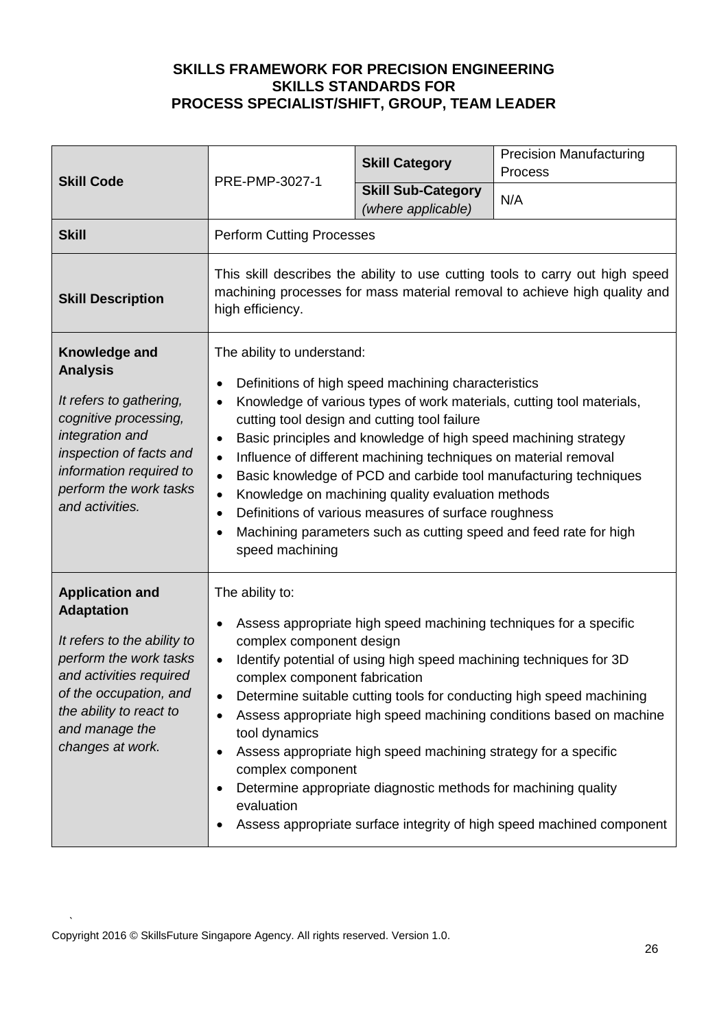**SKILLS FRAMEWORK FOR PRECISION ENGINEERING**
**SKILLS STANDARDS FOR**
**PROCESS SPECIALIST/SHIFT, GROUP, TEAM LEADER**

| **Skill Code** | PRE-PMP-3027-1 | **Skill Category** | Precision Manufacturing Process |
|---|---|---|---|
| | | **Skill Sub-Category** *(where applicable)* | N/A |
| **Skill** | Perform Cutting Processes | | |
| **Skill Description** | This skill describes the ability to use cutting tools to carry out high speed machining processes for mass material removal to achieve high quality and high efficiency. | | |
| **Knowledge and Analysis** *It refers to gathering, cognitive processing, integration and inspection of facts and information required to perform the work tasks and activities.* | The ability to understand: <br>• Definitions of high speed machining characteristics <br>• Knowledge of various types of work materials, cutting tool materials, cutting tool design and cutting tool failure <br>• Basic principles and knowledge of high speed machining strategy <br>• Influence of different machining techniques on material removal <br>• Basic knowledge of PCD and carbide tool manufacturing techniques <br>• Knowledge on machining quality evaluation methods <br>• Definitions of various measures of surface roughness <br>• Machining parameters such as cutting speed and feed rate for high speed machining | | |
| **Application and Adaptation** *It refers to the ability to perform the work tasks and activities required of the occupation, and the ability to react to and manage the changes at work.* | The ability to: <br>• Assess appropriate high speed machining techniques for a specific complex component design <br>• Identify potential of using high speed machining techniques for 3D complex component fabrication <br>• Determine suitable cutting tools for conducting high speed machining <br>• Assess appropriate high speed machining conditions based on machine tool dynamics <br>• Assess appropriate high speed machining strategy for a specific complex component <br>• Determine appropriate diagnostic methods for machining quality evaluation <br>• Assess appropriate surface integrity of high speed machined component | | |

Copyright 2016 © SkillsFuture Singapore Agency. All rights reserved. Version 1.0.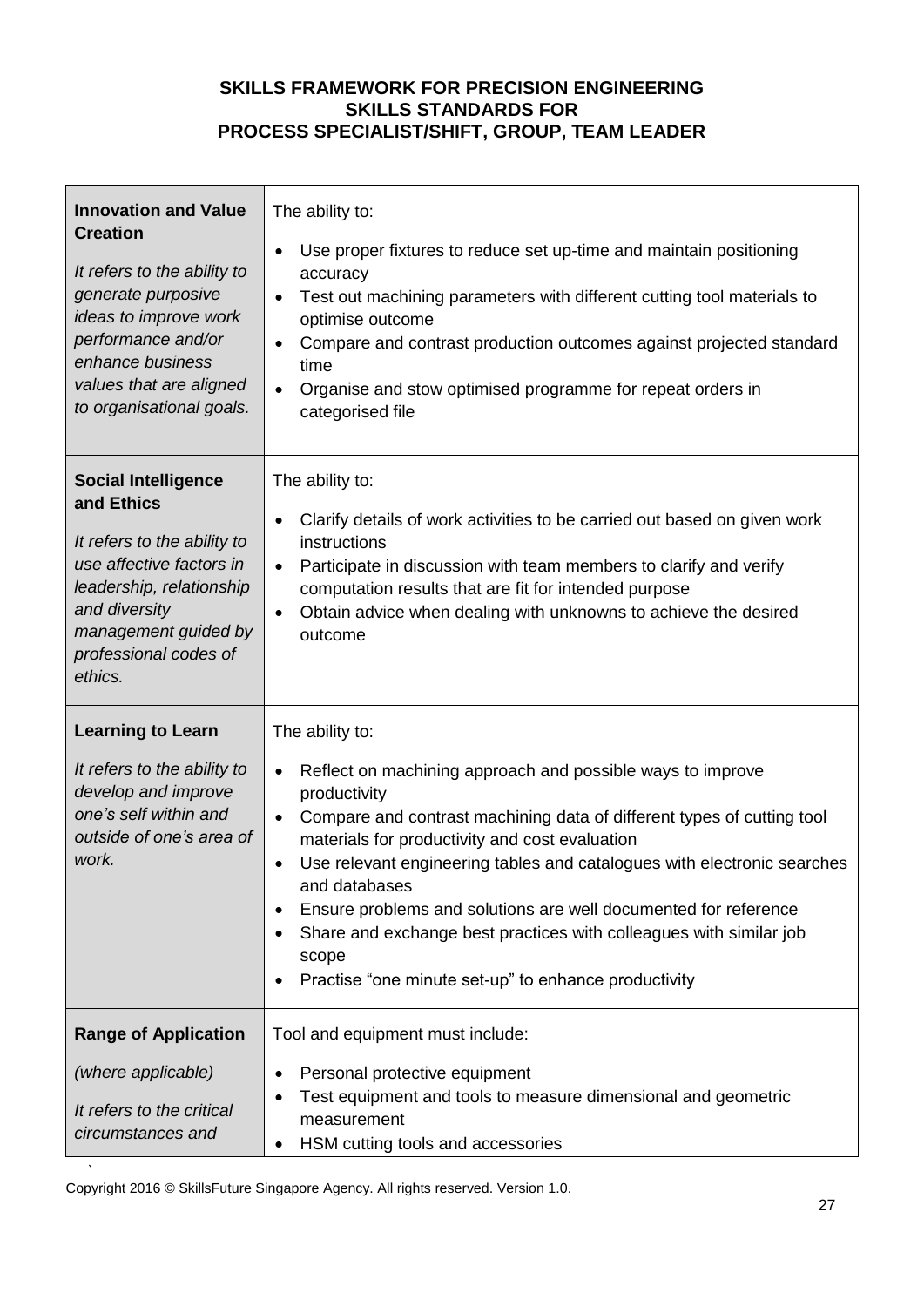**SKILLS FRAMEWORK FOR PRECISION ENGINEERING**
**SKILLS STANDARDS FOR**
**PROCESS SPECIALIST/SHIFT, GROUP, TEAM LEADER**

| | |
|---|---|
| **Innovation and Value Creation**<br><br>*It refers to the ability to generate purposive ideas to improve work performance and/or enhance business values that are aligned to organisational goals.* | The ability to:<br>• Use proper fixtures to reduce set up-time and maintain positioning accuracy<br>• Test out machining parameters with different cutting tool materials to optimise outcome<br>• Compare and contrast production outcomes against projected standard time<br>• Organise and stow optimised programme for repeat orders in categorised file |
| **Social Intelligence and Ethics**<br><br>*It refers to the ability to use affective factors in leadership, relationship and diversity management guided by professional codes of ethics.* | The ability to:<br>• Clarify details of work activities to be carried out based on given work instructions<br>• Participate in discussion with team members to clarify and verify computation results that are fit for intended purpose<br>• Obtain advice when dealing with unknowns to achieve the desired outcome |
| **Learning to Learn**<br><br>*It refers to the ability to develop and improve one's self within and outside of one's area of work.* | The ability to:<br>• Reflect on machining approach and possible ways to improve productivity<br>• Compare and contrast machining data of different types of cutting tool materials for productivity and cost evaluation<br>• Use relevant engineering tables and catalogues with electronic searches and databases<br>• Ensure problems and solutions are well documented for reference<br>• Share and exchange best practices with colleagues with similar job scope<br>• Practise "one minute set-up" to enhance productivity |
| **Range of Application**<br><br>*(where applicable)*<br><br>*It refers to the critical circumstances and* | Tool and equipment must include:<br>• Personal protective equipment<br>• Test equipment and tools to measure dimensional and geometric measurement<br>• HSM cutting tools and accessories |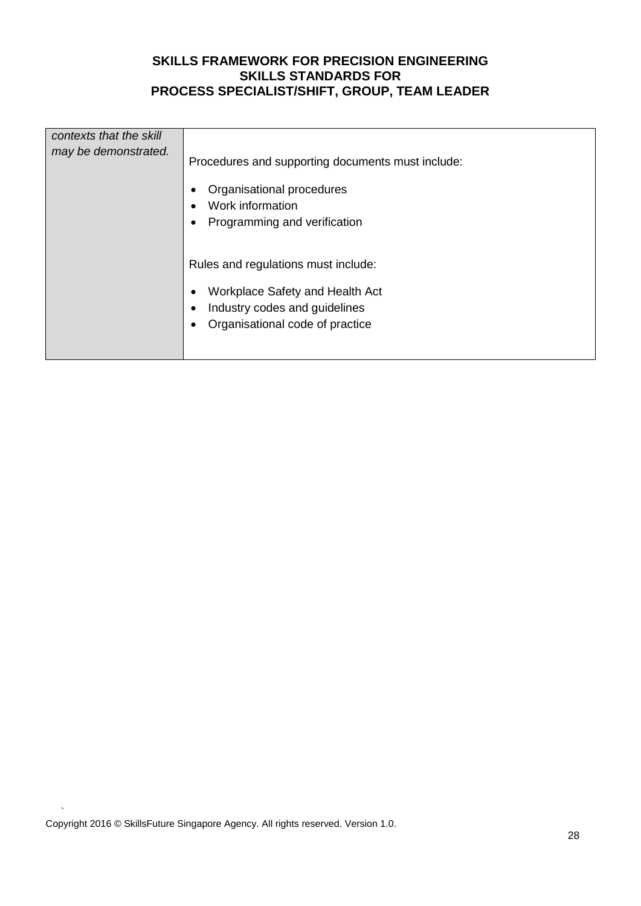| | |
|---|---|
| *contexts that the skill may be demonstrated.* | Procedures and supporting documents must include:<br><br>• Organisational procedures<br>• Work information<br>• Programming and verification<br><br>Rules and regulations must include:<br><br>• Workplace Safety and Health Act<br>• Industry codes and guidelines<br>• Organisational code of practice |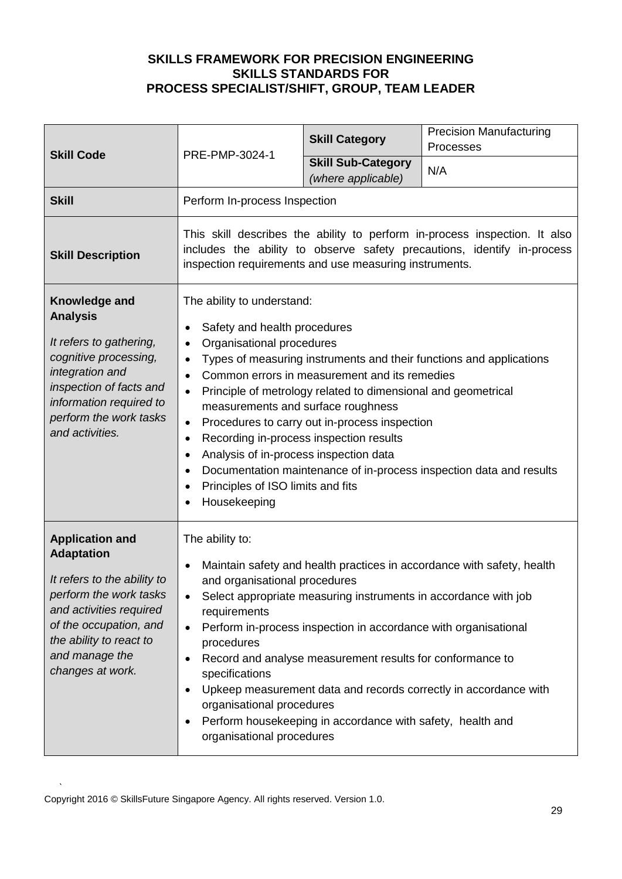**SKILLS FRAMEWORK FOR PRECISION ENGINEERING**
**SKILLS STANDARDS FOR**
**PROCESS SPECIALIST/SHIFT, GROUP, TEAM LEADER**

| **Skill Code** | PRE-PMP-3024-1 | **Skill Category** | Precision Manufacturing Processes |
|---|---|---|---|
| | | **Skill Sub-Category** *(where applicable)* | N/A |
| **Skill** | Perform In-process Inspection | | |
| **Skill Description** | This skill describes the ability to perform in-process inspection. It also includes the ability to observe safety precautions, identify in-process inspection requirements and use measuring instruments. | | |
| **Knowledge and Analysis** *It refers to gathering, cognitive processing, integration and inspection of facts and information required to perform the work tasks and activities.* | The ability to understand: <br>• Safety and health procedures <br>• Organisational procedures <br>• Types of measuring instruments and their functions and applications <br>• Common errors in measurement and its remedies <br>• Principle of metrology related to dimensional and geometrical measurements and surface roughness <br>• Procedures to carry out in-process inspection <br>• Recording in-process inspection results <br>• Analysis of in-process inspection data <br>• Documentation maintenance of in-process inspection data and results <br>• Principles of ISO limits and fits <br>• Housekeeping | | |
| **Application and Adaptation** *It refers to the ability to perform the work tasks and activities required of the occupation, and the ability to react to and manage the changes at work.* | The ability to: <br>• Maintain safety and health practices in accordance with safety, health and organisational procedures <br>• Select appropriate measuring instruments in accordance with job requirements <br>• Perform in-process inspection in accordance with organisational procedures <br>• Record and analyse measurement results for conformance to specifications <br>• Upkeep measurement data and records correctly in accordance with organisational procedures <br>• Perform housekeeping in accordance with safety, health and organisational procedures | | |

Copyright 2016 © SkillsFuture Singapore Agency. All rights reserved. Version 1.0.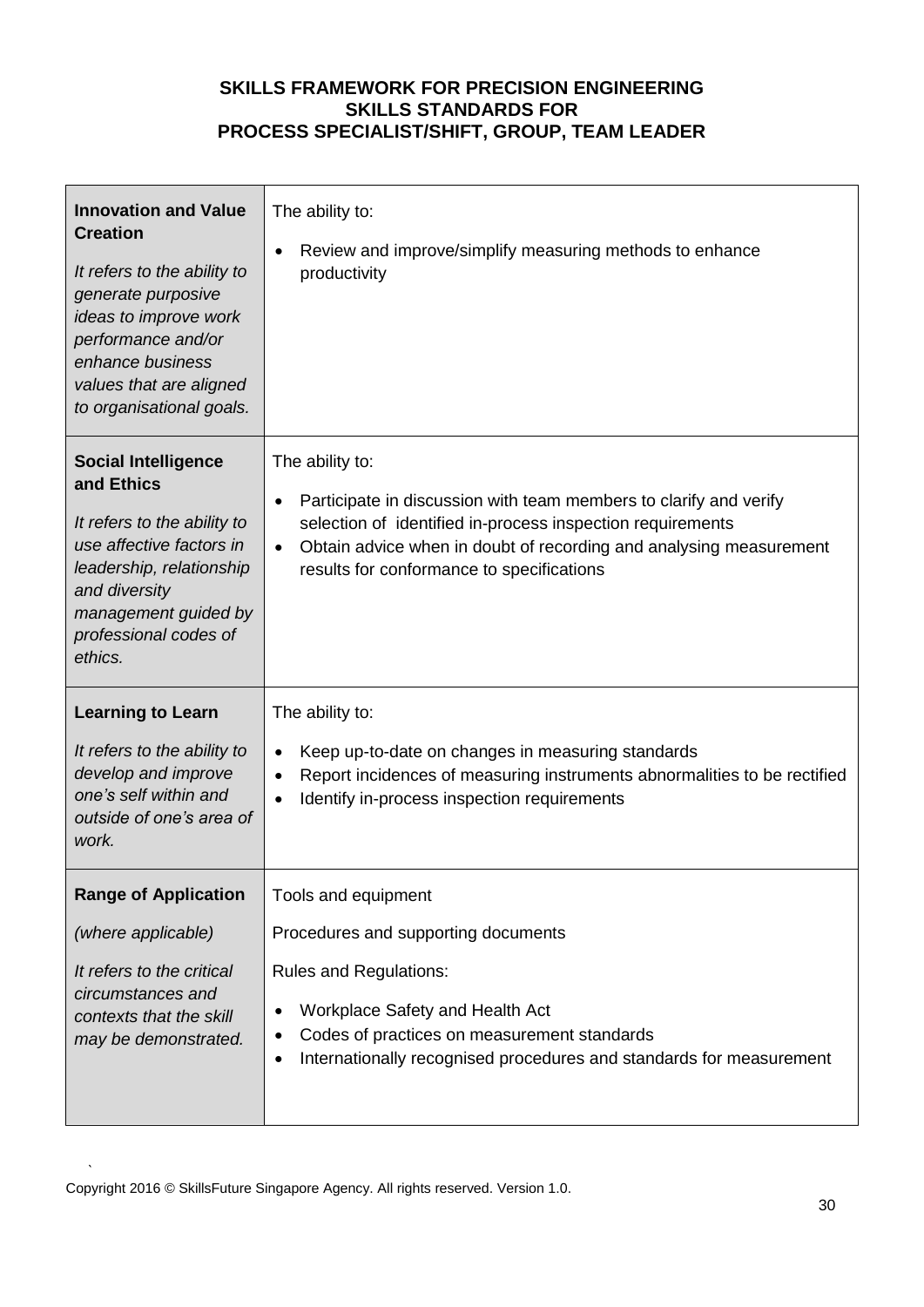**SKILLS FRAMEWORK FOR PRECISION ENGINEERING**
**SKILLS STANDARDS FOR**
**PROCESS SPECIALIST/SHIFT, GROUP, TEAM LEADER**

| | |
|---|---|
| **Innovation and Value Creation**<br><br>*It refers to the ability to generate purposive ideas to improve work performance and/or enhance business values that are aligned to organisational goals.* | The ability to:<br><br>• Review and improve/simplify measuring methods to enhance productivity |
| **Social Intelligence and Ethics**<br><br>*It refers to the ability to use affective factors in leadership, relationship and diversity management guided by professional codes of ethics.* | The ability to:<br><br>• Participate in discussion with team members to clarify and verify selection of identified in-process inspection requirements<br>• Obtain advice when in doubt of recording and analysing measurement results for conformance to specifications |
| **Learning to Learn**<br><br>*It refers to the ability to develop and improve one's self within and outside of one's area of work.* | The ability to:<br><br>• Keep up-to-date on changes in measuring standards<br>• Report incidences of measuring instruments abnormalities to be rectified<br>• Identify in-process inspection requirements |
| **Range of Application**<br><br>*(where applicable)*<br><br>*It refers to the critical circumstances and contexts that the skill may be demonstrated.* | Tools and equipment<br><br>Procedures and supporting documents<br><br>Rules and Regulations:<br><br>• Workplace Safety and Health Act<br>• Codes of practices on measurement standards<br>• Internationally recognised procedures and standards for measurement |

Copyright 2016 © SkillsFuture Singapore Agency. All rights reserved. Version 1.0.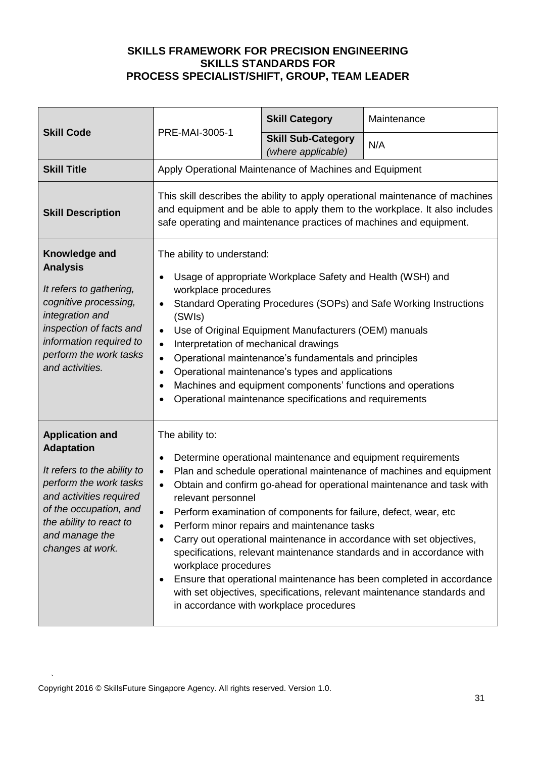**SKILLS FRAMEWORK FOR PRECISION ENGINEERING**
**SKILLS STANDARDS FOR**
**PROCESS SPECIALIST/SHIFT, GROUP, TEAM LEADER**

| **Skill Code** | PRE-MAI-3005-1 | **Skill Category** | Maintenance |
|---|---|---|---|
| | | **Skill Sub-Category** *(where applicable)* | N/A |
| **Skill Title** | Apply Operational Maintenance of Machines and Equipment | | |
| **Skill Description** | This skill describes the ability to apply operational maintenance of machines and equipment and be able to apply them to the workplace. It also includes safe operating and maintenance practices of machines and equipment. | | |
| **Knowledge and Analysis** *It refers to gathering, cognitive processing, integration and inspection of facts and information required to perform the work tasks and activities.* | The ability to understand: <br>• Usage of appropriate Workplace Safety and Health (WSH) and workplace procedures <br>• Standard Operating Procedures (SOPs) and Safe Working Instructions (SWIs) <br>• Use of Original Equipment Manufacturers (OEM) manuals <br>• Interpretation of mechanical drawings <br>• Operational maintenance's fundamentals and principles <br>• Operational maintenance's types and applications <br>• Machines and equipment components' functions and operations <br>• Operational maintenance specifications and requirements | | |
| **Application and Adaptation** *It refers to the ability to perform the work tasks and activities required of the occupation, and the ability to react to and manage the changes at work.* | The ability to: <br>• Determine operational maintenance and equipment requirements <br>• Plan and schedule operational maintenance of machines and equipment <br>• Obtain and confirm go-ahead for operational maintenance and task with relevant personnel <br>• Perform examination of components for failure, defect, wear, etc <br>• Perform minor repairs and maintenance tasks <br>• Carry out operational maintenance in accordance with set objectives, specifications, relevant maintenance standards and in accordance with workplace procedures <br>• Ensure that operational maintenance has been completed in accordance with set objectives, specifications, relevant maintenance standards and in accordance with workplace procedures | | |

Copyright 2016 © SkillsFuture Singapore Agency. All rights reserved. Version 1.0.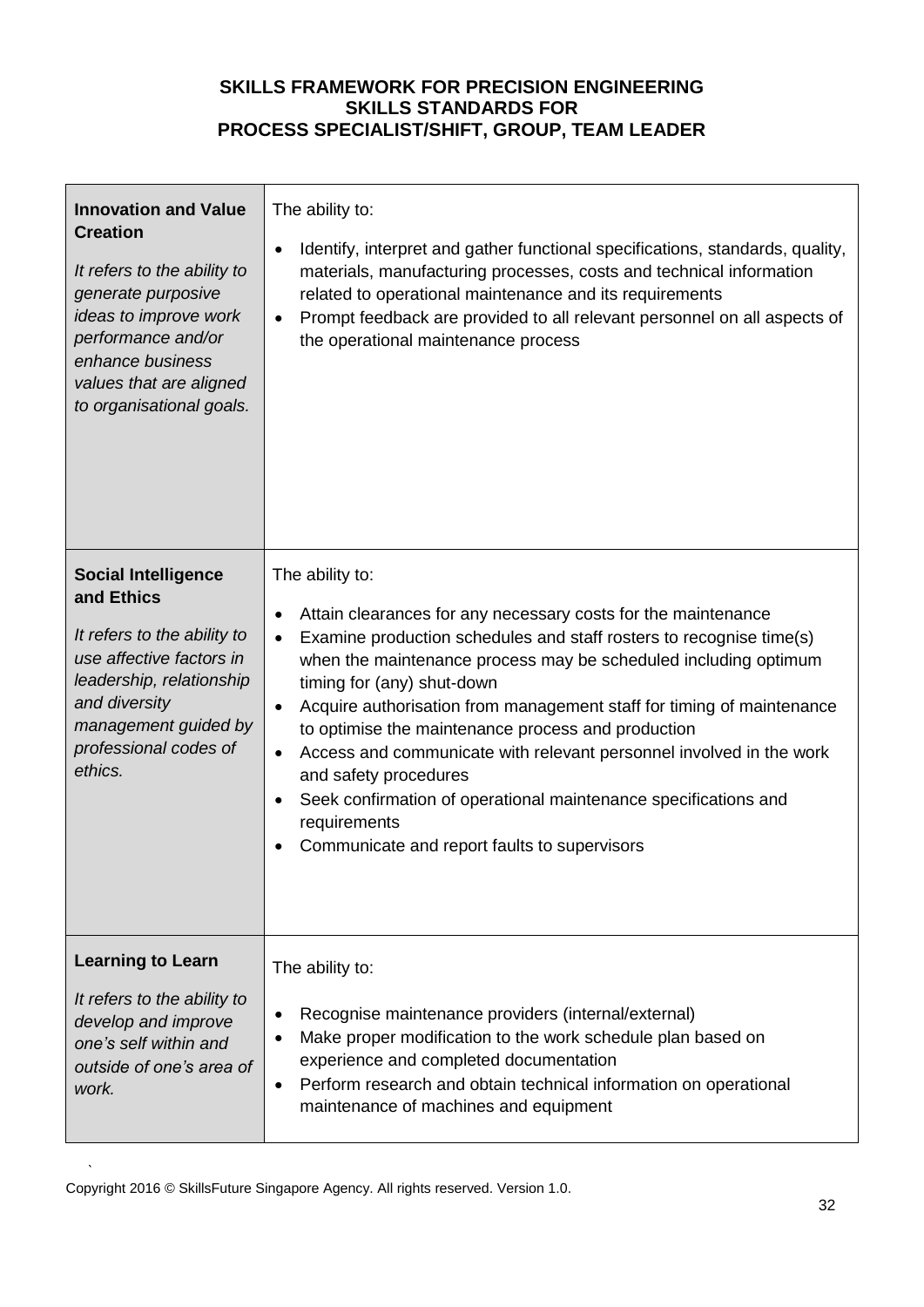**SKILLS FRAMEWORK FOR PRECISION ENGINEERING**
**SKILLS STANDARDS FOR**
**PROCESS SPECIALIST/SHIFT, GROUP, TEAM LEADER**

| | |
|---|---|
| **Innovation and Value Creation**<br><br>*It refers to the ability to generate purposive ideas to improve work performance and/or enhance business values that are aligned to organisational goals.* | The ability to:<br><br>• Identify, interpret and gather functional specifications, standards, quality, materials, manufacturing processes, costs and technical information related to operational maintenance and its requirements<br>• Prompt feedback are provided to all relevant personnel on all aspects of the operational maintenance process |
| **Social Intelligence and Ethics**<br><br>*It refers to the ability to use affective factors in leadership, relationship and diversity management guided by professional codes of ethics.* | The ability to:<br><br>• Attain clearances for any necessary costs for the maintenance<br>• Examine production schedules and staff rosters to recognise time(s) when the maintenance process may be scheduled including optimum timing for (any) shut-down<br>• Acquire authorisation from management staff for timing of maintenance to optimise the maintenance process and production<br>• Access and communicate with relevant personnel involved in the work and safety procedures<br>• Seek confirmation of operational maintenance specifications and requirements<br>• Communicate and report faults to supervisors |
| **Learning to Learn**<br><br>*It refers to the ability to develop and improve one's self within and outside of one's area of work.* | The ability to:<br><br>• Recognise maintenance providers (internal/external)<br>• Make proper modification to the work schedule plan based on experience and completed documentation<br>• Perform research and obtain technical information on operational maintenance of machines and equipment |

Copyright 2016 © SkillsFuture Singapore Agency. All rights reserved. Version 1.0.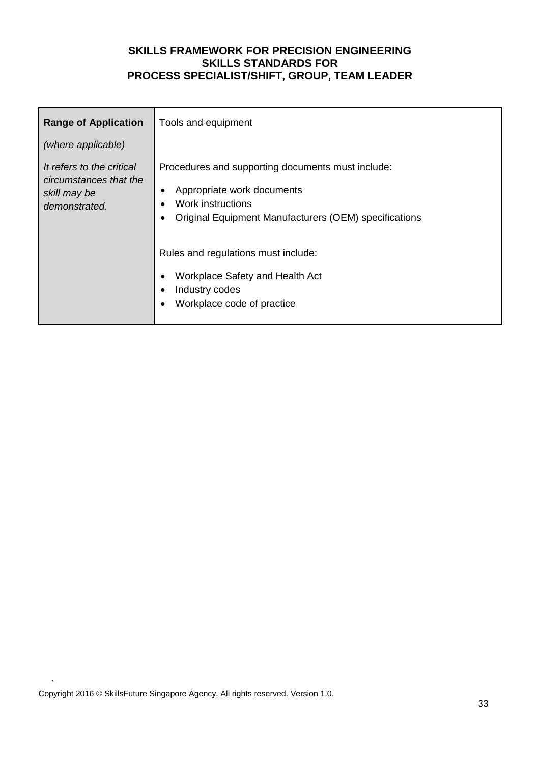**SKILLS FRAMEWORK FOR PRECISION ENGINEERING**
**SKILLS STANDARDS FOR**
**PROCESS SPECIALIST/SHIFT, GROUP, TEAM LEADER**

| | |
|---|---|
| **Range of Application**<br><br>*(where applicable)*<br><br>*It refers to the critical circumstances that the skill may be demonstrated.* | Tools and equipment<br><br>Procedures and supporting documents must include:<br>• Appropriate work documents<br>• Work instructions<br>• Original Equipment Manufacturers (OEM) specifications<br><br>Rules and regulations must include:<br>• Workplace Safety and Health Act<br>• Industry codes<br>• Workplace code of practice |

Copyright 2016 © SkillsFuture Singapore Agency. All rights reserved. Version 1.0.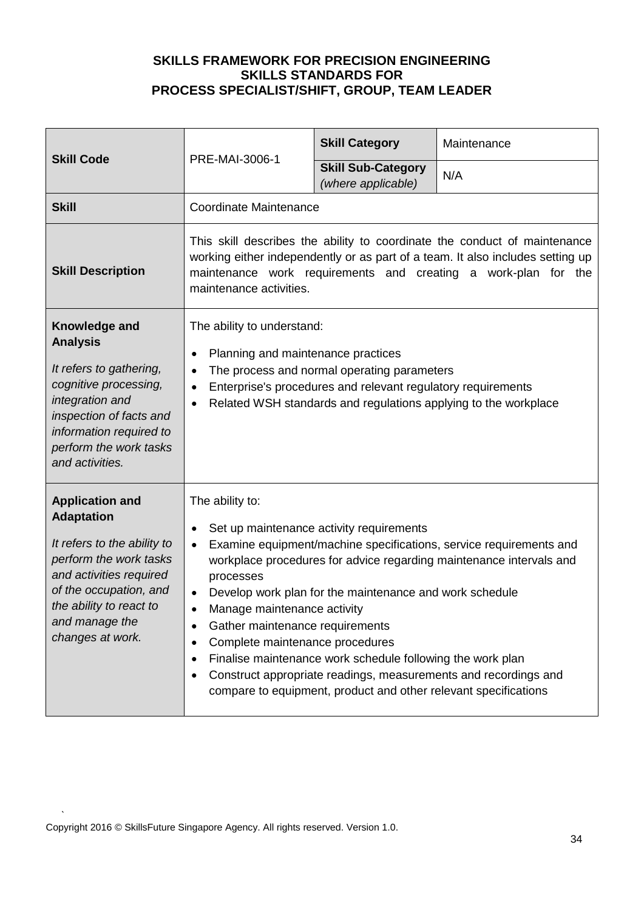**SKILLS FRAMEWORK FOR PRECISION ENGINEERING**
**SKILLS STANDARDS FOR**
**PROCESS SPECIALIST/SHIFT, GROUP, TEAM LEADER**

| **Skill Code** | PRE-MAI-3006-1 | **Skill Category** | Maintenance |
|---|---|---|---|
| | | **Skill Sub-Category** *(where applicable)* | N/A |
| **Skill** | Coordinate Maintenance | | |
| **Skill Description** | This skill describes the ability to coordinate the conduct of maintenance working either independently or as part of a team. It also includes setting up maintenance work requirements and creating a work-plan for the maintenance activities. | | |
| **Knowledge and Analysis**<br><br>*It refers to gathering, cognitive processing, integration and inspection of facts and information required to perform the work tasks and activities.* | The ability to understand:<br><br>• Planning and maintenance practices<br>• The process and normal operating parameters<br>• Enterprise's procedures and relevant regulatory requirements<br>• Related WSH standards and regulations applying to the workplace | | |
| **Application and Adaptation**<br><br>*It refers to the ability to perform the work tasks and activities required of the occupation, and the ability to react to and manage the changes at work.* | The ability to:<br><br>• Set up maintenance activity requirements<br>• Examine equipment/machine specifications, service requirements and workplace procedures for advice regarding maintenance intervals and processes<br>• Develop work plan for the maintenance and work schedule<br>• Manage maintenance activity<br>• Gather maintenance requirements<br>• Complete maintenance procedures<br>• Finalise maintenance work schedule following the work plan<br>• Construct appropriate readings, measurements and recordings and compare to equipment, product and other relevant specifications | | |

Copyright 2016 © SkillsFuture Singapore Agency. All rights reserved. Version 1.0.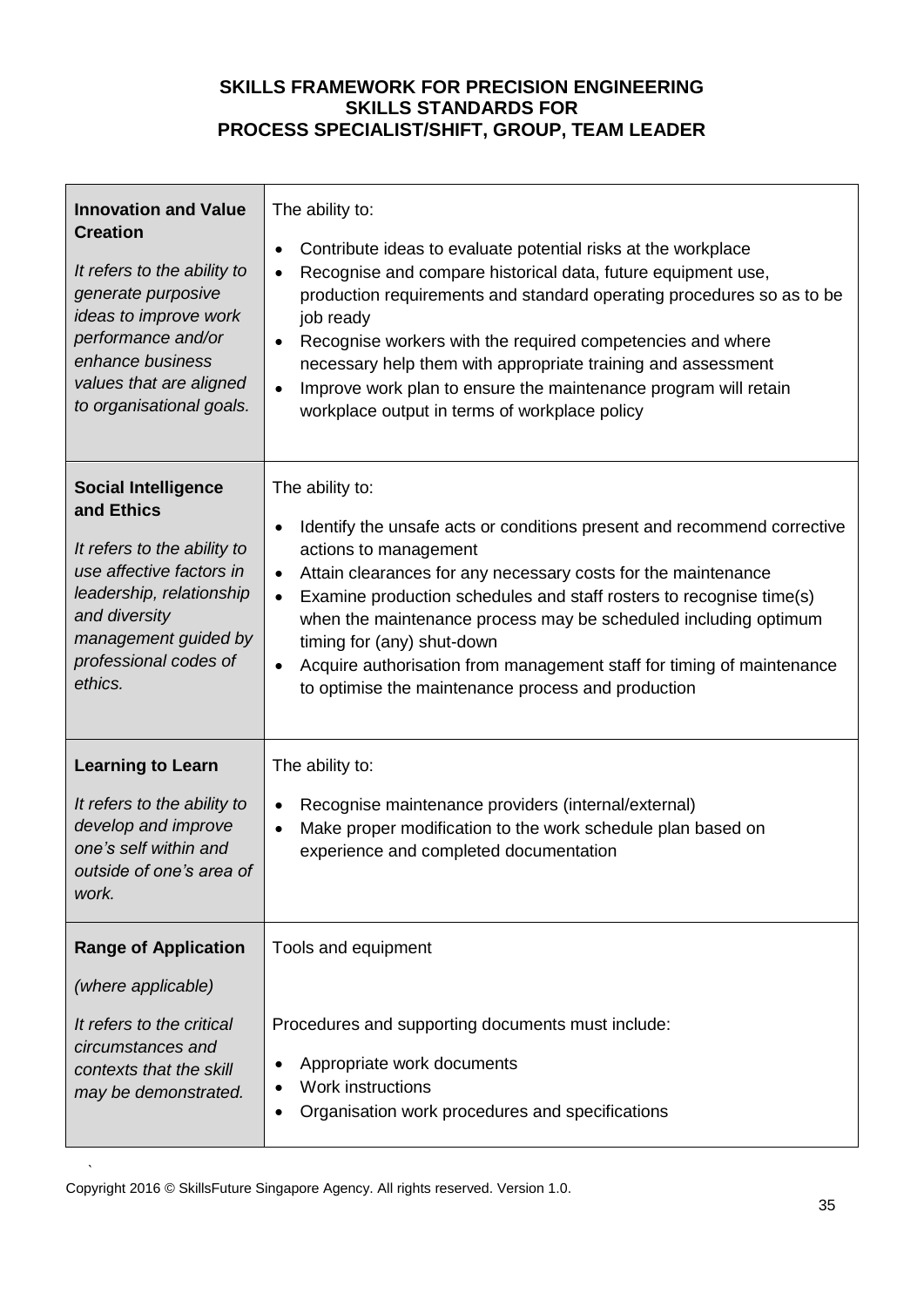**SKILLS FRAMEWORK FOR PRECISION ENGINEERING**
**SKILLS STANDARDS FOR**
**PROCESS SPECIALIST/SHIFT, GROUP, TEAM LEADER**

| | |
|---|---|
| **Innovation and Value Creation**<br><br>*It refers to the ability to generate purposive ideas to improve work performance and/or enhance business values that are aligned to organisational goals.* | The ability to:<br><br>• Contribute ideas to evaluate potential risks at the workplace<br>• Recognise and compare historical data, future equipment use, production requirements and standard operating procedures so as to be job ready<br>• Recognise workers with the required competencies and where necessary help them with appropriate training and assessment<br>• Improve work plan to ensure the maintenance program will retain workplace output in terms of workplace policy |
| **Social Intelligence and Ethics**<br><br>*It refers to the ability to use affective factors in leadership, relationship and diversity management guided by professional codes of ethics.* | The ability to:<br><br>• Identify the unsafe acts or conditions present and recommend corrective actions to management<br>• Attain clearances for any necessary costs for the maintenance<br>• Examine production schedules and staff rosters to recognise time(s) when the maintenance process may be scheduled including optimum timing for (any) shut-down<br>• Acquire authorisation from management staff for timing of maintenance to optimise the maintenance process and production |
| **Learning to Learn**<br><br>*It refers to the ability to develop and improve one's self within and outside of one's area of work.* | The ability to:<br><br>• Recognise maintenance providers (internal/external)<br>• Make proper modification to the work schedule plan based on experience and completed documentation |
| **Range of Application**<br><br>*(where applicable)*<br><br>*It refers to the critical circumstances and contexts that the skill may be demonstrated.* | Tools and equipment<br><br>Procedures and supporting documents must include:<br><br>• Appropriate work documents<br>• Work instructions<br>• Organisation work procedures and specifications |

Copyright 2016 © SkillsFuture Singapore Agency. All rights reserved. Version 1.0.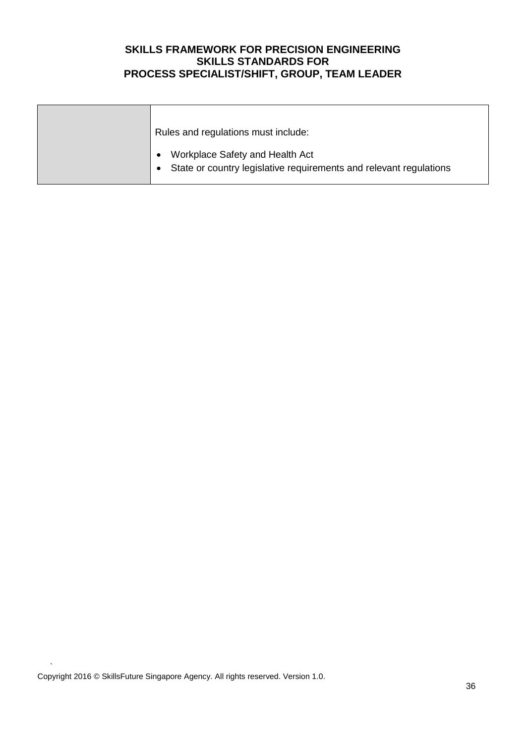| | |
|---|---|
| | Rules and regulations must include:<br><br>• Workplace Safety and Health Act<br>• State or country legislative requirements and relevant regulations |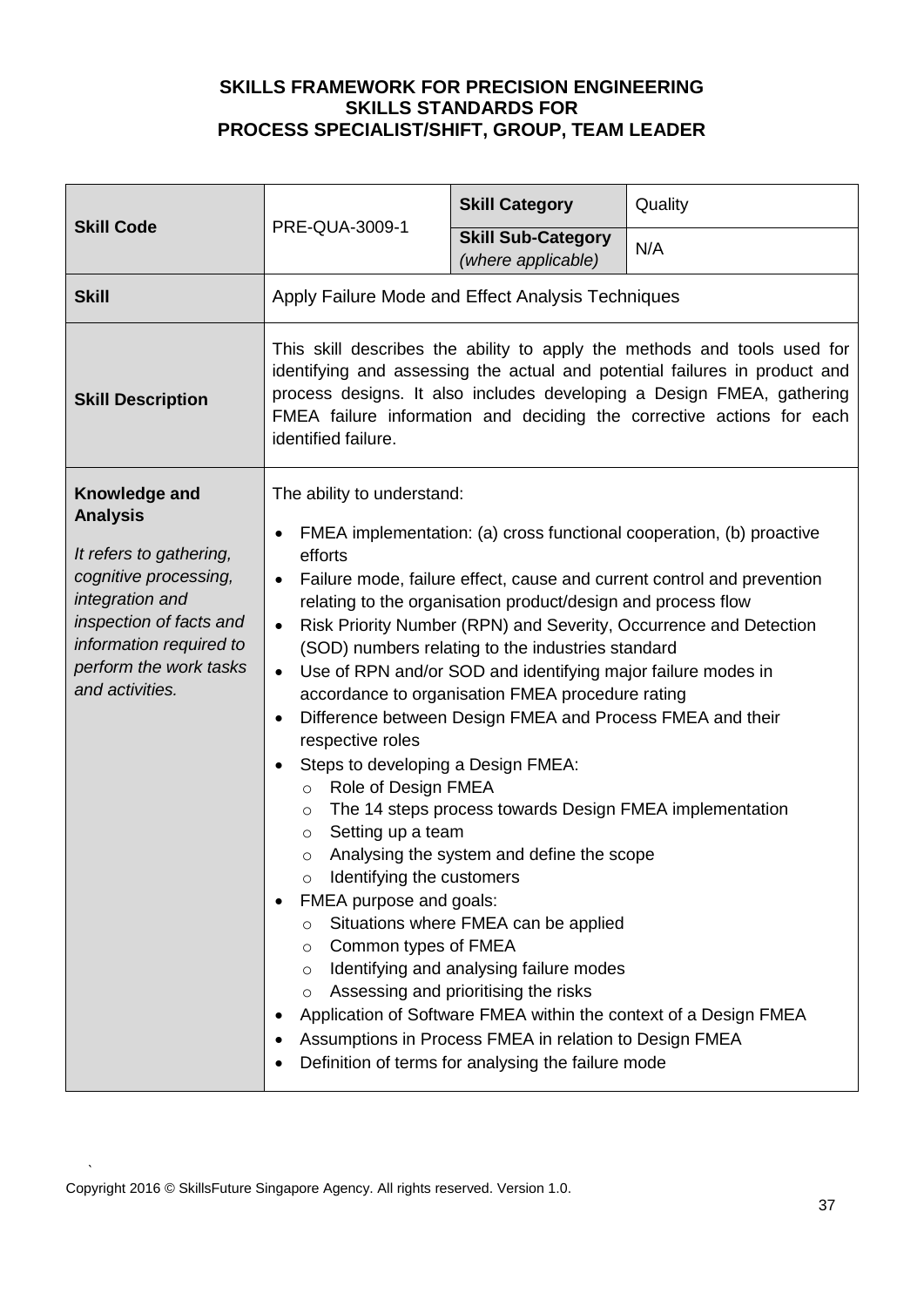**SKILLS FRAMEWORK FOR PRECISION ENGINEERING**
**SKILLS STANDARDS FOR**
**PROCESS SPECIALIST/SHIFT, GROUP, TEAM LEADER**

| **Skill Code** | PRE-QUA-3009-1 | **Skill Category** | Quality |
|---|---|---|---|
| | | **Skill Sub-Category** *(where applicable)* | N/A |
| **Skill** | Apply Failure Mode and Effect Analysis Techniques | | |
| **Skill Description** | This skill describes the ability to apply the methods and tools used for identifying and assessing the actual and potential failures in product and process designs. It also includes developing a Design FMEA, gathering FMEA failure information and deciding the corrective actions for each identified failure. | | |
| **Knowledge and Analysis** *It refers to gathering, cognitive processing, integration and inspection of facts and information required to perform the work tasks and activities.* | The ability to understand:<br>• FMEA implementation: (a) cross functional cooperation, (b) proactive efforts<br>• Failure mode, failure effect, cause and current control and prevention relating to the organisation product/design and process flow<br>• Risk Priority Number (RPN) and Severity, Occurrence and Detection (SOD) numbers relating to the industries standard<br>• Use of RPN and/or SOD and identifying major failure modes in accordance to organisation FMEA procedure rating<br>• Difference between Design FMEA and Process FMEA and their respective roles<br>• Steps to developing a Design FMEA:<br>&nbsp;&nbsp;○ Role of Design FMEA<br>&nbsp;&nbsp;○ The 14 steps process towards Design FMEA implementation<br>&nbsp;&nbsp;○ Setting up a team<br>&nbsp;&nbsp;○ Analysing the system and define the scope<br>&nbsp;&nbsp;○ Identifying the customers<br>• FMEA purpose and goals:<br>&nbsp;&nbsp;○ Situations where FMEA can be applied<br>&nbsp;&nbsp;○ Common types of FMEA<br>&nbsp;&nbsp;○ Identifying and analysing failure modes<br>&nbsp;&nbsp;○ Assessing and prioritising the risks<br>• Application of Software FMEA within the context of a Design FMEA<br>• Assumptions in Process FMEA in relation to Design FMEA<br>• Definition of terms for analysing the failure mode | | |

Copyright 2016 © SkillsFuture Singapore Agency. All rights reserved. Version 1.0.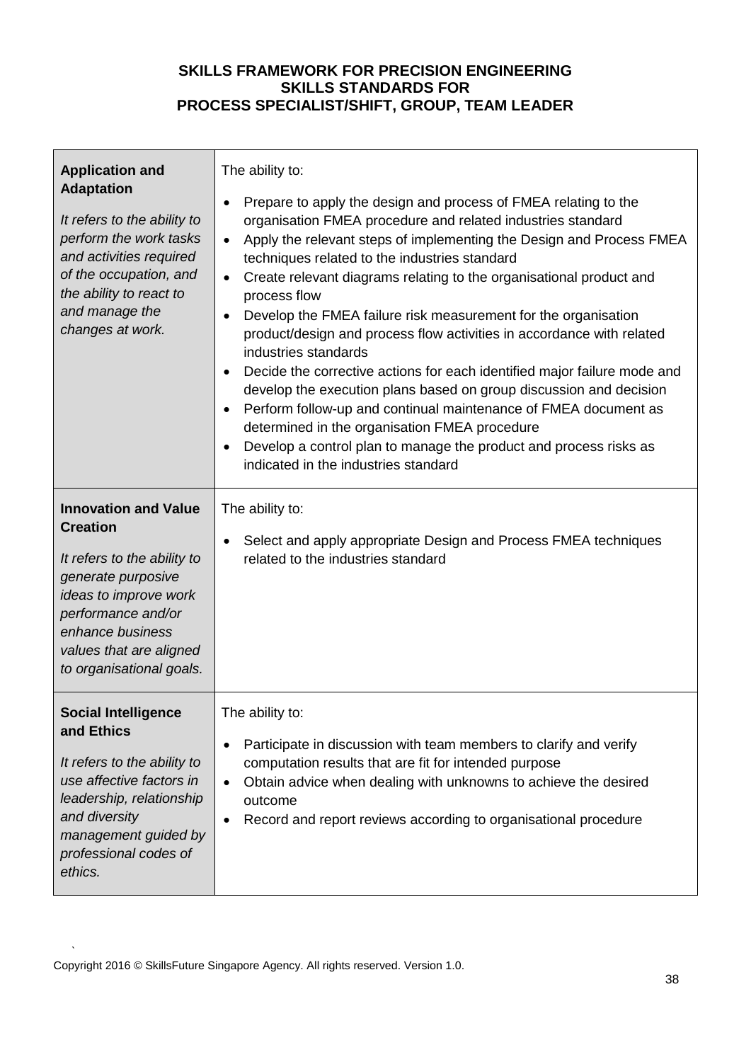**SKILLS FRAMEWORK FOR PRECISION ENGINEERING**
**SKILLS STANDARDS FOR**
**PROCESS SPECIALIST/SHIFT, GROUP, TEAM LEADER**

| | |
|---|---|
| **Application and Adaptation**<br><br>*It refers to the ability to perform the work tasks and activities required of the occupation, and the ability to react to and manage the changes at work.* | The ability to:<br><br>• Prepare to apply the design and process of FMEA relating to the organisation FMEA procedure and related industries standard<br>• Apply the relevant steps of implementing the Design and Process FMEA techniques related to the industries standard<br>• Create relevant diagrams relating to the organisational product and process flow<br>• Develop the FMEA failure risk measurement for the organisation product/design and process flow activities in accordance with related industries standards<br>• Decide the corrective actions for each identified major failure mode and develop the execution plans based on group discussion and decision<br>• Perform follow-up and continual maintenance of FMEA document as determined in the organisation FMEA procedure<br>• Develop a control plan to manage the product and process risks as indicated in the industries standard |
| **Innovation and Value Creation**<br><br>*It refers to the ability to generate purposive ideas to improve work performance and/or enhance business values that are aligned to organisational goals.* | The ability to:<br><br>• Select and apply appropriate Design and Process FMEA techniques related to the industries standard |
| **Social Intelligence and Ethics**<br><br>*It refers to the ability to use affective factors in leadership, relationship and diversity management guided by professional codes of ethics.* | The ability to:<br><br>• Participate in discussion with team members to clarify and verify computation results that are fit for intended purpose<br>• Obtain advice when dealing with unknowns to achieve the desired outcome<br>• Record and report reviews according to organisational procedure |

Copyright 2016 © SkillsFuture Singapore Agency. All rights reserved. Version 1.0.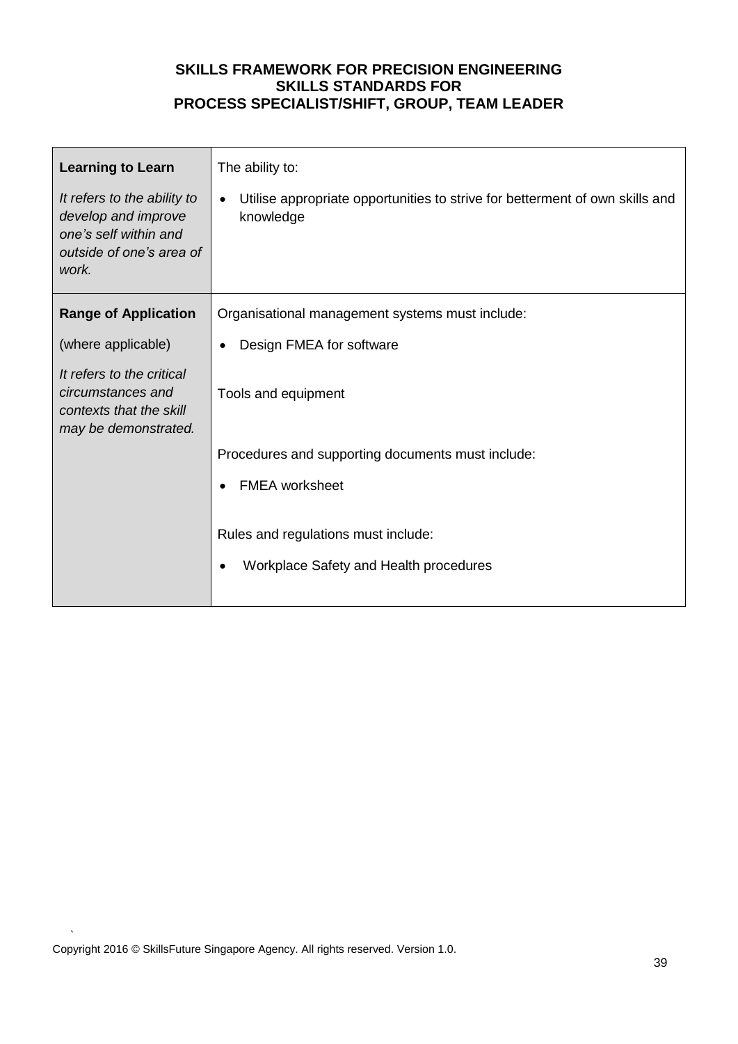**SKILLS FRAMEWORK FOR PRECISION ENGINEERING**
**SKILLS STANDARDS FOR**
**PROCESS SPECIALIST/SHIFT, GROUP, TEAM LEADER**

| | |
|---|---|
| **Learning to Learn**<br><br>*It refers to the ability to develop and improve one's self within and outside of one's area of work.* | The ability to:<br><br>• Utilise appropriate opportunities to strive for betterment of own skills and knowledge |
| **Range of Application**<br><br>(where applicable)<br><br>*It refers to the critical circumstances and contexts that the skill may be demonstrated.* | Organisational management systems must include:<br><br>• Design FMEA for software<br><br>Tools and equipment<br><br>Procedures and supporting documents must include:<br><br>• FMEA worksheet<br><br>Rules and regulations must include:<br><br>• Workplace Safety and Health procedures |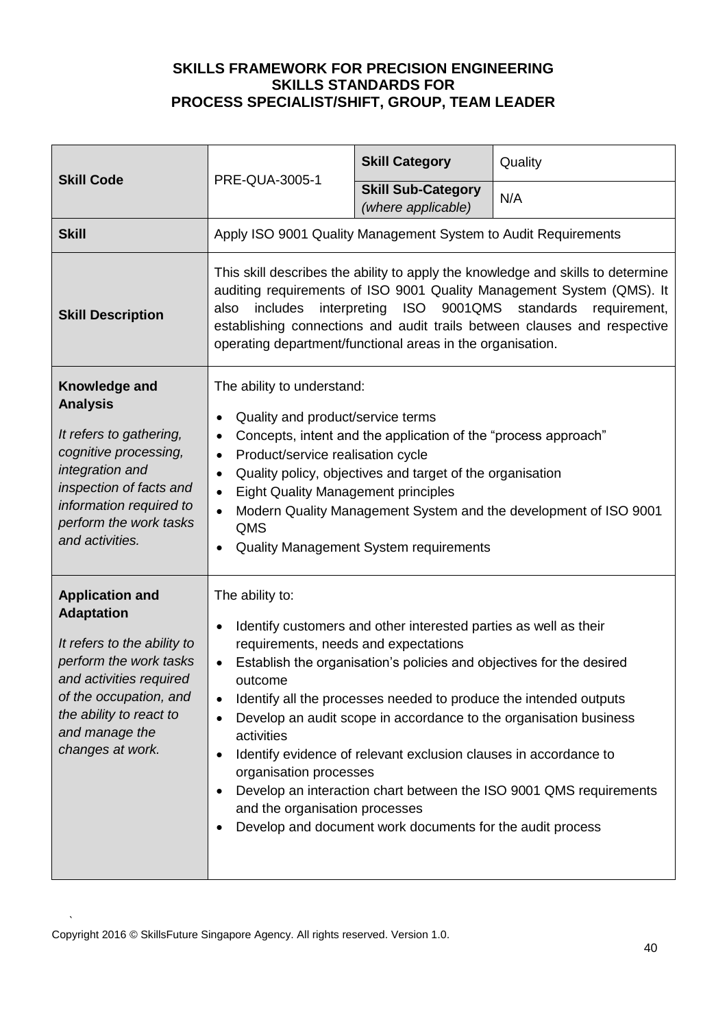**SKILLS FRAMEWORK FOR PRECISION ENGINEERING**
**SKILLS STANDARDS FOR**
**PROCESS SPECIALIST/SHIFT, GROUP, TEAM LEADER**

| **Skill Code** | PRE-QUA-3005-1 | **Skill Category** | Quality |
|---|---|---|---|
| | | **Skill Sub-Category** *(where applicable)* | N/A |
| **Skill** | Apply ISO 9001 Quality Management System to Audit Requirements | | |
| **Skill Description** | This skill describes the ability to apply the knowledge and skills to determine auditing requirements of ISO 9001 Quality Management System (QMS). It also includes interpreting ISO 9001QMS standards requirement, establishing connections and audit trails between clauses and respective operating department/functional areas in the organisation. | | |
| **Knowledge and Analysis**<br><br>*It refers to gathering, cognitive processing, integration and inspection of facts and information required to perform the work tasks and activities.* | The ability to understand:<br><br>• Quality and product/service terms<br>• Concepts, intent and the application of the "process approach"<br>• Product/service realisation cycle<br>• Quality policy, objectives and target of the organisation<br>• Eight Quality Management principles<br>• Modern Quality Management System and the development of ISO 9001 QMS<br>• Quality Management System requirements | | |
| **Application and Adaptation**<br><br>*It refers to the ability to perform the work tasks and activities required of the occupation, and the ability to react to and manage the changes at work.* | The ability to:<br><br>• Identify customers and other interested parties as well as their requirements, needs and expectations<br>• Establish the organisation's policies and objectives for the desired outcome<br>• Identify all the processes needed to produce the intended outputs<br>• Develop an audit scope in accordance to the organisation business activities<br>• Identify evidence of relevant exclusion clauses in accordance to organisation processes<br>• Develop an interaction chart between the ISO 9001 QMS requirements and the organisation processes<br>• Develop and document work documents for the audit process | | |

Copyright 2016 © SkillsFuture Singapore Agency. All rights reserved. Version 1.0.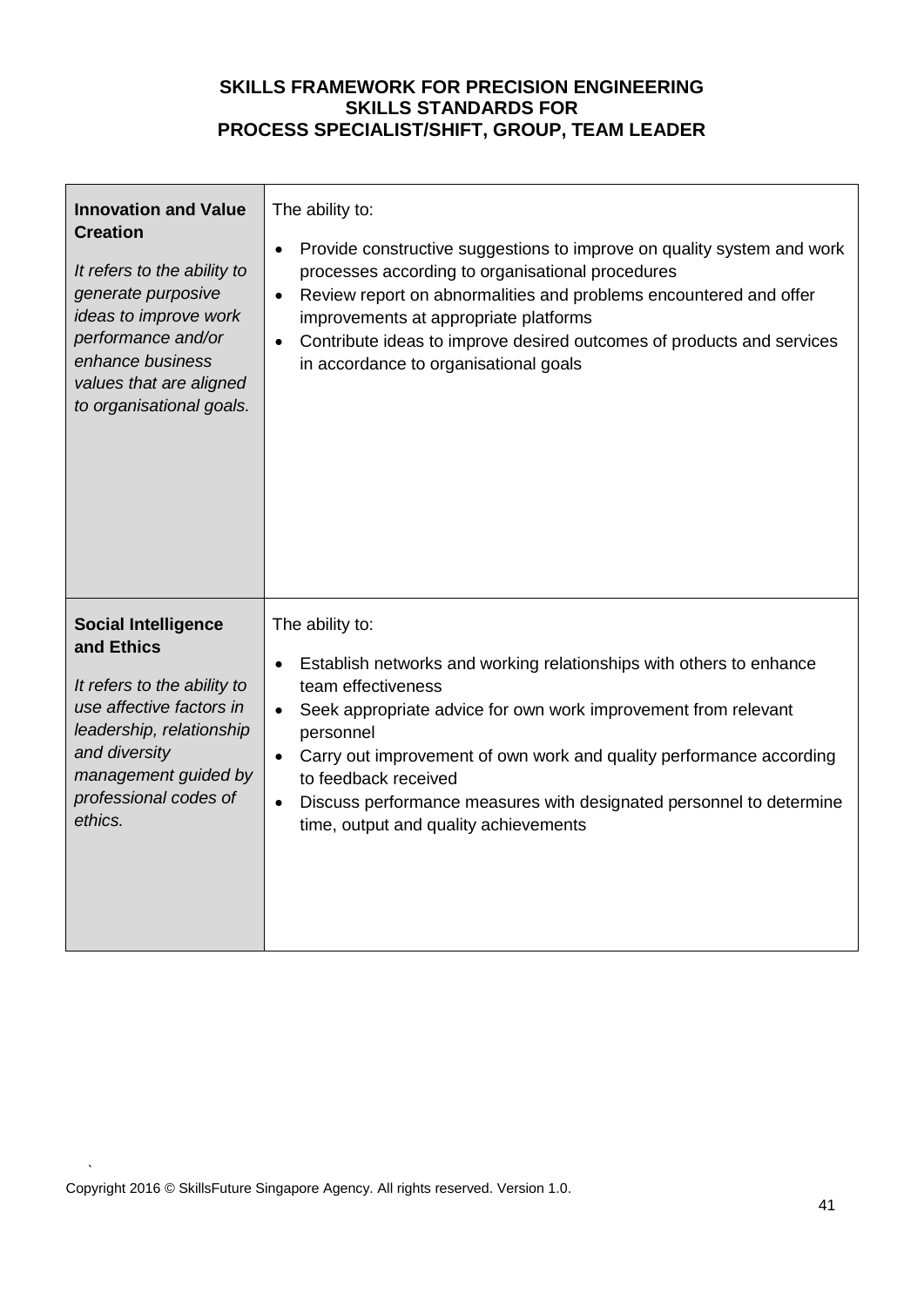| **Innovation and Value Creation**<br><br>*It refers to the ability to generate purposive ideas to improve work performance and/or enhance business values that are aligned to organisational goals.* | The ability to:<br><br>• Provide constructive suggestions to improve on quality system and work processes according to organisational procedures<br>• Review report on abnormalities and problems encountered and offer improvements at appropriate platforms<br>• Contribute ideas to improve desired outcomes of products and services in accordance to organisational goals |
|---|---|
| **Social Intelligence and Ethics**<br><br>*It refers to the ability to use affective factors in leadership, relationship and diversity management guided by professional codes of ethics.* | The ability to:<br><br>• Establish networks and working relationships with others to enhance team effectiveness<br>• Seek appropriate advice for own work improvement from relevant personnel<br>• Carry out improvement of own work and quality performance according to feedback received<br>• Discuss performance measures with designated personnel to determine time, output and quality achievements |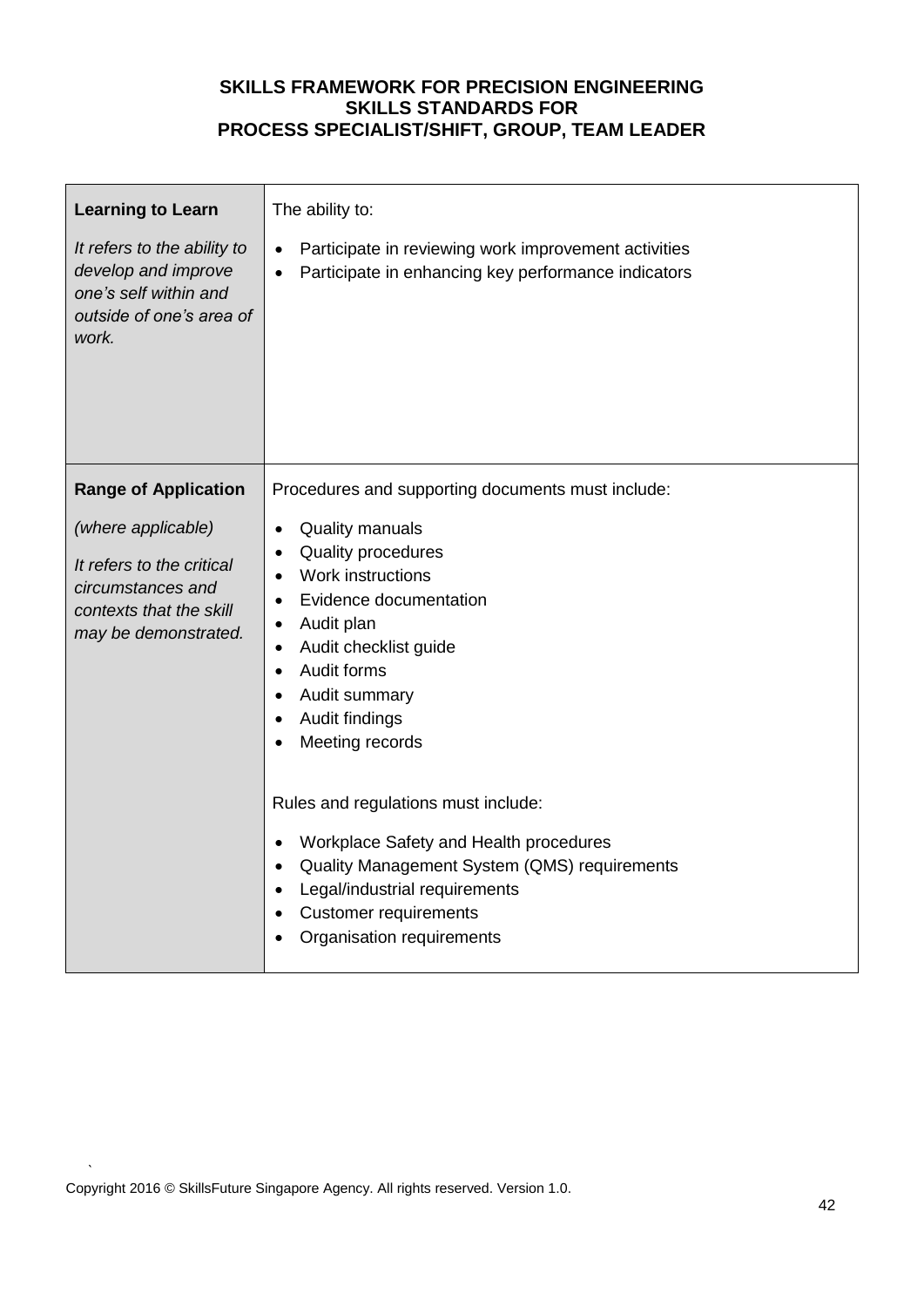**SKILLS FRAMEWORK FOR PRECISION ENGINEERING**
**SKILLS STANDARDS FOR**
**PROCESS SPECIALIST/SHIFT, GROUP, TEAM LEADER**

| | |
|---|---|
| **Learning to Learn**<br><br>*It refers to the ability to develop and improve one's self within and outside of one's area of work.* | The ability to:<br><br>• Participate in reviewing work improvement activities<br>• Participate in enhancing key performance indicators |
| **Range of Application**<br><br>*(where applicable)*<br><br>*It refers to the critical circumstances and contexts that the skill may be demonstrated.* | Procedures and supporting documents must include:<br><br>• Quality manuals<br>• Quality procedures<br>• Work instructions<br>• Evidence documentation<br>• Audit plan<br>• Audit checklist guide<br>• Audit forms<br>• Audit summary<br>• Audit findings<br>• Meeting records<br><br>Rules and regulations must include:<br><br>• Workplace Safety and Health procedures<br>• Quality Management System (QMS) requirements<br>• Legal/industrial requirements<br>• Customer requirements<br>• Organisation requirements |

Copyright 2016 © SkillsFuture Singapore Agency. All rights reserved. Version 1.0.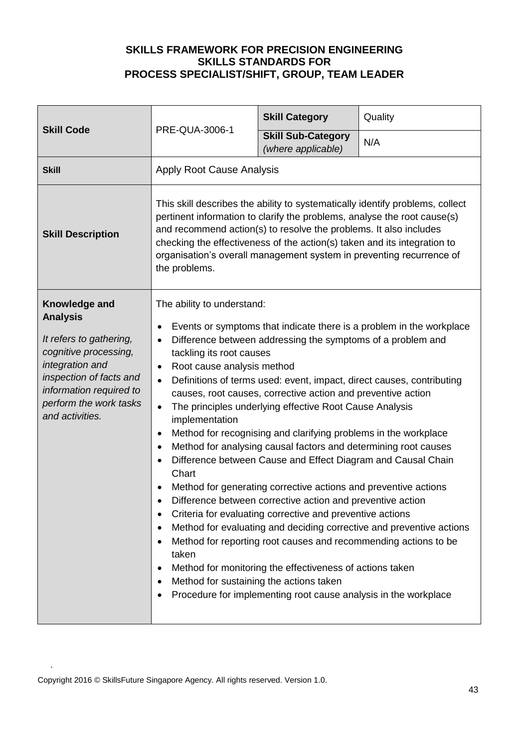**SKILLS FRAMEWORK FOR PRECISION ENGINEERING**
**SKILLS STANDARDS FOR**
**PROCESS SPECIALIST/SHIFT, GROUP, TEAM LEADER**

| **Skill Code** | PRE-QUA-3006-1 | **Skill Category** | Quality |
|---|---|---|---|
| | | **Skill Sub-Category** *(where applicable)* | N/A |
| **Skill** | Apply Root Cause Analysis | | |
| **Skill Description** | This skill describes the ability to systematically identify problems, collect pertinent information to clarify the problems, analyse the root cause(s) and recommend action(s) to resolve the problems. It also includes checking the effectiveness of the action(s) taken and its integration to organisation's overall management system in preventing recurrence of the problems. | | |
| **Knowledge and Analysis** *It refers to gathering, cognitive processing, integration and inspection of facts and information required to perform the work tasks and activities.* | The ability to understand: <br>• Events or symptoms that indicate there is a problem in the workplace <br>• Difference between addressing the symptoms of a problem and tackling its root causes <br>• Root cause analysis method <br>• Definitions of terms used: event, impact, direct causes, contributing causes, root causes, corrective action and preventive action <br>• The principles underlying effective Root Cause Analysis implementation <br>• Method for recognising and clarifying problems in the workplace <br>• Method for analysing causal factors and determining root causes <br>• Difference between Cause and Effect Diagram and Causal Chain Chart <br>• Method for generating corrective actions and preventive actions <br>• Difference between corrective action and preventive action <br>• Criteria for evaluating corrective and preventive actions <br>• Method for evaluating and deciding corrective and preventive actions <br>• Method for reporting root causes and recommending actions to be taken <br>• Method for monitoring the effectiveness of actions taken <br>• Method for sustaining the actions taken <br>• Procedure for implementing root cause analysis in the workplace | | |

Copyright 2016 © SkillsFuture Singapore Agency. All rights reserved. Version 1.0.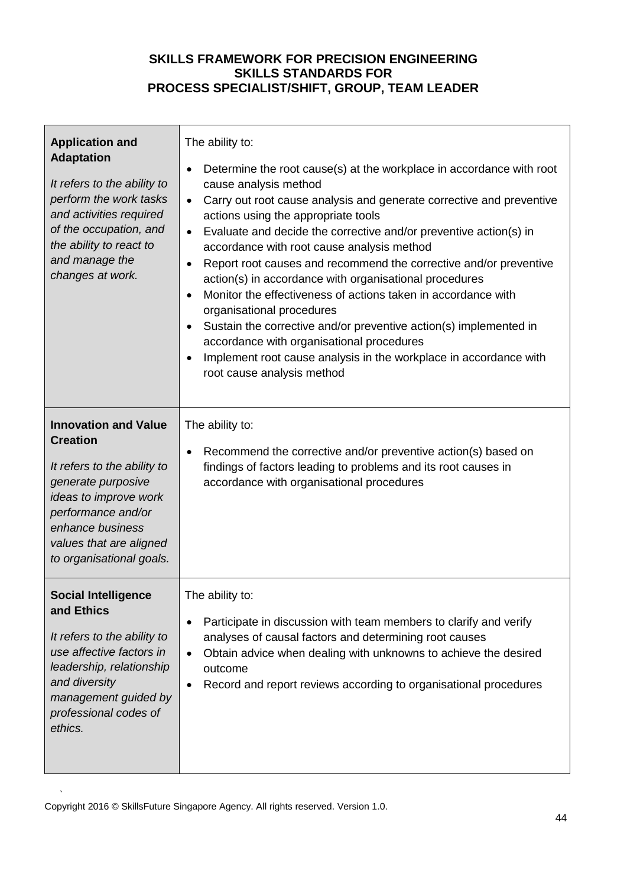**SKILLS FRAMEWORK FOR PRECISION ENGINEERING**
**SKILLS STANDARDS FOR**
**PROCESS SPECIALIST/SHIFT, GROUP, TEAM LEADER**

| | |
|---|---|
| **Application and Adaptation**<br><br>*It refers to the ability to perform the work tasks and activities required of the occupation, and the ability to react to and manage the changes at work.* | The ability to:<br><br>• Determine the root cause(s) at the workplace in accordance with root cause analysis method<br>• Carry out root cause analysis and generate corrective and preventive actions using the appropriate tools<br>• Evaluate and decide the corrective and/or preventive action(s) in accordance with root cause analysis method<br>• Report root causes and recommend the corrective and/or preventive action(s) in accordance with organisational procedures<br>• Monitor the effectiveness of actions taken in accordance with organisational procedures<br>• Sustain the corrective and/or preventive action(s) implemented in accordance with organisational procedures<br>• Implement root cause analysis in the workplace in accordance with root cause analysis method |
| **Innovation and Value Creation**<br><br>*It refers to the ability to generate purposive ideas to improve work performance and/or enhance business values that are aligned to organisational goals.* | The ability to:<br><br>• Recommend the corrective and/or preventive action(s) based on findings of factors leading to problems and its root causes in accordance with organisational procedures |
| **Social Intelligence and Ethics**<br><br>*It refers to the ability to use affective factors in leadership, relationship and diversity management guided by professional codes of ethics.* | The ability to:<br><br>• Participate in discussion with team members to clarify and verify analyses of causal factors and determining root causes<br>• Obtain advice when dealing with unknowns to achieve the desired outcome<br>• Record and report reviews according to organisational procedures |

Copyright 2016 © SkillsFuture Singapore Agency. All rights reserved. Version 1.0.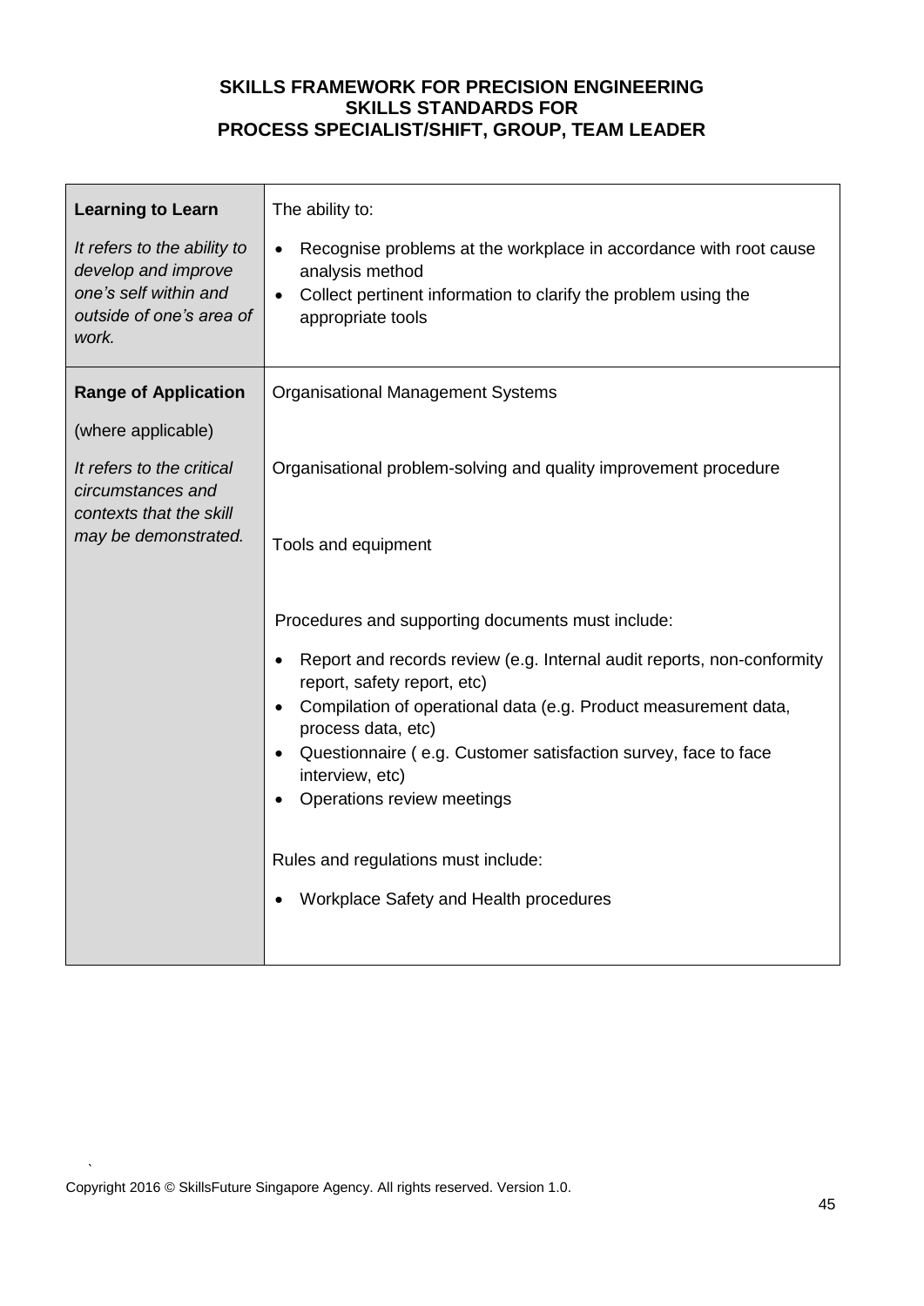**SKILLS FRAMEWORK FOR PRECISION ENGINEERING**
**SKILLS STANDARDS FOR**
**PROCESS SPECIALIST/SHIFT, GROUP, TEAM LEADER**

| | |
|---|---|
| **Learning to Learn**<br><br>*It refers to the ability to develop and improve one's self within and outside of one's area of work.* | The ability to:<br><br>• Recognise problems at the workplace in accordance with root cause analysis method<br>• Collect pertinent information to clarify the problem using the appropriate tools |
| **Range of Application**<br><br>(where applicable)<br><br>*It refers to the critical circumstances and contexts that the skill may be demonstrated.* | Organisational Management Systems<br><br>Organisational problem-solving and quality improvement procedure<br><br>Tools and equipment<br><br>Procedures and supporting documents must include:<br><br>• Report and records review (e.g. Internal audit reports, non-conformity report, safety report, etc)<br>• Compilation of operational data (e.g. Product measurement data, process data, etc)<br>• Questionnaire ( e.g. Customer satisfaction survey, face to face interview, etc)<br>• Operations review meetings<br><br>Rules and regulations must include:<br><br>• Workplace Safety and Health procedures |

Copyright 2016 © SkillsFuture Singapore Agency. All rights reserved. Version 1.0.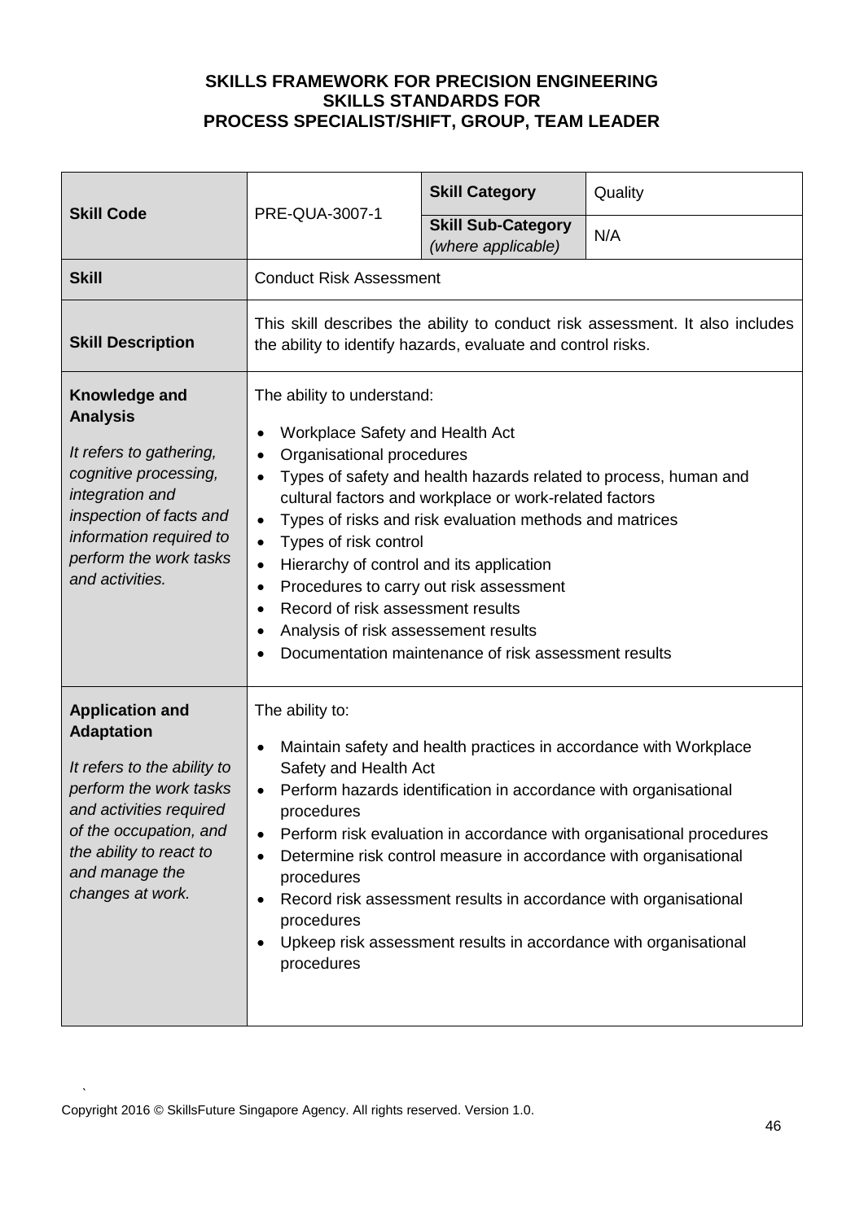**SKILLS FRAMEWORK FOR PRECISION ENGINEERING**
**SKILLS STANDARDS FOR**
**PROCESS SPECIALIST/SHIFT, GROUP, TEAM LEADER**

| **Skill Code** | PRE-QUA-3007-1 | **Skill Category** | Quality |
|---|---|---|---|
| | | **Skill Sub-Category** *(where applicable)* | N/A |
| **Skill** | Conduct Risk Assessment | | |
| **Skill Description** | This skill describes the ability to conduct risk assessment. It also includes the ability to identify hazards, evaluate and control risks. | | |
| **Knowledge and Analysis** *It refers to gathering, cognitive processing, integration and inspection of facts and information required to perform the work tasks and activities.* | The ability to understand: <br>• Workplace Safety and Health Act <br>• Organisational procedures <br>• Types of safety and health hazards related to process, human and cultural factors and workplace or work-related factors <br>• Types of risks and risk evaluation methods and matrices <br>• Types of risk control <br>• Hierarchy of control and its application <br>• Procedures to carry out risk assessment <br>• Record of risk assessment results <br>• Analysis of risk assessement results <br>• Documentation maintenance of risk assessment results | | |
| **Application and Adaptation** *It refers to the ability to perform the work tasks and activities required of the occupation, and the ability to react to and manage the changes at work.* | The ability to: <br>• Maintain safety and health practices in accordance with Workplace Safety and Health Act <br>• Perform hazards identification in accordance with organisational procedures <br>• Perform risk evaluation in accordance with organisational procedures <br>• Determine risk control measure in accordance with organisational procedures <br>• Record risk assessment results in accordance with organisational procedures <br>• Upkeep risk assessment results in accordance with organisational procedures | | |

Copyright 2016 © SkillsFuture Singapore Agency. All rights reserved. Version 1.0.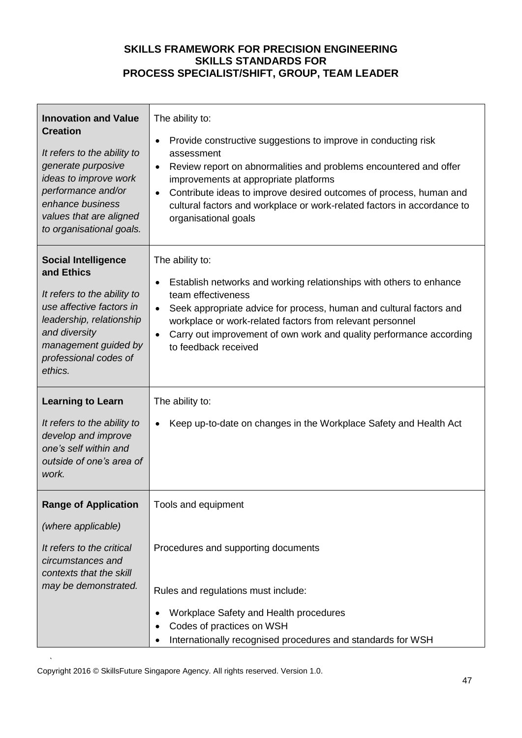**SKILLS FRAMEWORK FOR PRECISION ENGINEERING**
**SKILLS STANDARDS FOR**
**PROCESS SPECIALIST/SHIFT, GROUP, TEAM LEADER**

| | |
|---|---|
| **Innovation and Value Creation**<br><br>*It refers to the ability to generate purposive ideas to improve work performance and/or enhance business values that are aligned to organisational goals.* | The ability to:<br><br>• Provide constructive suggestions to improve in conducting risk assessment<br>• Review report on abnormalities and problems encountered and offer improvements at appropriate platforms<br>• Contribute ideas to improve desired outcomes of process, human and cultural factors and workplace or work-related factors in accordance to organisational goals |
| **Social Intelligence and Ethics**<br><br>*It refers to the ability to use affective factors in leadership, relationship and diversity management guided by professional codes of ethics.* | The ability to:<br><br>• Establish networks and working relationships with others to enhance team effectiveness<br>• Seek appropriate advice for process, human and cultural factors and workplace or work-related factors from relevant personnel<br>• Carry out improvement of own work and quality performance according to feedback received |
| **Learning to Learn**<br><br>*It refers to the ability to develop and improve one's self within and outside of one's area of work.* | The ability to:<br><br>• Keep up-to-date on changes in the Workplace Safety and Health Act |
| **Range of Application**<br><br>*(where applicable)*<br><br>*It refers to the critical circumstances and contexts that the skill may be demonstrated.* | Tools and equipment<br><br>Procedures and supporting documents<br><br>Rules and regulations must include:<br><br>• Workplace Safety and Health procedures<br>• Codes of practices on WSH<br>• Internationally recognised procedures and standards for WSH |

Copyright 2016 © SkillsFuture Singapore Agency. All rights reserved. Version 1.0.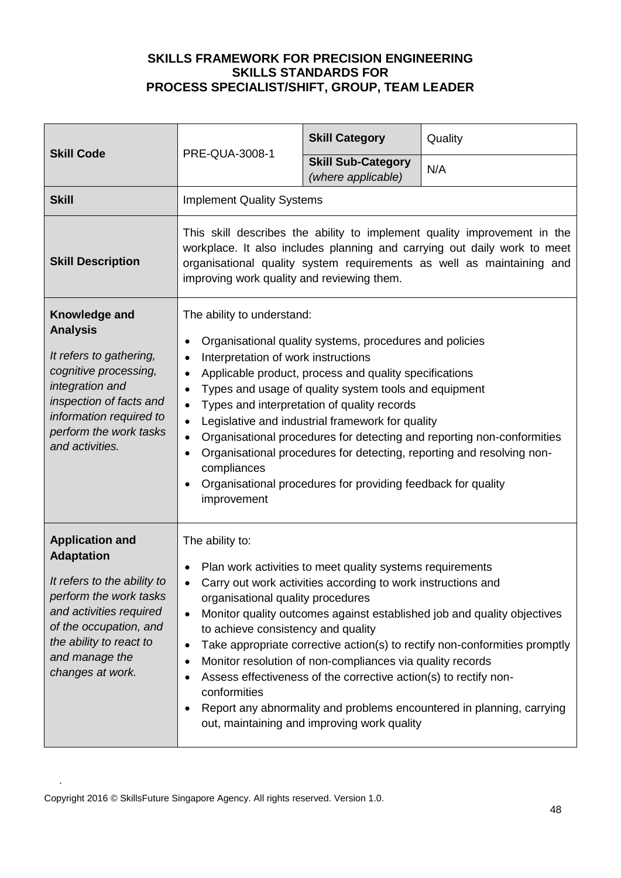**SKILLS FRAMEWORK FOR PRECISION ENGINEERING**
**SKILLS STANDARDS FOR**
**PROCESS SPECIALIST/SHIFT, GROUP, TEAM LEADER**

| **Skill Code** | PRE-QUA-3008-1 | **Skill Category** | Quality |
|---|---|---|---|
| | | **Skill Sub-Category** *(where applicable)* | N/A |
| **Skill** | Implement Quality Systems | | |
| **Skill Description** | This skill describes the ability to implement quality improvement in the workplace. It also includes planning and carrying out daily work to meet organisational quality system requirements as well as maintaining and improving work quality and reviewing them. | | |
| **Knowledge and Analysis**<br><br>*It refers to gathering, cognitive processing, integration and inspection of facts and information required to perform the work tasks and activities.* | The ability to understand:<br><br>• Organisational quality systems, procedures and policies<br>• Interpretation of work instructions<br>• Applicable product, process and quality specifications<br>• Types and usage of quality system tools and equipment<br>• Types and interpretation of quality records<br>• Legislative and industrial framework for quality<br>• Organisational procedures for detecting and reporting non-conformities<br>• Organisational procedures for detecting, reporting and resolving non-compliances<br>• Organisational procedures for providing feedback for quality improvement | | |
| **Application and Adaptation**<br><br>*It refers to the ability to perform the work tasks and activities required of the occupation, and the ability to react to and manage the changes at work.* | The ability to:<br><br>• Plan work activities to meet quality systems requirements<br>• Carry out work activities according to work instructions and organisational quality procedures<br>• Monitor quality outcomes against established job and quality objectives to achieve consistency and quality<br>• Take appropriate corrective action(s) to rectify non-conformities promptly<br>• Monitor resolution of non-compliances via quality records<br>• Assess effectiveness of the corrective action(s) to rectify non-conformities<br>• Report any abnormality and problems encountered in planning, carrying out, maintaining and improving work quality | | |

Copyright 2016 © SkillsFuture Singapore Agency. All rights reserved. Version 1.0.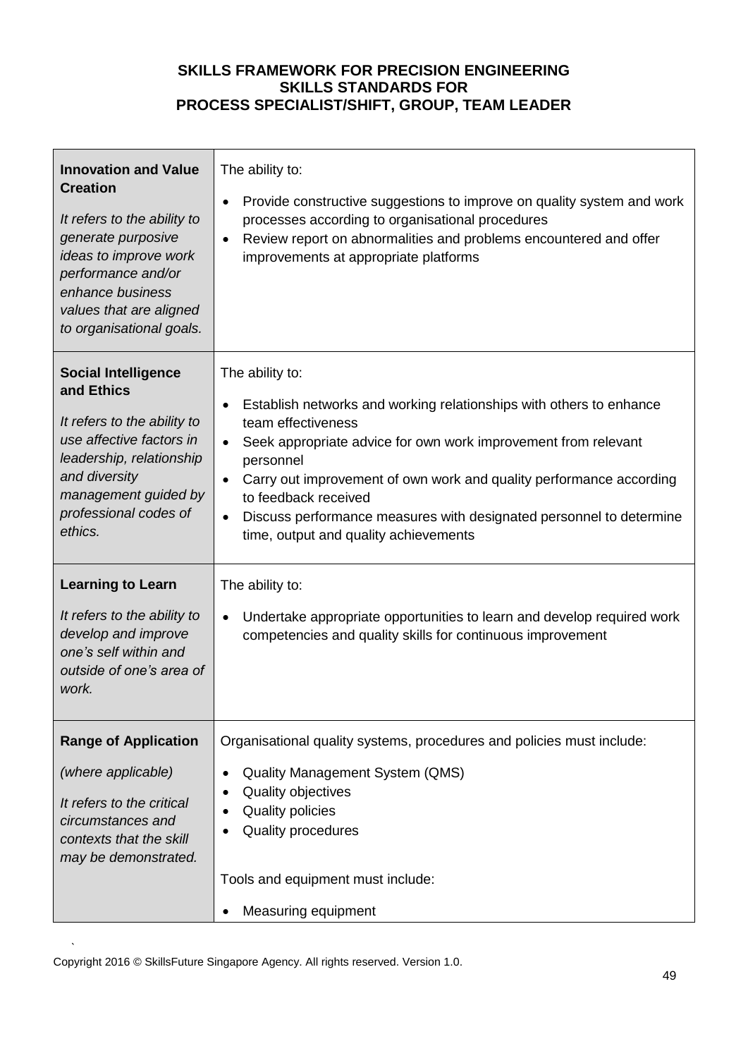**SKILLS FRAMEWORK FOR PRECISION ENGINEERING**
**SKILLS STANDARDS FOR**
**PROCESS SPECIALIST/SHIFT, GROUP, TEAM LEADER**

| | |
|---|---|
| **Innovation and Value Creation**<br><br>*It refers to the ability to generate purposive ideas to improve work performance and/or enhance business values that are aligned to organisational goals.* | The ability to:<br><br>• Provide constructive suggestions to improve on quality system and work processes according to organisational procedures<br>• Review report on abnormalities and problems encountered and offer improvements at appropriate platforms |
| **Social Intelligence and Ethics**<br><br>*It refers to the ability to use affective factors in leadership, relationship and diversity management guided by professional codes of ethics.* | The ability to:<br><br>• Establish networks and working relationships with others to enhance team effectiveness<br>• Seek appropriate advice for own work improvement from relevant personnel<br>• Carry out improvement of own work and quality performance according to feedback received<br>• Discuss performance measures with designated personnel to determine time, output and quality achievements |
| **Learning to Learn**<br><br>*It refers to the ability to develop and improve one's self within and outside of one's area of work.* | The ability to:<br><br>• Undertake appropriate opportunities to learn and develop required work competencies and quality skills for continuous improvement |
| **Range of Application**<br><br>*(where applicable)*<br><br>*It refers to the critical circumstances and contexts that the skill may be demonstrated.* | Organisational quality systems, procedures and policies must include:<br><br>• Quality Management System (QMS)<br>• Quality objectives<br>• Quality policies<br>• Quality procedures<br><br>Tools and equipment must include:<br><br>• Measuring equipment |

Copyright 2016 © SkillsFuture Singapore Agency. All rights reserved. Version 1.0.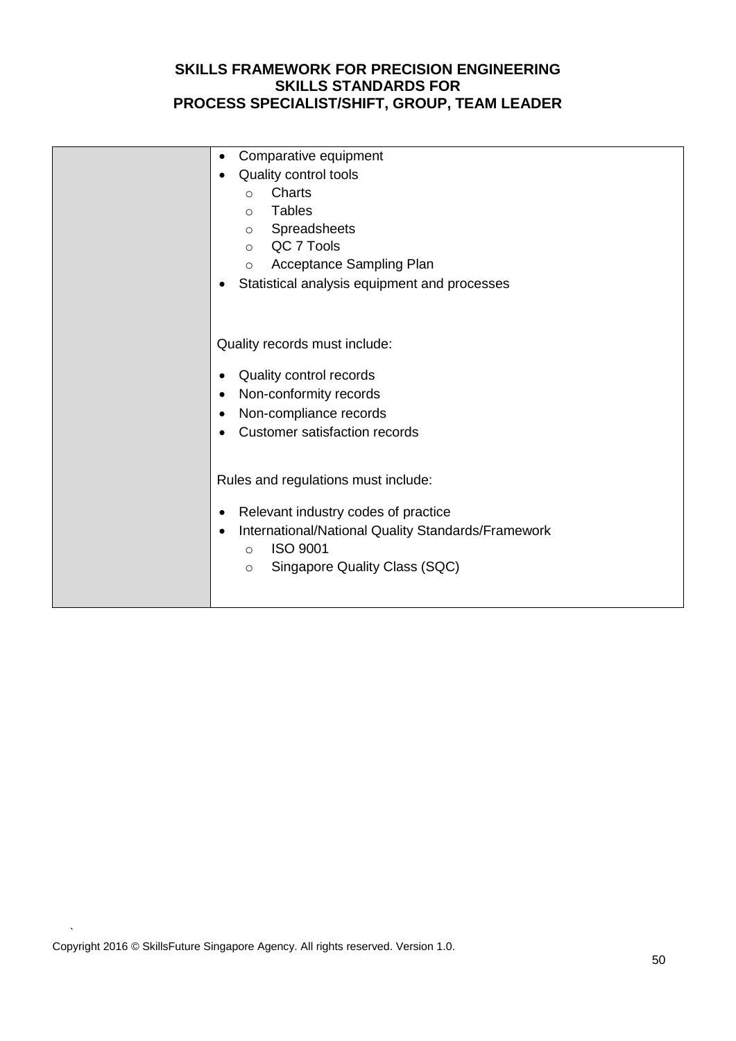| | |
|---|---|
| | • Comparative equipment<br>• Quality control tools<br>  ○ Charts<br>  ○ Tables<br>  ○ Spreadsheets<br>  ○ QC 7 Tools<br>  ○ Acceptance Sampling Plan<br>• Statistical analysis equipment and processes<br><br>Quality records must include:<br>• Quality control records<br>• Non-conformity records<br>• Non-compliance records<br>• Customer satisfaction records<br><br>Rules and regulations must include:<br>• Relevant industry codes of practice<br>• International/National Quality Standards/Framework<br>  ○ ISO 9001<br>  ○ Singapore Quality Class (SQC) |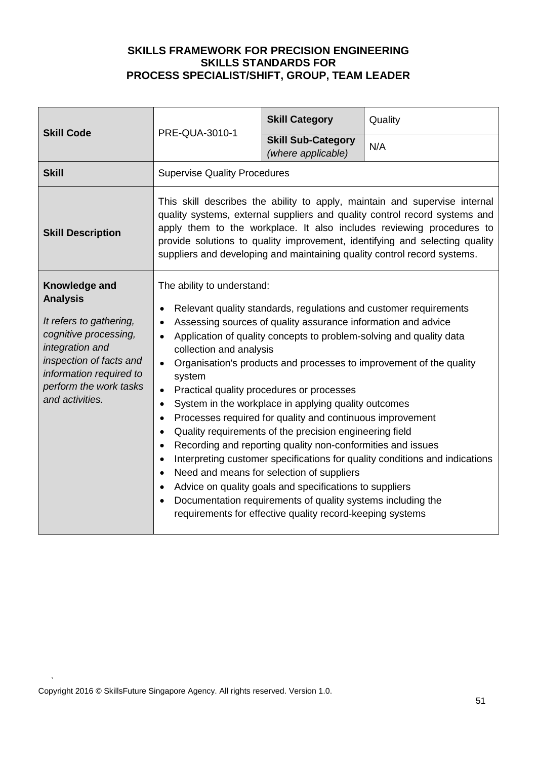**SKILLS FRAMEWORK FOR PRECISION ENGINEERING**
**SKILLS STANDARDS FOR**
**PROCESS SPECIALIST/SHIFT, GROUP, TEAM LEADER**

| **Skill Code** | PRE-QUA-3010-1 | **Skill Category** | Quality |
|---|---|---|---|
| | | **Skill Sub-Category** *(where applicable)* | N/A |
| **Skill** | Supervise Quality Procedures | | |
| **Skill Description** | This skill describes the ability to apply, maintain and supervise internal quality systems, external suppliers and quality control record systems and apply them to the workplace. It also includes reviewing procedures to provide solutions to quality improvement, identifying and selecting quality suppliers and developing and maintaining quality control record systems. | | |
| **Knowledge and Analysis** <br><br> *It refers to gathering, cognitive processing, integration and inspection of facts and information required to perform the work tasks and activities.* | The ability to understand: <br><br> • Relevant quality standards, regulations and customer requirements <br> • Assessing sources of quality assurance information and advice <br> • Application of quality concepts to problem-solving and quality data collection and analysis <br> • Organisation's products and processes to improvement of the quality system <br> • Practical quality procedures or processes <br> • System in the workplace in applying quality outcomes <br> • Processes required for quality and continuous improvement <br> • Quality requirements of the precision engineering field <br> • Recording and reporting quality non-conformities and issues <br> • Interpreting customer specifications for quality conditions and indications <br> • Need and means for selection of suppliers <br> • Advice on quality goals and specifications to suppliers <br> • Documentation requirements of quality systems including the requirements for effective quality record-keeping systems | | |

Copyright 2016 © SkillsFuture Singapore Agency. All rights reserved. Version 1.0.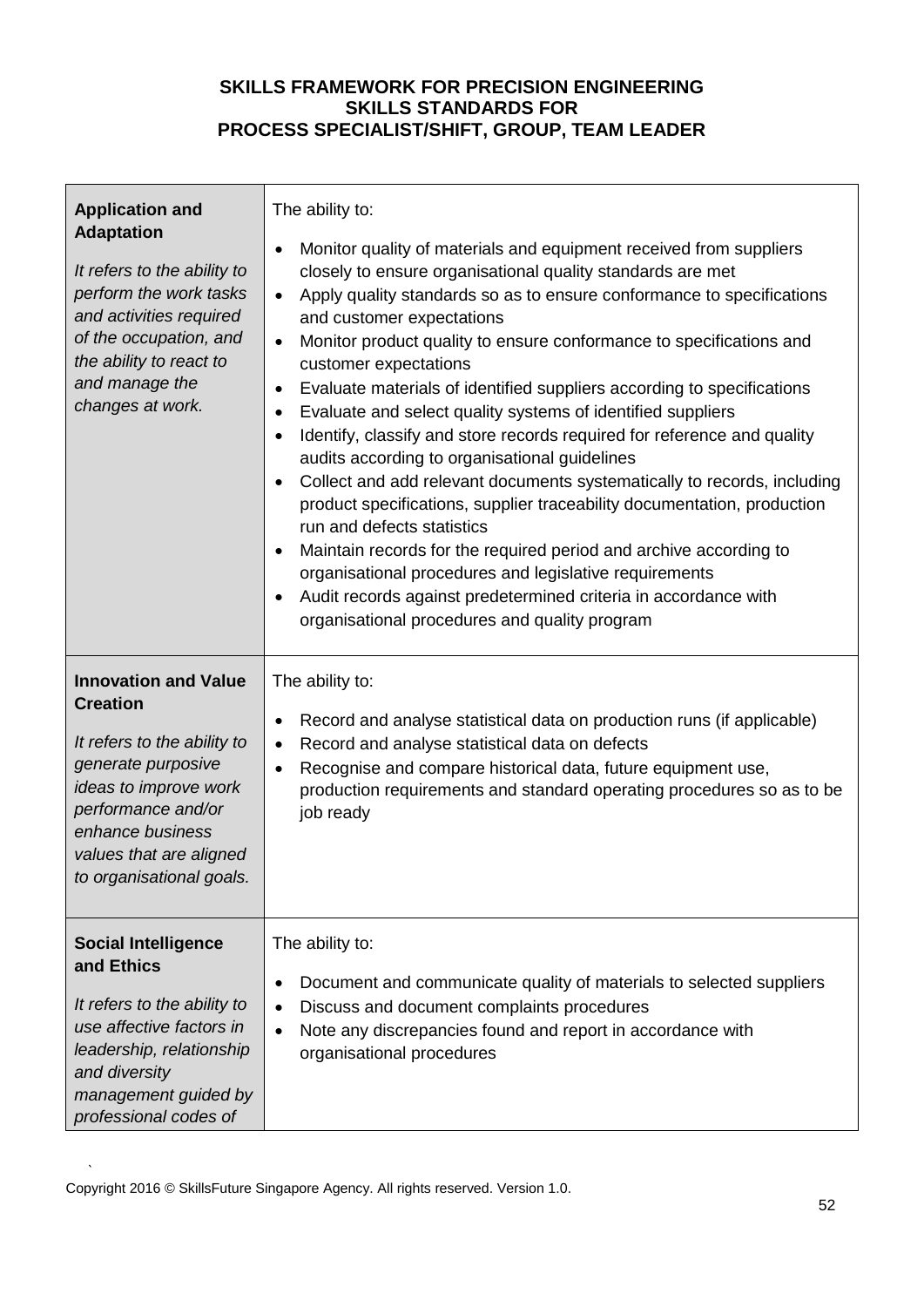**SKILLS FRAMEWORK FOR PRECISION ENGINEERING**
**SKILLS STANDARDS FOR**
**PROCESS SPECIALIST/SHIFT, GROUP, TEAM LEADER**

| | |
|---|---|
| **Application and Adaptation**<br><br>*It refers to the ability to perform the work tasks and activities required of the occupation, and the ability to react to and manage the changes at work.* | The ability to:<br><br>• Monitor quality of materials and equipment received from suppliers closely to ensure organisational quality standards are met<br>• Apply quality standards so as to ensure conformance to specifications and customer expectations<br>• Monitor product quality to ensure conformance to specifications and customer expectations<br>• Evaluate materials of identified suppliers according to specifications<br>• Evaluate and select quality systems of identified suppliers<br>• Identify, classify and store records required for reference and quality audits according to organisational guidelines<br>• Collect and add relevant documents systematically to records, including product specifications, supplier traceability documentation, production run and defects statistics<br>• Maintain records for the required period and archive according to organisational procedures and legislative requirements<br>• Audit records against predetermined criteria in accordance with organisational procedures and quality program |
| **Innovation and Value Creation**<br><br>*It refers to the ability to generate purposive ideas to improve work performance and/or enhance business values that are aligned to organisational goals.* | The ability to:<br><br>• Record and analyse statistical data on production runs (if applicable)<br>• Record and analyse statistical data on defects<br>• Recognise and compare historical data, future equipment use, production requirements and standard operating procedures so as to be job ready |
| **Social Intelligence and Ethics**<br><br>*It refers to the ability to use affective factors in leadership, relationship and diversity management guided by professional codes of* | The ability to:<br><br>• Document and communicate quality of materials to selected suppliers<br>• Discuss and document complaints procedures<br>• Note any discrepancies found and report in accordance with organisational procedures |

Copyright 2016 © SkillsFuture Singapore Agency. All rights reserved. Version 1.0.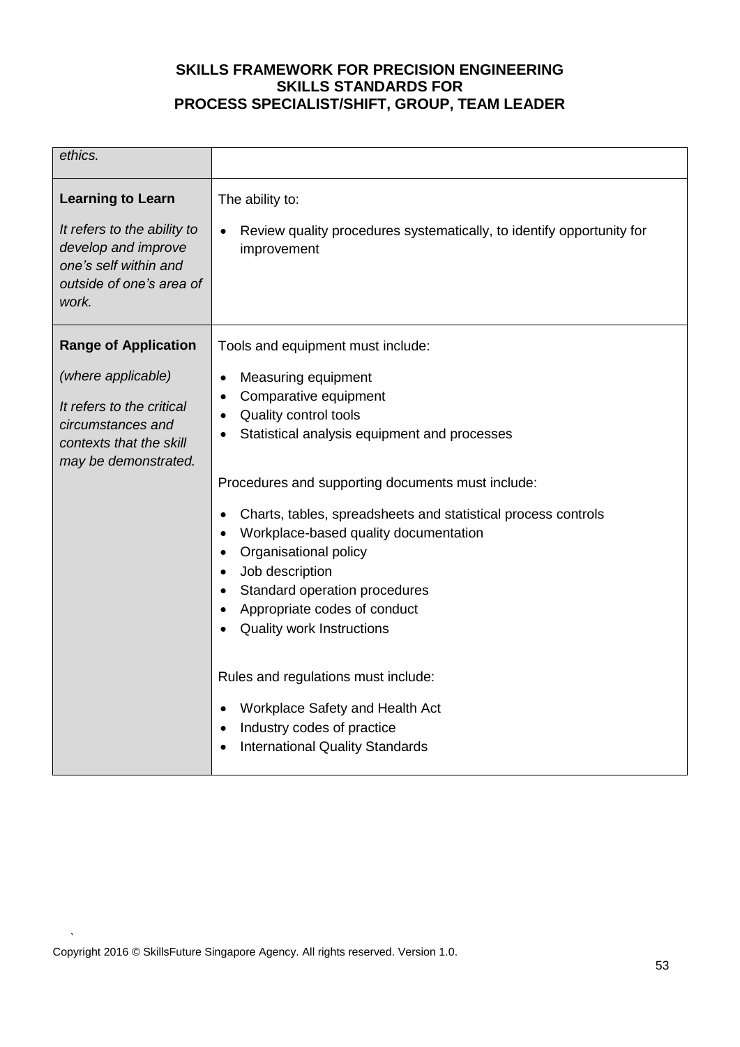| | |
|---|---|
| *ethics.* | |
| **Learning to Learn**<br><br>*It refers to the ability to develop and improve one's self within and outside of one's area of work.* | The ability to:<br><br>• Review quality procedures systematically, to identify opportunity for improvement |
| **Range of Application**<br><br>*(where applicable)*<br><br>*It refers to the critical circumstances and contexts that the skill may be demonstrated.* | Tools and equipment must include:<br><br>• Measuring equipment<br>• Comparative equipment<br>• Quality control tools<br>• Statistical analysis equipment and processes<br><br>Procedures and supporting documents must include:<br><br>• Charts, tables, spreadsheets and statistical process controls<br>• Workplace-based quality documentation<br>• Organisational policy<br>• Job description<br>• Standard operation procedures<br>• Appropriate codes of conduct<br>• Quality work Instructions<br><br>Rules and regulations must include:<br><br>• Workplace Safety and Health Act<br>• Industry codes of practice<br>• International Quality Standards |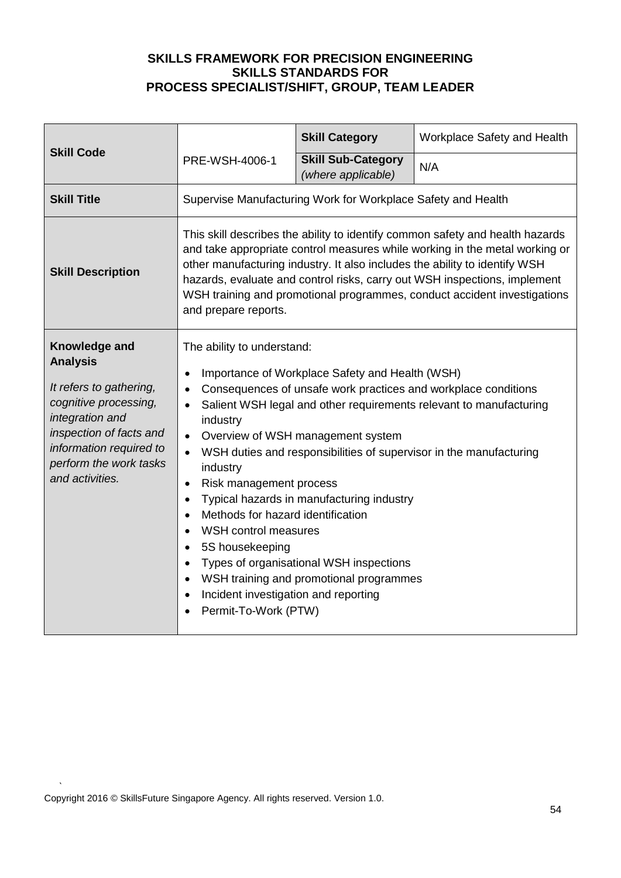**SKILLS FRAMEWORK FOR PRECISION ENGINEERING**
**SKILLS STANDARDS FOR**
**PROCESS SPECIALIST/SHIFT, GROUP, TEAM LEADER**

| **Skill Code** | PRE-WSH-4006-1 | **Skill Category** | Workplace Safety and Health |
|---|---|---|---|
| | | **Skill Sub-Category** *(where applicable)* | N/A |
| **Skill Title** | Supervise Manufacturing Work for Workplace Safety and Health | | |
| **Skill Description** | This skill describes the ability to identify common safety and health hazards and take appropriate control measures while working in the metal working or other manufacturing industry. It also includes the ability to identify WSH hazards, evaluate and control risks, carry out WSH inspections, implement WSH training and promotional programmes, conduct accident investigations and prepare reports. | | |
| **Knowledge and Analysis**<br><br>*It refers to gathering, cognitive processing, integration and inspection of facts and information required to perform the work tasks and activities.* | The ability to understand:<br><br>• Importance of Workplace Safety and Health (WSH)<br>• Consequences of unsafe work practices and workplace conditions<br>• Salient WSH legal and other requirements relevant to manufacturing industry<br>• Overview of WSH management system<br>• WSH duties and responsibilities of supervisor in the manufacturing industry<br>• Risk management process<br>• Typical hazards in manufacturing industry<br>• Methods for hazard identification<br>• WSH control measures<br>• 5S housekeeping<br>• Types of organisational WSH inspections<br>• WSH training and promotional programmes<br>• Incident investigation and reporting<br>• Permit-To-Work (PTW) | | |

Copyright 2016 © SkillsFuture Singapore Agency. All rights reserved. Version 1.0.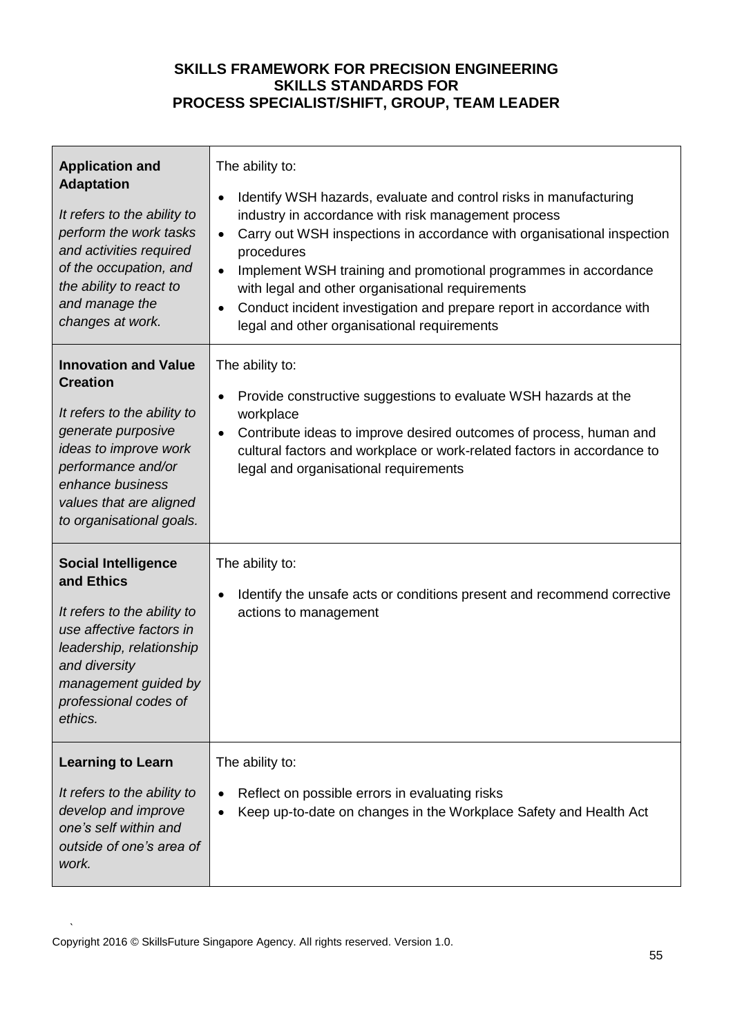**SKILLS FRAMEWORK FOR PRECISION ENGINEERING**
**SKILLS STANDARDS FOR**
**PROCESS SPECIALIST/SHIFT, GROUP, TEAM LEADER**

| | |
|---|---|
| **Application and Adaptation**<br><br>*It refers to the ability to perform the work tasks and activities required of the occupation, and the ability to react to and manage the changes at work.* | The ability to:<br><br>• Identify WSH hazards, evaluate and control risks in manufacturing industry in accordance with risk management process<br>• Carry out WSH inspections in accordance with organisational inspection procedures<br>• Implement WSH training and promotional programmes in accordance with legal and other organisational requirements<br>• Conduct incident investigation and prepare report in accordance with legal and other organisational requirements |
| **Innovation and Value Creation**<br><br>*It refers to the ability to generate purposive ideas to improve work performance and/or enhance business values that are aligned to organisational goals.* | The ability to:<br><br>• Provide constructive suggestions to evaluate WSH hazards at the workplace<br>• Contribute ideas to improve desired outcomes of process, human and cultural factors and workplace or work-related factors in accordance to legal and organisational requirements |
| **Social Intelligence and Ethics**<br><br>*It refers to the ability to use affective factors in leadership, relationship and diversity management guided by professional codes of ethics.* | The ability to:<br><br>• Identify the unsafe acts or conditions present and recommend corrective actions to management |
| **Learning to Learn**<br><br>*It refers to the ability to develop and improve one's self within and outside of one's area of work.* | The ability to:<br><br>• Reflect on possible errors in evaluating risks<br>• Keep up-to-date on changes in the Workplace Safety and Health Act |

Copyright 2016 © SkillsFuture Singapore Agency. All rights reserved. Version 1.0.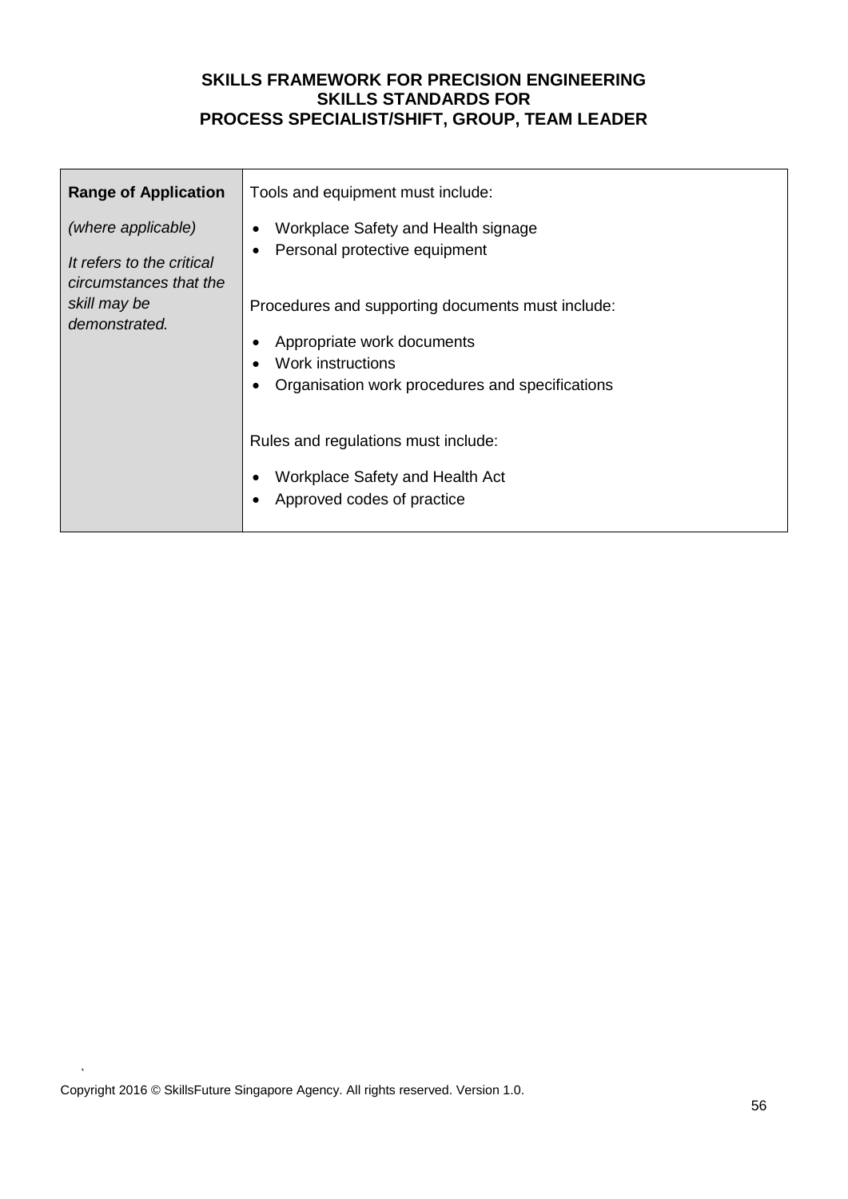| **Range of Application**<br><br>*(where applicable)*<br><br>*It refers to the critical circumstances that the skill may be demonstrated.* | Tools and equipment must include:<br><br>• Workplace Safety and Health signage<br>• Personal protective equipment<br><br>Procedures and supporting documents must include:<br><br>• Appropriate work documents<br>• Work instructions<br>• Organisation work procedures and specifications<br><br>Rules and regulations must include:<br><br>• Workplace Safety and Health Act<br>• Approved codes of practice |
|---|---|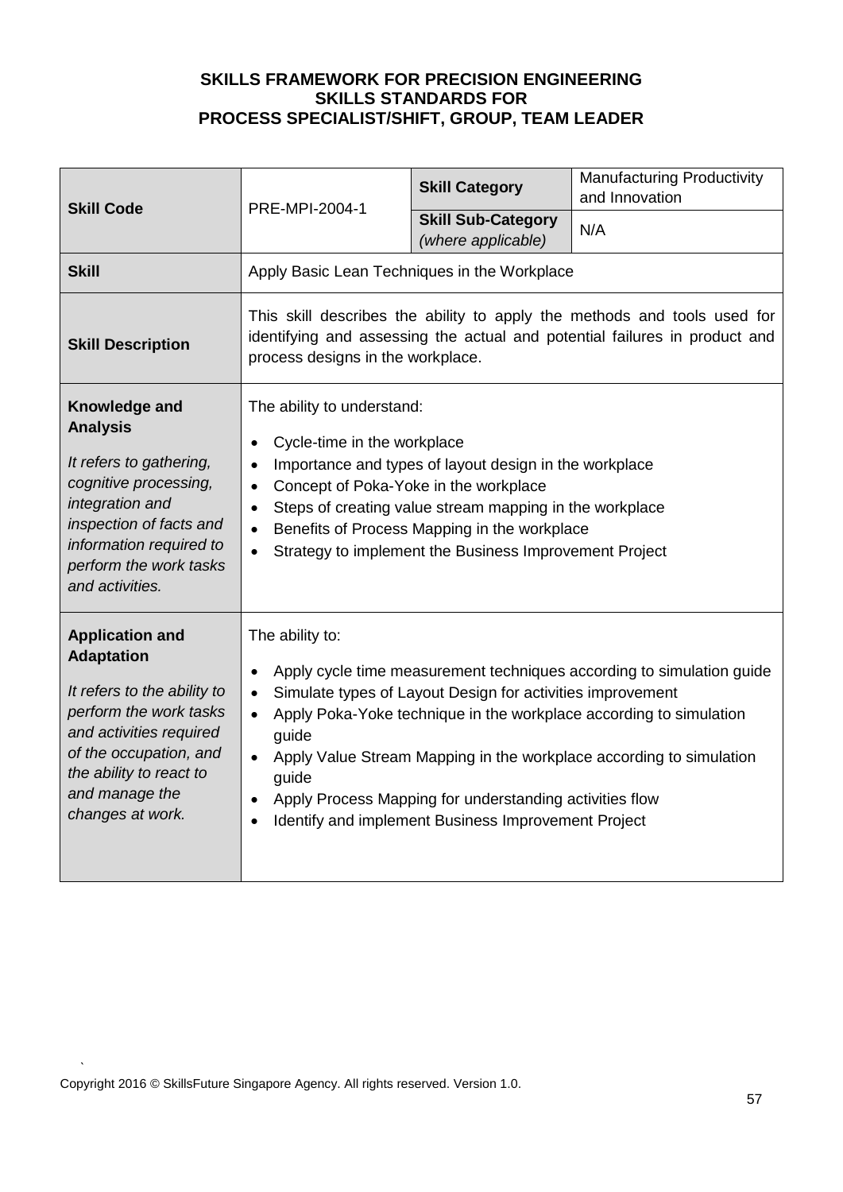**SKILLS FRAMEWORK FOR PRECISION ENGINEERING**
**SKILLS STANDARDS FOR**
**PROCESS SPECIALIST/SHIFT, GROUP, TEAM LEADER**

| **Skill Code** | PRE-MPI-2004-1 | **Skill Category** | Manufacturing Productivity and Innovation |
|---|---|---|---|
| | | **Skill Sub-Category** *(where applicable)* | N/A |
| **Skill** | Apply Basic Lean Techniques in the Workplace | | |
| **Skill Description** | This skill describes the ability to apply the methods and tools used for identifying and assessing the actual and potential failures in product and process designs in the workplace. | | |
| **Knowledge and Analysis** *It refers to gathering, cognitive processing, integration and inspection of facts and information required to perform the work tasks and activities.* | The ability to understand: • Cycle-time in the workplace • Importance and types of layout design in the workplace • Concept of Poka-Yoke in the workplace • Steps of creating value stream mapping in the workplace • Benefits of Process Mapping in the workplace • Strategy to implement the Business Improvement Project | | |
| **Application and Adaptation** *It refers to the ability to perform the work tasks and activities required of the occupation, and the ability to react to and manage the changes at work.* | The ability to: • Apply cycle time measurement techniques according to simulation guide • Simulate types of Layout Design for activities improvement • Apply Poka-Yoke technique in the workplace according to simulation guide • Apply Value Stream Mapping in the workplace according to simulation guide • Apply Process Mapping for understanding activities flow • Identify and implement Business Improvement Project | | |

Copyright 2016 © SkillsFuture Singapore Agency. All rights reserved. Version 1.0.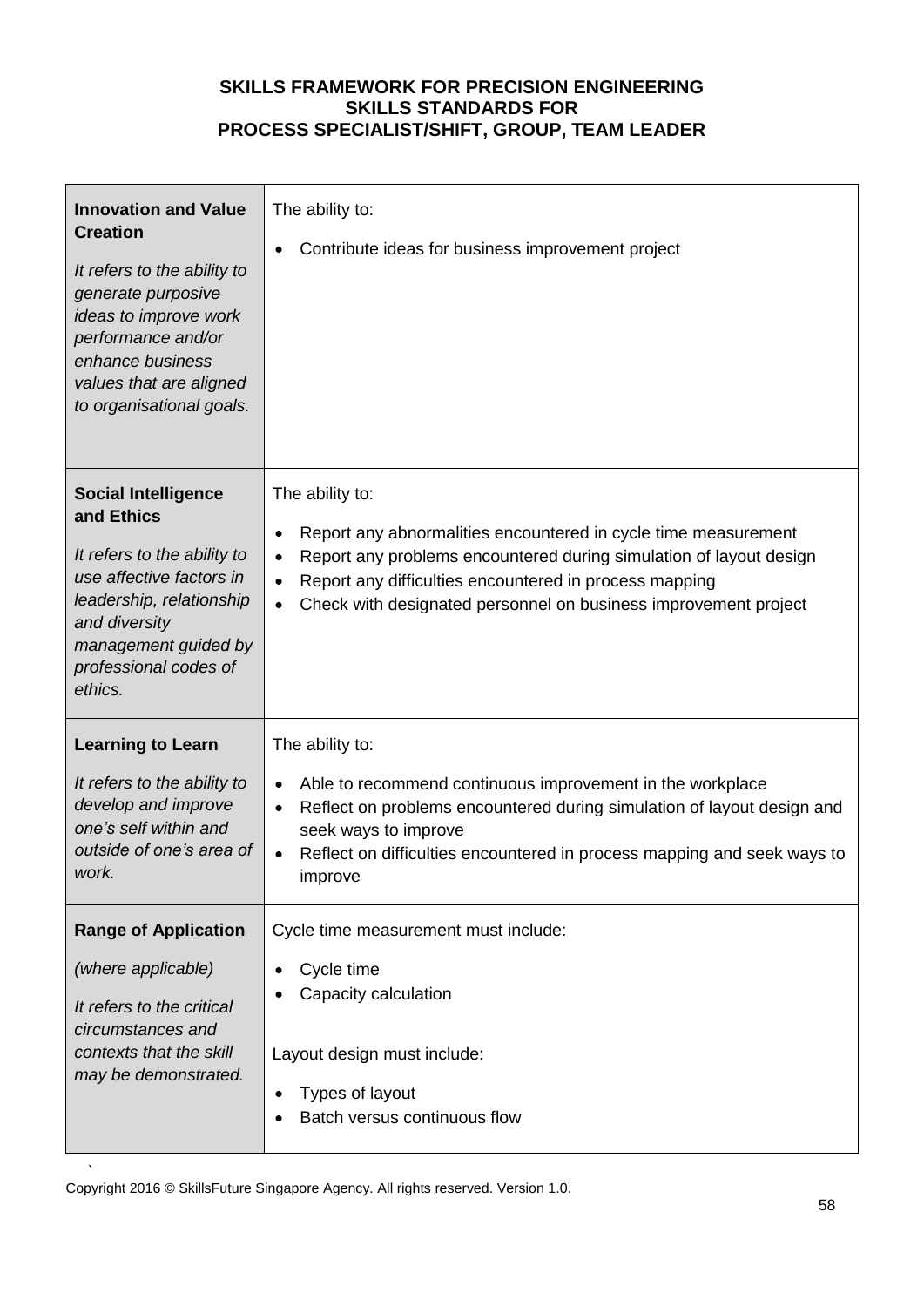**SKILLS FRAMEWORK FOR PRECISION ENGINEERING**
**SKILLS STANDARDS FOR**
**PROCESS SPECIALIST/SHIFT, GROUP, TEAM LEADER**

| | |
|---|---|
| **Innovation and Value Creation**<br><br>*It refers to the ability to generate purposive ideas to improve work performance and/or enhance business values that are aligned to organisational goals.* | The ability to:<br><br>• Contribute ideas for business improvement project |
| **Social Intelligence and Ethics**<br><br>*It refers to the ability to use affective factors in leadership, relationship and diversity management guided by professional codes of ethics.* | The ability to:<br><br>• Report any abnormalities encountered in cycle time measurement<br>• Report any problems encountered during simulation of layout design<br>• Report any difficulties encountered in process mapping<br>• Check with designated personnel on business improvement project |
| **Learning to Learn**<br><br>*It refers to the ability to develop and improve one's self within and outside of one's area of work.* | The ability to:<br><br>• Able to recommend continuous improvement in the workplace<br>• Reflect on problems encountered during simulation of layout design and seek ways to improve<br>• Reflect on difficulties encountered in process mapping and seek ways to improve |
| **Range of Application**<br><br>*(where applicable)*<br><br>*It refers to the critical circumstances and contexts that the skill may be demonstrated.* | Cycle time measurement must include:<br><br>• Cycle time<br>• Capacity calculation<br><br>Layout design must include:<br><br>• Types of layout<br>• Batch versus continuous flow |

Copyright 2016 © SkillsFuture Singapore Agency. All rights reserved. Version 1.0.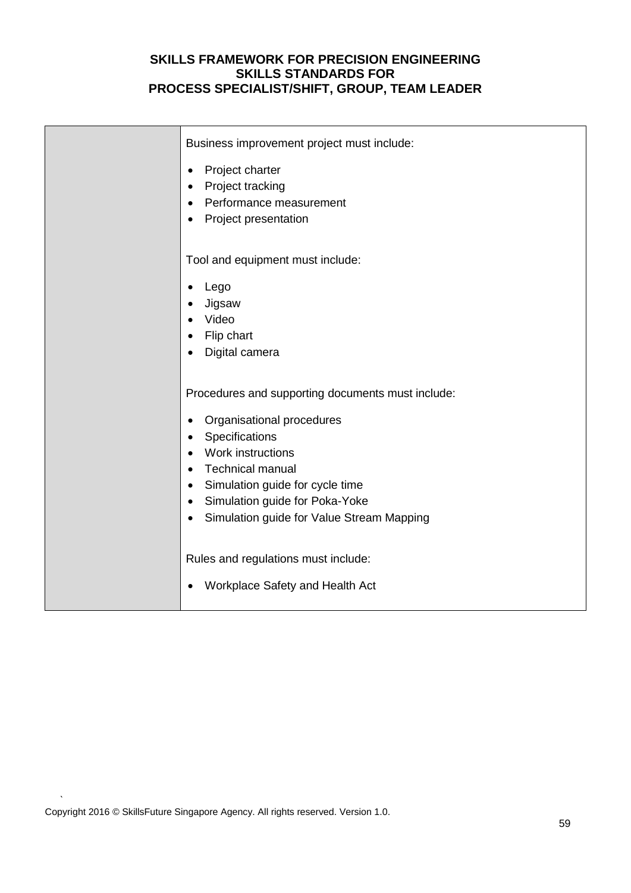| | Business improvement project must include:<br><br>• Project charter<br>• Project tracking<br>• Performance measurement<br>• Project presentation<br><br>Tool and equipment must include:<br><br>• Lego<br>• Jigsaw<br>• Video<br>• Flip chart<br>• Digital camera<br><br>Procedures and supporting documents must include:<br><br>• Organisational procedures<br>• Specifications<br>• Work instructions<br>• Technical manual<br>• Simulation guide for cycle time<br>• Simulation guide for Poka-Yoke<br>• Simulation guide for Value Stream Mapping<br><br>Rules and regulations must include:<br><br>• Workplace Safety and Health Act |
|---|---|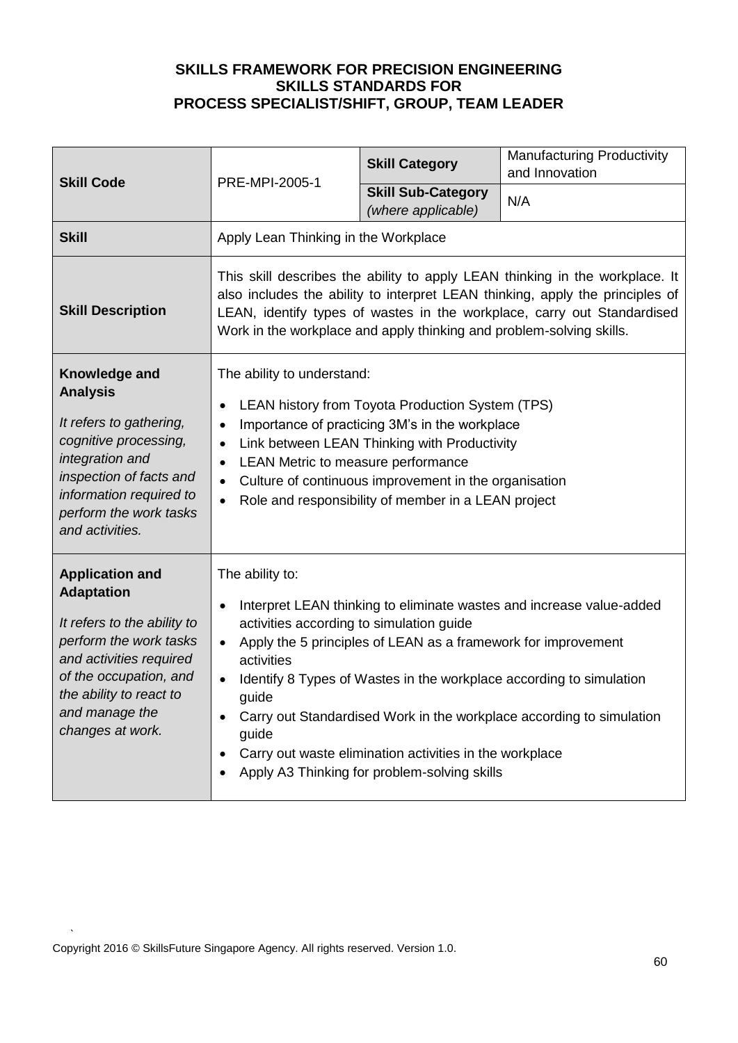**SKILLS FRAMEWORK FOR PRECISION ENGINEERING**
**SKILLS STANDARDS FOR**
**PROCESS SPECIALIST/SHIFT, GROUP, TEAM LEADER**

| **Skill Code** | PRE-MPI-2005-1 | **Skill Category** | Manufacturing Productivity and Innovation |
|---|---|---|---|
| | | **Skill Sub-Category** *(where applicable)* | N/A |
| **Skill** | Apply Lean Thinking in the Workplace | | |
| **Skill Description** | This skill describes the ability to apply LEAN thinking in the workplace. It also includes the ability to interpret LEAN thinking, apply the principles of LEAN, identify types of wastes in the workplace, carry out Standardised Work in the workplace and apply thinking and problem-solving skills. | | |
| **Knowledge and Analysis**<br><br>*It refers to gathering, cognitive processing, integration and inspection of facts and information required to perform the work tasks and activities.* | The ability to understand:<br><br>• LEAN history from Toyota Production System (TPS)<br>• Importance of practicing 3M's in the workplace<br>• Link between LEAN Thinking with Productivity<br>• LEAN Metric to measure performance<br>• Culture of continuous improvement in the organisation<br>• Role and responsibility of member in a LEAN project | | |
| **Application and Adaptation**<br><br>*It refers to the ability to perform the work tasks and activities required of the occupation, and the ability to react to and manage the changes at work.* | The ability to:<br><br>• Interpret LEAN thinking to eliminate wastes and increase value-added activities according to simulation guide<br>• Apply the 5 principles of LEAN as a framework for improvement activities<br>• Identify 8 Types of Wastes in the workplace according to simulation guide<br>• Carry out Standardised Work in the workplace according to simulation guide<br>• Carry out waste elimination activities in the workplace<br>• Apply A3 Thinking for problem-solving skills | | |

Copyright 2016 © SkillsFuture Singapore Agency. All rights reserved. Version 1.0.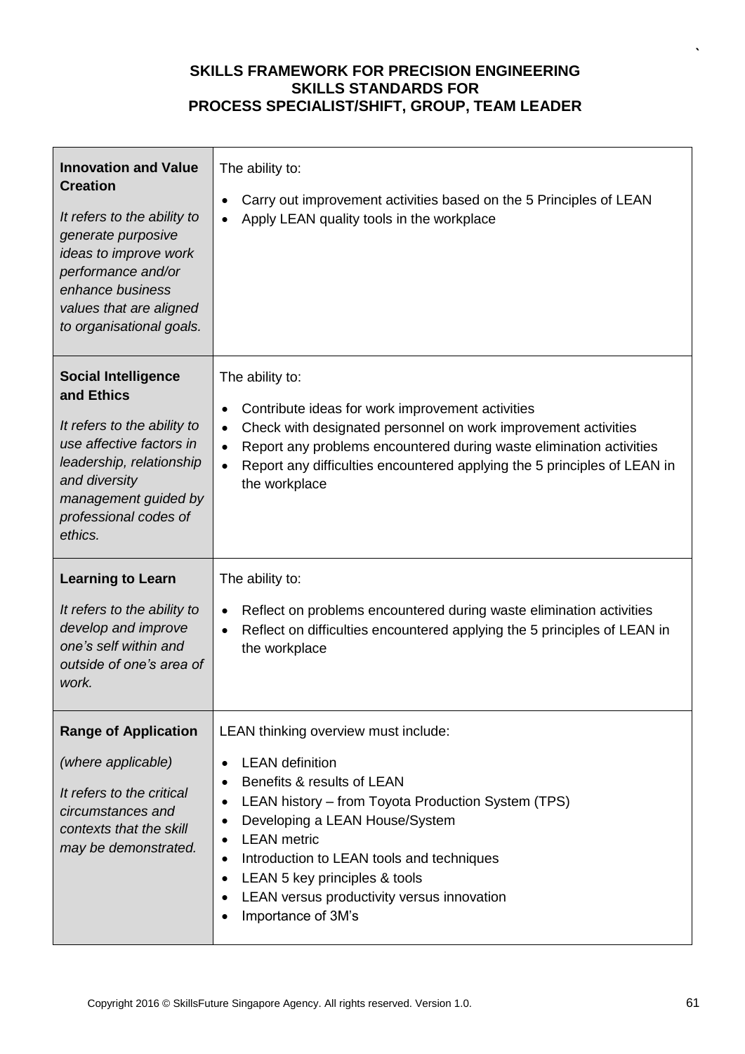**SKILLS FRAMEWORK FOR PRECISION ENGINEERING**
**SKILLS STANDARDS FOR**
**PROCESS SPECIALIST/SHIFT, GROUP, TEAM LEADER**

| | |
|---|---|
| **Innovation and Value Creation**<br><br>*It refers to the ability to generate purposive ideas to improve work performance and/or enhance business values that are aligned to organisational goals.* | The ability to:<br>• Carry out improvement activities based on the 5 Principles of LEAN<br>• Apply LEAN quality tools in the workplace |
| **Social Intelligence and Ethics**<br><br>*It refers to the ability to use affective factors in leadership, relationship and diversity management guided by professional codes of ethics.* | The ability to:<br>• Contribute ideas for work improvement activities<br>• Check with designated personnel on work improvement activities<br>• Report any problems encountered during waste elimination activities<br>• Report any difficulties encountered applying the 5 principles of LEAN in the workplace |
| **Learning to Learn**<br><br>*It refers to the ability to develop and improve one's self within and outside of one's area of work.* | The ability to:<br>• Reflect on problems encountered during waste elimination activities<br>• Reflect on difficulties encountered applying the 5 principles of LEAN in the workplace |
| **Range of Application**<br><br>*(where applicable)*<br><br>*It refers to the critical circumstances and contexts that the skill may be demonstrated.* | LEAN thinking overview must include:<br>• LEAN definition<br>• Benefits & results of LEAN<br>• LEAN history – from Toyota Production System (TPS)<br>• Developing a LEAN House/System<br>• LEAN metric<br>• Introduction to LEAN tools and techniques<br>• LEAN 5 key principles & tools<br>• LEAN versus productivity versus innovation<br>• Importance of 3M's |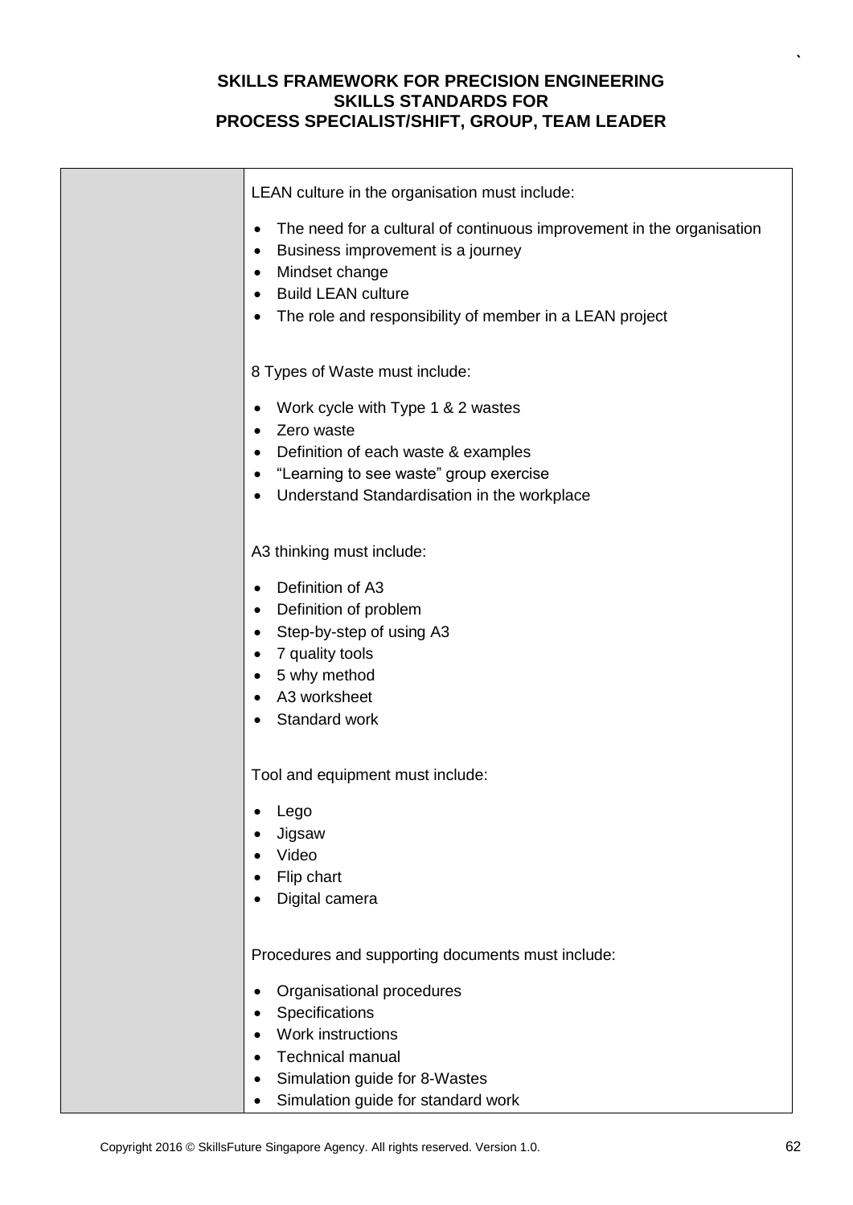| | LEAN culture in the organisation must include:<br><br>• The need for a cultural of continuous improvement in the organisation<br>• Business improvement is a journey<br>• Mindset change<br>• Build LEAN culture<br>• The role and responsibility of member in a LEAN project<br><br>8 Types of Waste must include:<br><br>• Work cycle with Type 1 & 2 wastes<br>• Zero waste<br>• Definition of each waste & examples<br>• "Learning to see waste" group exercise<br>• Understand Standardisation in the workplace<br><br>A3 thinking must include:<br><br>• Definition of A3<br>• Definition of problem<br>• Step-by-step of using A3<br>• 7 quality tools<br>• 5 why method<br>• A3 worksheet<br>• Standard work<br><br>Tool and equipment must include:<br><br>• Lego<br>• Jigsaw<br>• Video<br>• Flip chart<br>• Digital camera<br><br>Procedures and supporting documents must include:<br><br>• Organisational procedures<br>• Specifications<br>• Work instructions<br>• Technical manual<br>• Simulation guide for 8-Wastes<br>• Simulation guide for standard work |
|---|---|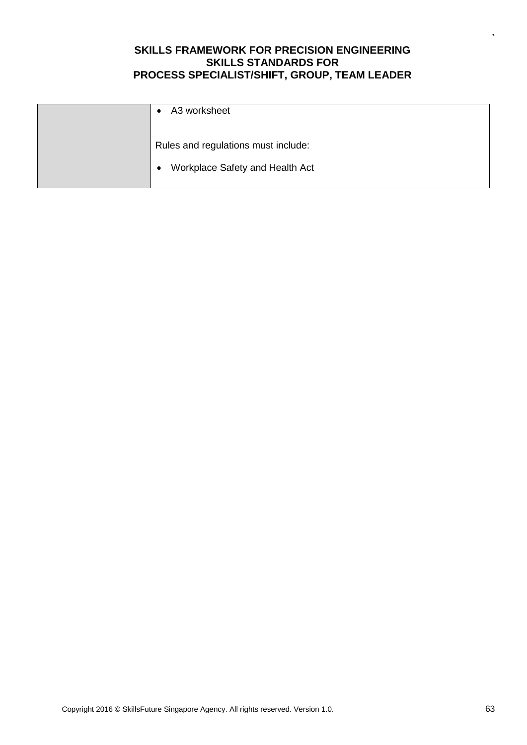|  |  |
|---|---|
|  | • A3 worksheet<br><br>Rules and regulations must include:<br><br>• Workplace Safety and Health Act |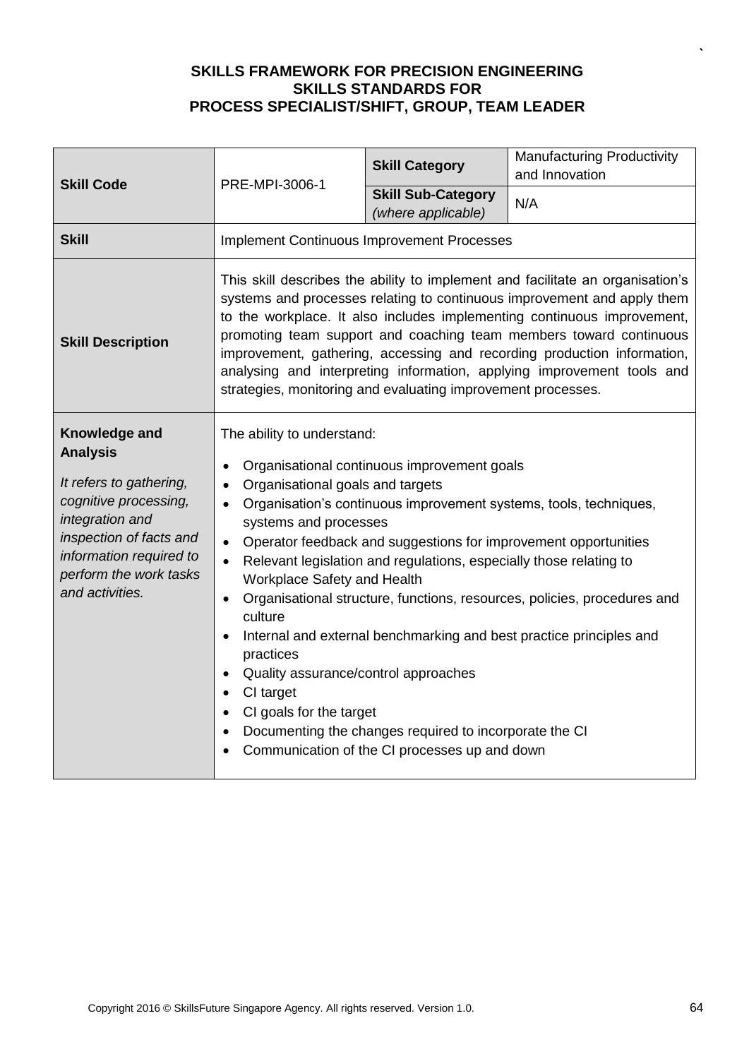**SKILLS FRAMEWORK FOR PRECISION ENGINEERING**
**SKILLS STANDARDS FOR**
**PROCESS SPECIALIST/SHIFT, GROUP, TEAM LEADER**

| **Skill Code** | PRE-MPI-3006-1 | **Skill Category** | Manufacturing Productivity and Innovation |
|---|---|---|---|
| | | **Skill Sub-Category** *(where applicable)* | N/A |
| **Skill** | Implement Continuous Improvement Processes | | |
| **Skill Description** | This skill describes the ability to implement and facilitate an organisation's systems and processes relating to continuous improvement and apply them to the workplace. It also includes implementing continuous improvement, promoting team support and coaching team members toward continuous improvement, gathering, accessing and recording production information, analysing and interpreting information, applying improvement tools and strategies, monitoring and evaluating improvement processes. | | |
| **Knowledge and Analysis**<br><br>*It refers to gathering, cognitive processing, integration and inspection of facts and information required to perform the work tasks and activities.* | The ability to understand:<br>• Organisational continuous improvement goals<br>• Organisational goals and targets<br>• Organisation's continuous improvement systems, tools, techniques, systems and processes<br>• Operator feedback and suggestions for improvement opportunities<br>• Relevant legislation and regulations, especially those relating to Workplace Safety and Health<br>• Organisational structure, functions, resources, policies, procedures and culture<br>• Internal and external benchmarking and best practice principles and practices<br>• Quality assurance/control approaches<br>• CI target<br>• CI goals for the target<br>• Documenting the changes required to incorporate the CI<br>• Communication of the CI processes up and down | | |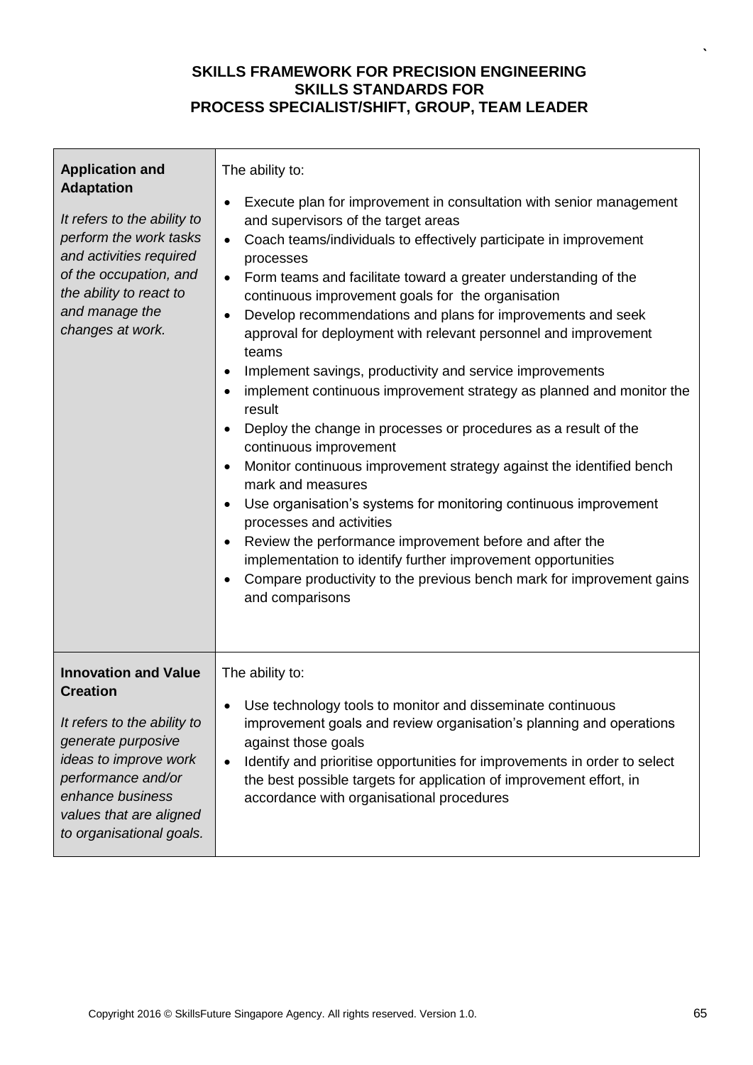**SKILLS FRAMEWORK FOR PRECISION ENGINEERING**
**SKILLS STANDARDS FOR**
**PROCESS SPECIALIST/SHIFT, GROUP, TEAM LEADER**

| | |
|---|---|
| **Application and Adaptation**<br><br>*It refers to the ability to perform the work tasks and activities required of the occupation, and the ability to react to and manage the changes at work.* | The ability to:<br><br>• Execute plan for improvement in consultation with senior management and supervisors of the target areas<br>• Coach teams/individuals to effectively participate in improvement processes<br>• Form teams and facilitate toward a greater understanding of the continuous improvement goals for the organisation<br>• Develop recommendations and plans for improvements and seek approval for deployment with relevant personnel and improvement teams<br>• Implement savings, productivity and service improvements<br>• implement continuous improvement strategy as planned and monitor the result<br>• Deploy the change in processes or procedures as a result of the continuous improvement<br>• Monitor continuous improvement strategy against the identified bench mark and measures<br>• Use organisation's systems for monitoring continuous improvement processes and activities<br>• Review the performance improvement before and after the implementation to identify further improvement opportunities<br>• Compare productivity to the previous bench mark for improvement gains and comparisons |
| **Innovation and Value Creation**<br><br>*It refers to the ability to generate purposive ideas to improve work performance and/or enhance business values that are aligned to organisational goals.* | The ability to:<br><br>• Use technology tools to monitor and disseminate continuous improvement goals and review organisation's planning and operations against those goals<br>• Identify and prioritise opportunities for improvements in order to select the best possible targets for application of improvement effort, in accordance with organisational procedures |

Copyright 2016 © SkillsFuture Singapore Agency. All rights reserved. Version 1.0.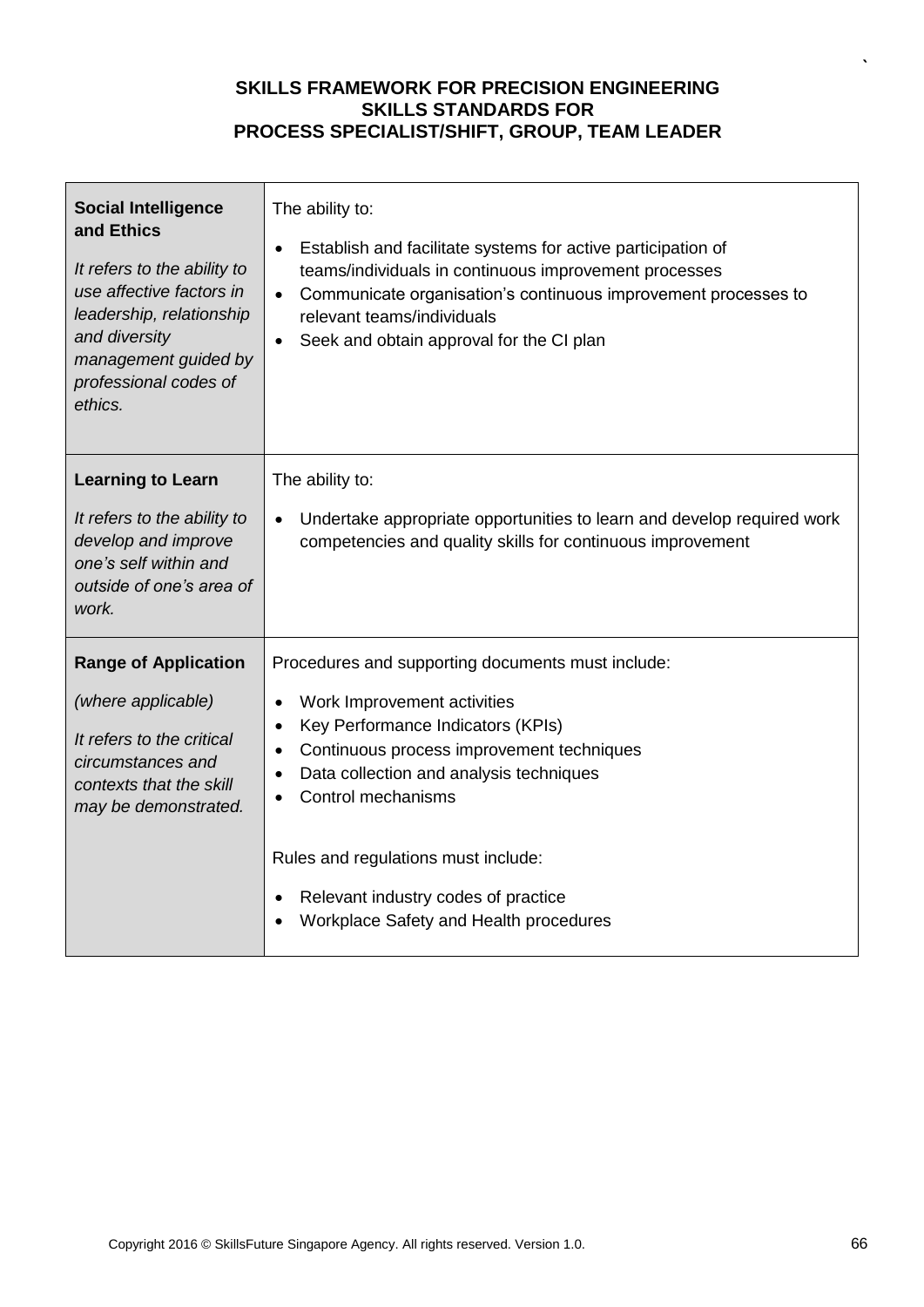**SKILLS FRAMEWORK FOR PRECISION ENGINEERING**
**SKILLS STANDARDS FOR**
**PROCESS SPECIALIST/SHIFT, GROUP, TEAM LEADER**

| | |
|---|---|
| **Social Intelligence and Ethics**<br><br>*It refers to the ability to use affective factors in leadership, relationship and diversity management guided by professional codes of ethics.* | The ability to:<br><br>• Establish and facilitate systems for active participation of teams/individuals in continuous improvement processes<br>• Communicate organisation's continuous improvement processes to relevant teams/individuals<br>• Seek and obtain approval for the CI plan |
| **Learning to Learn**<br><br>*It refers to the ability to develop and improve one's self within and outside of one's area of work.* | The ability to:<br><br>• Undertake appropriate opportunities to learn and develop required work competencies and quality skills for continuous improvement |
| **Range of Application**<br><br>*(where applicable)*<br><br>*It refers to the critical circumstances and contexts that the skill may be demonstrated.* | Procedures and supporting documents must include:<br><br>• Work Improvement activities<br>• Key Performance Indicators (KPIs)<br>• Continuous process improvement techniques<br>• Data collection and analysis techniques<br>• Control mechanisms<br><br>Rules and regulations must include:<br><br>• Relevant industry codes of practice<br>• Workplace Safety and Health procedures |

Copyright 2016 © SkillsFuture Singapore Agency. All rights reserved. Version 1.0.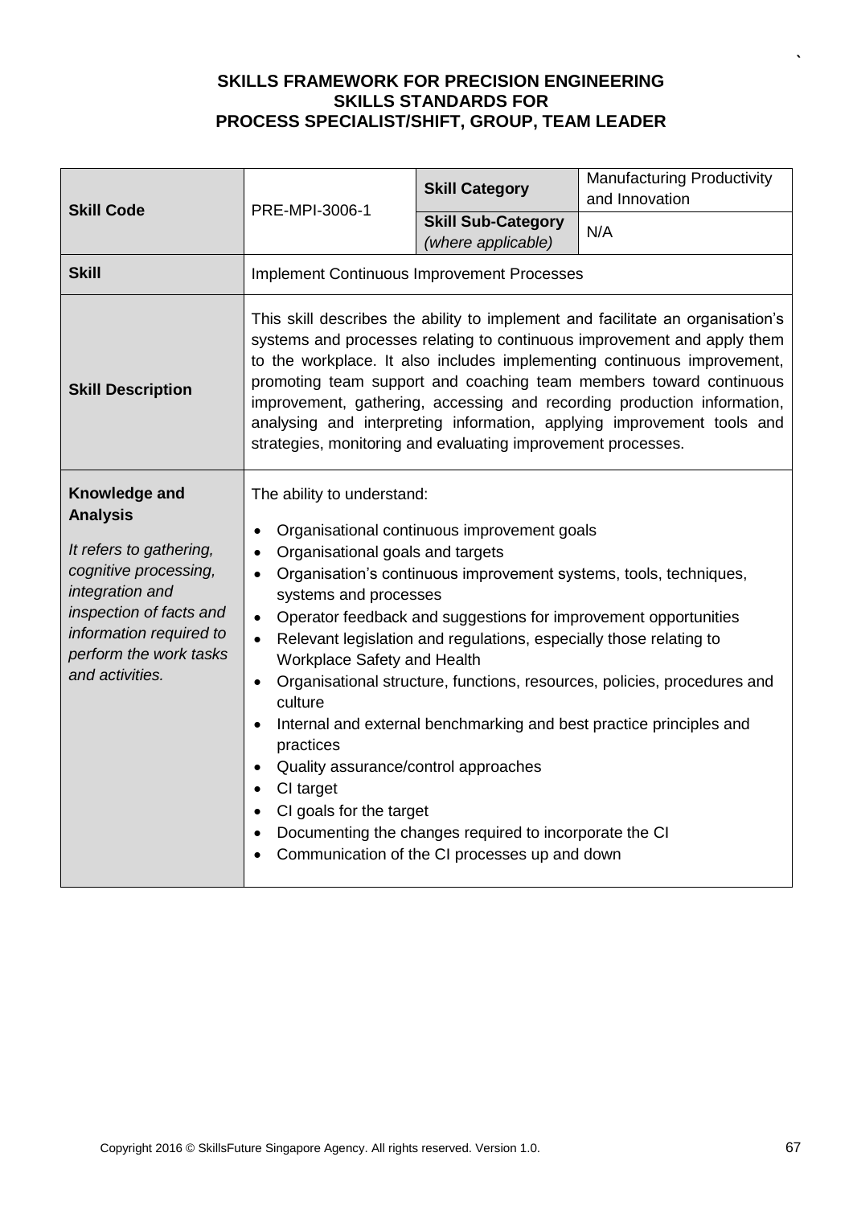**SKILLS FRAMEWORK FOR PRECISION ENGINEERING**
**SKILLS STANDARDS FOR**
**PROCESS SPECIALIST/SHIFT, GROUP, TEAM LEADER**

| **Skill Code** | PRE-MPI-3006-1 | **Skill Category** | Manufacturing Productivity and Innovation |
|---|---|---|---|
| | | **Skill Sub-Category** *(where applicable)* | N/A |
| **Skill** | Implement Continuous Improvement Processes | | |
| **Skill Description** | This skill describes the ability to implement and facilitate an organisation's systems and processes relating to continuous improvement and apply them to the workplace. It also includes implementing continuous improvement, promoting team support and coaching team members toward continuous improvement, gathering, accessing and recording production information, analysing and interpreting information, applying improvement tools and strategies, monitoring and evaluating improvement processes. | | |
| **Knowledge and Analysis** *It refers to gathering, cognitive processing, integration and inspection of facts and information required to perform the work tasks and activities.* | The ability to understand: <br>• Organisational continuous improvement goals <br>• Organisational goals and targets <br>• Organisation's continuous improvement systems, tools, techniques, systems and processes <br>• Operator feedback and suggestions for improvement opportunities <br>• Relevant legislation and regulations, especially those relating to Workplace Safety and Health <br>• Organisational structure, functions, resources, policies, procedures and culture <br>• Internal and external benchmarking and best practice principles and practices <br>• Quality assurance/control approaches <br>• CI target <br>• CI goals for the target <br>• Documenting the changes required to incorporate the CI <br>• Communication of the CI processes up and down | | |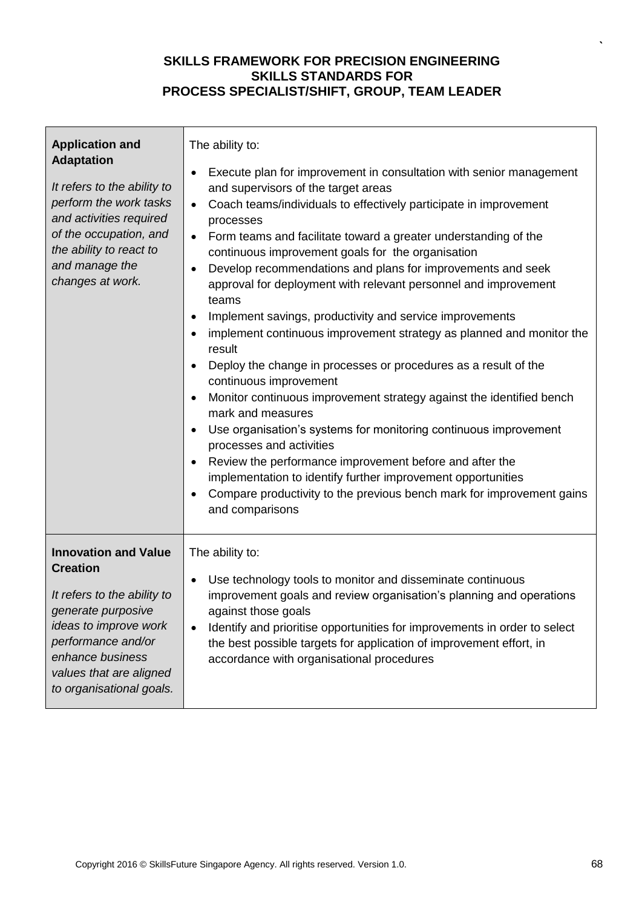**SKILLS FRAMEWORK FOR PRECISION ENGINEERING**
**SKILLS STANDARDS FOR**
**PROCESS SPECIALIST/SHIFT, GROUP, TEAM LEADER**

| | |
|---|---|
| **Application and Adaptation**<br><br>*It refers to the ability to perform the work tasks and activities required of the occupation, and the ability to react to and manage the changes at work.* | The ability to:<br>• Execute plan for improvement in consultation with senior management and supervisors of the target areas<br>• Coach teams/individuals to effectively participate in improvement processes<br>• Form teams and facilitate toward a greater understanding of the continuous improvement goals for the organisation<br>• Develop recommendations and plans for improvements and seek approval for deployment with relevant personnel and improvement teams<br>• Implement savings, productivity and service improvements<br>• implement continuous improvement strategy as planned and monitor the result<br>• Deploy the change in processes or procedures as a result of the continuous improvement<br>• Monitor continuous improvement strategy against the identified bench mark and measures<br>• Use organisation's systems for monitoring continuous improvement processes and activities<br>• Review the performance improvement before and after the implementation to identify further improvement opportunities<br>• Compare productivity to the previous bench mark for improvement gains and comparisons |
| **Innovation and Value Creation**<br><br>*It refers to the ability to generate purposive ideas to improve work performance and/or enhance business values that are aligned to organisational goals.* | The ability to:<br>• Use technology tools to monitor and disseminate continuous improvement goals and review organisation's planning and operations against those goals<br>• Identify and prioritise opportunities for improvements in order to select the best possible targets for application of improvement effort, in accordance with organisational procedures |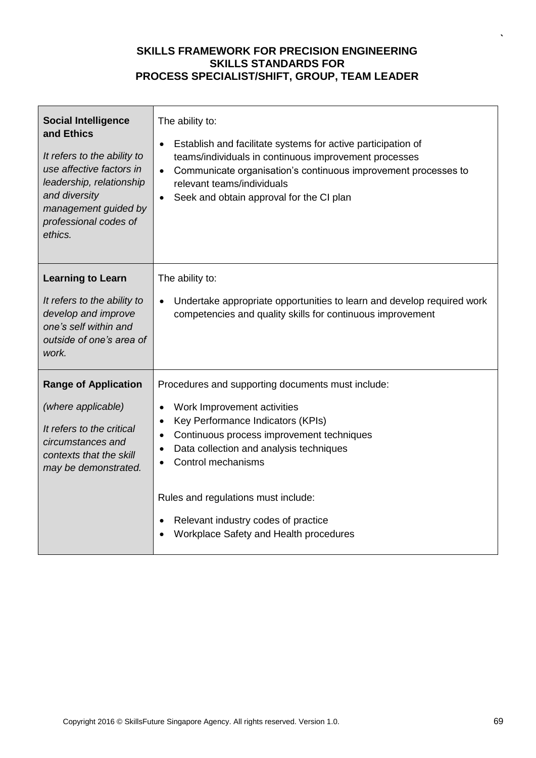| | |
|---|---|
| **Social Intelligence and Ethics**<br><br>*It refers to the ability to use affective factors in leadership, relationship and diversity management guided by professional codes of ethics.* | The ability to:<br><br>• Establish and facilitate systems for active participation of teams/individuals in continuous improvement processes<br>• Communicate organisation's continuous improvement processes to relevant teams/individuals<br>• Seek and obtain approval for the CI plan |
| **Learning to Learn**<br><br>*It refers to the ability to develop and improve one's self within and outside of one's area of work.* | The ability to:<br><br>• Undertake appropriate opportunities to learn and develop required work competencies and quality skills for continuous improvement |
| **Range of Application**<br><br>*(where applicable)*<br><br>*It refers to the critical circumstances and contexts that the skill may be demonstrated.* | Procedures and supporting documents must include:<br><br>• Work Improvement activities<br>• Key Performance Indicators (KPIs)<br>• Continuous process improvement techniques<br>• Data collection and analysis techniques<br>• Control mechanisms<br><br>Rules and regulations must include:<br><br>• Relevant industry codes of practice<br>• Workplace Safety and Health procedures |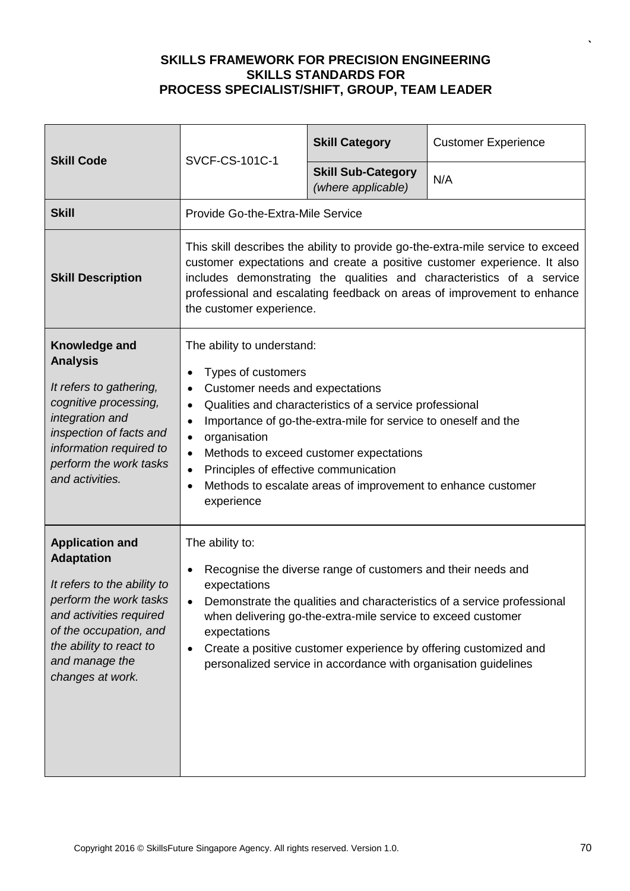**SKILLS FRAMEWORK FOR PRECISION ENGINEERING**
**SKILLS STANDARDS FOR**
**PROCESS SPECIALIST/SHIFT, GROUP, TEAM LEADER**

| **Skill Code** | SVCF-CS-101C-1 | **Skill Category** | Customer Experience |
|---|---|---|---|
| | | **Skill Sub-Category** *(where applicable)* | N/A |
| **Skill** | Provide Go-the-Extra-Mile Service | | |
| **Skill Description** | This skill describes the ability to provide go-the-extra-mile service to exceed customer expectations and create a positive customer experience. It also includes demonstrating the qualities and characteristics of a service professional and escalating feedback on areas of improvement to enhance the customer experience. | | |
| **Knowledge and Analysis** *It refers to gathering, cognitive processing, integration and inspection of facts and information required to perform the work tasks and activities.* | The ability to understand: <br> • Types of customers <br> • Customer needs and expectations <br> • Qualities and characteristics of a service professional <br> • Importance of go-the-extra-mile for service to oneself and the <br> • organisation <br> • Methods to exceed customer expectations <br> • Principles of effective communication <br> • Methods to escalate areas of improvement to enhance customer experience | | |
| **Application and Adaptation** *It refers to the ability to perform the work tasks and activities required of the occupation, and the ability to react to and manage the changes at work.* | The ability to: <br> • Recognise the diverse range of customers and their needs and expectations <br> • Demonstrate the qualities and characteristics of a service professional when delivering go-the-extra-mile service to exceed customer expectations <br> • Create a positive customer experience by offering customized and personalized service in accordance with organisation guidelines | | |

Copyright 2016 © SkillsFuture Singapore Agency. All rights reserved. Version 1.0.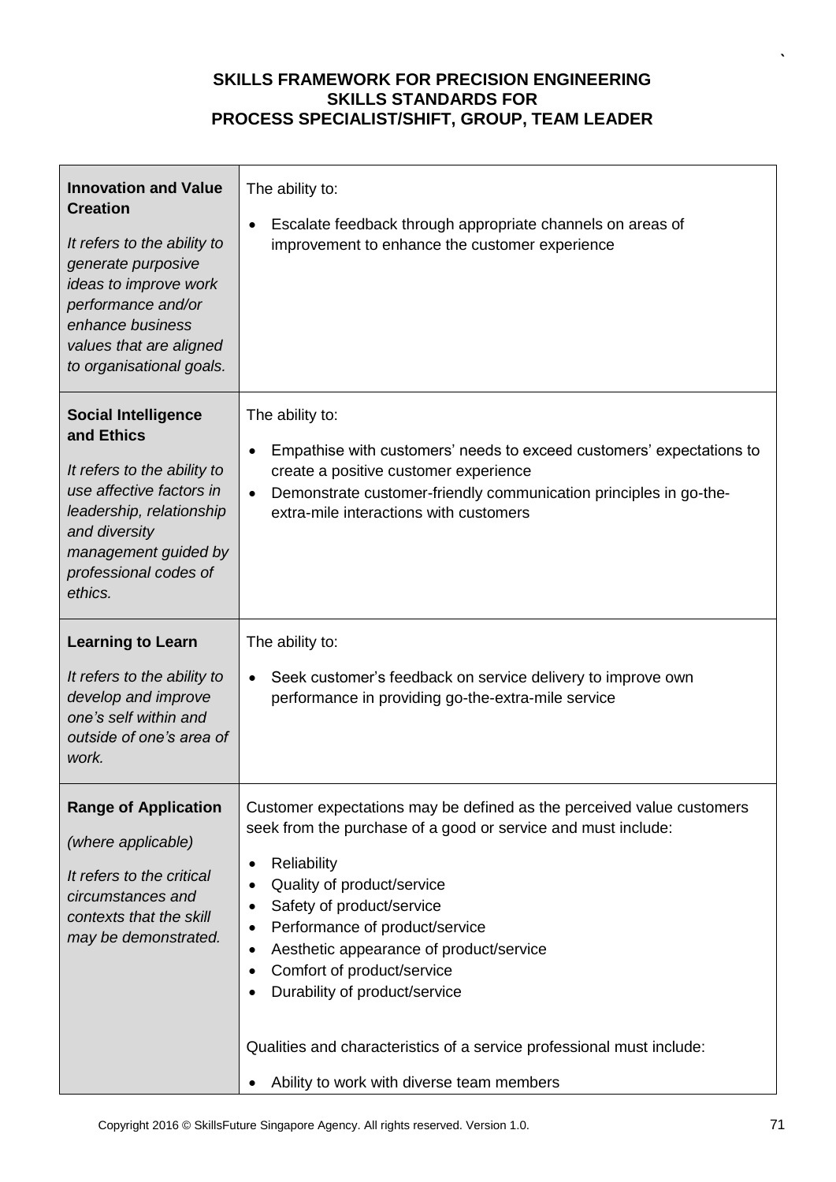**SKILLS FRAMEWORK FOR PRECISION ENGINEERING**
**SKILLS STANDARDS FOR**
**PROCESS SPECIALIST/SHIFT, GROUP, TEAM LEADER**

| | |
|---|---|
| **Innovation and Value Creation**<br><br>*It refers to the ability to generate purposive ideas to improve work performance and/or enhance business values that are aligned to organisational goals.* | The ability to:<br><br>• Escalate feedback through appropriate channels on areas of improvement to enhance the customer experience |
| **Social Intelligence and Ethics**<br><br>*It refers to the ability to use affective factors in leadership, relationship and diversity management guided by professional codes of ethics.* | The ability to:<br><br>• Empathise with customers' needs to exceed customers' expectations to create a positive customer experience<br>• Demonstrate customer-friendly communication principles in go-the-extra-mile interactions with customers |
| **Learning to Learn**<br><br>*It refers to the ability to develop and improve one's self within and outside of one's area of work.* | The ability to:<br><br>• Seek customer's feedback on service delivery to improve own performance in providing go-the-extra-mile service |
| **Range of Application**<br><br>*(where applicable)*<br><br>*It refers to the critical circumstances and contexts that the skill may be demonstrated.* | Customer expectations may be defined as the perceived value customers seek from the purchase of a good or service and must include:<br><br>• Reliability<br>• Quality of product/service<br>• Safety of product/service<br>• Performance of product/service<br>• Aesthetic appearance of product/service<br>• Comfort of product/service<br>• Durability of product/service<br><br>Qualities and characteristics of a service professional must include:<br><br>• Ability to work with diverse team members |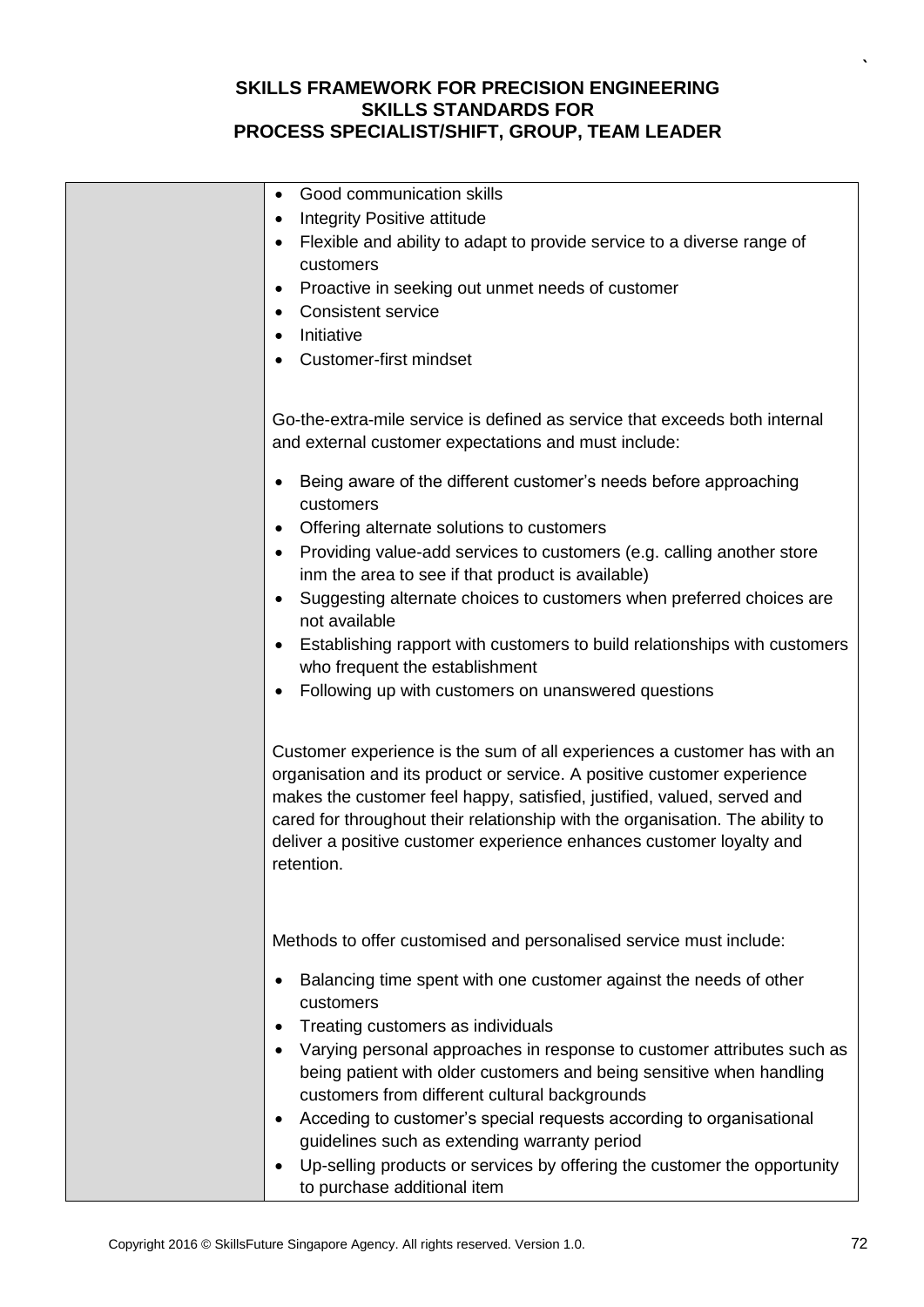| | |
|---|---|
| | • Good communication skills<br>• Integrity Positive attitude<br>• Flexible and ability to adapt to provide service to a diverse range of customers<br>• Proactive in seeking out unmet needs of customer<br>• Consistent service<br>• Initiative<br>• Customer-first mindset<br><br>Go-the-extra-mile service is defined as service that exceeds both internal and external customer expectations and must include:<br><br>• Being aware of the different customer's needs before approaching customers<br>• Offering alternate solutions to customers<br>• Providing value-add services to customers (e.g. calling another store inm the area to see if that product is available)<br>• Suggesting alternate choices to customers when preferred choices are not available<br>• Establishing rapport with customers to build relationships with customers who frequent the establishment<br>• Following up with customers on unanswered questions<br><br>Customer experience is the sum of all experiences a customer has with an organisation and its product or service. A positive customer experience makes the customer feel happy, satisfied, justified, valued, served and cared for throughout their relationship with the organisation. The ability to deliver a positive customer experience enhances customer loyalty and retention.<br><br>Methods to offer customised and personalised service must include:<br><br>• Balancing time spent with one customer against the needs of other customers<br>• Treating customers as individuals<br>• Varying personal approaches in response to customer attributes such as being patient with older customers and being sensitive when handling customers from different cultural backgrounds<br>• Acceding to customer's special requests according to organisational guidelines such as extending warranty period<br>• Up-selling products or services by offering the customer the opportunity to purchase additional item |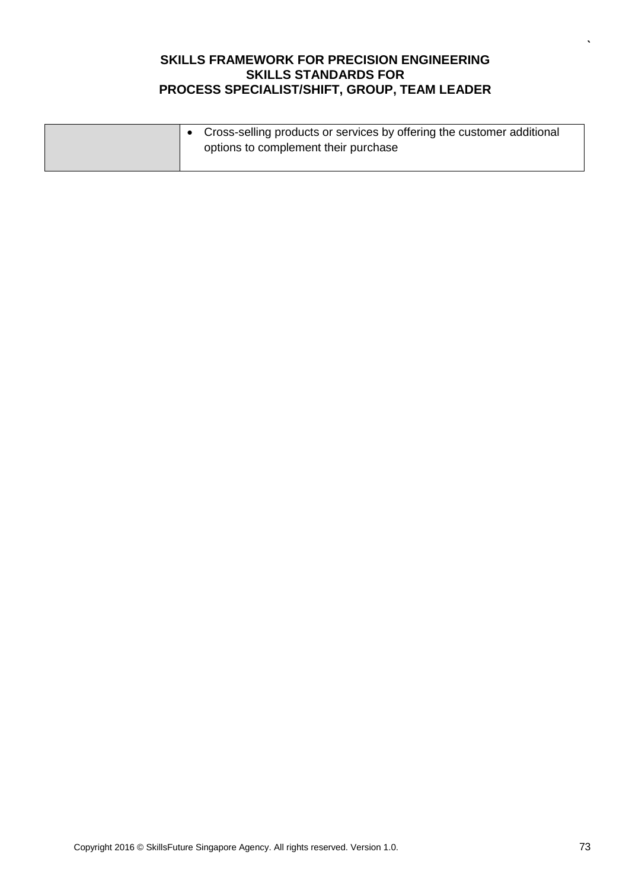| | |
|---|---|
| | • Cross-selling products or services by offering the customer additional options to complement their purchase |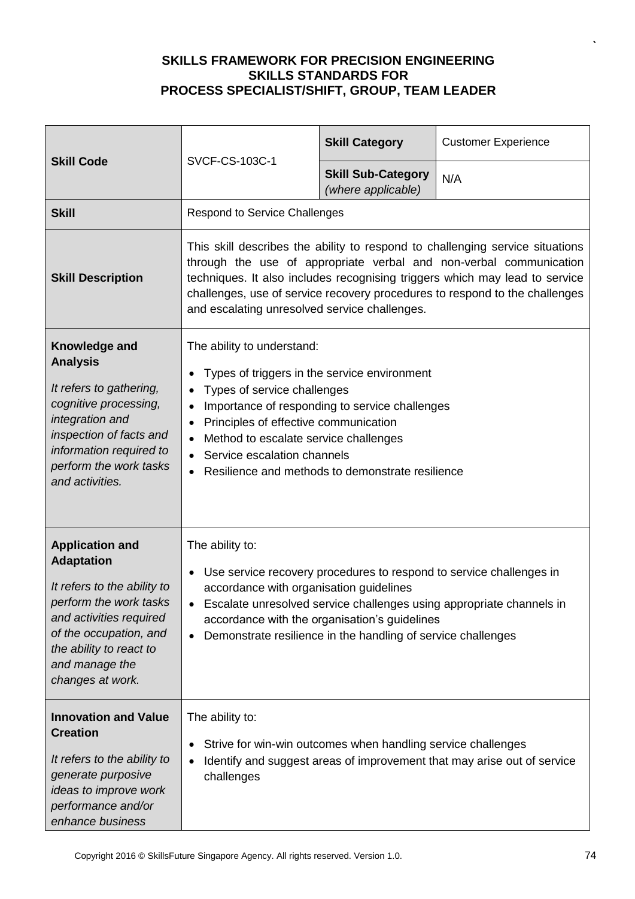# SKILLS FRAMEWORK FOR PRECISION ENGINEERING
## SKILLS STANDARDS FOR
## PROCESS SPECIALIST/SHIFT, GROUP, TEAM LEADER

| **Skill Code** | SVCF-CS-103C-1 | **Skill Category** | Customer Experience |
|---|---|---|---|
| | | **Skill Sub-Category** *(where applicable)* | N/A |
| **Skill** | Respond to Service Challenges | | |
| **Skill Description** | This skill describes the ability to respond to challenging service situations through the use of appropriate verbal and non-verbal communication techniques. It also includes recognising triggers which may lead to service challenges, use of service recovery procedures to respond to the challenges and escalating unresolved service challenges. | | |
| **Knowledge and Analysis**<br>*It refers to gathering, cognitive processing, integration and inspection of facts and information required to perform the work tasks and activities.* | The ability to understand:<br>• Types of triggers in the service environment<br>• Types of service challenges<br>• Importance of responding to service challenges<br>• Principles of effective communication<br>• Method to escalate service challenges<br>• Service escalation channels<br>• Resilience and methods to demonstrate resilience | | |
| **Application and Adaptation**<br>*It refers to the ability to perform the work tasks and activities required of the occupation, and the ability to react to and manage the changes at work.* | The ability to:<br>• Use service recovery procedures to respond to service challenges in accordance with organisation guidelines<br>• Escalate unresolved service challenges using appropriate channels in accordance with the organisation's guidelines<br>• Demonstrate resilience in the handling of service challenges | | |
| **Innovation and Value Creation**<br>*It refers to the ability to generate purposive ideas to improve work performance and/or enhance business* | The ability to:<br>• Strive for win-win outcomes when handling service challenges<br>• Identify and suggest areas of improvement that may arise out of service challenges | | |

Copyright 2016 © SkillsFuture Singapore Agency. All rights reserved. Version 1.0.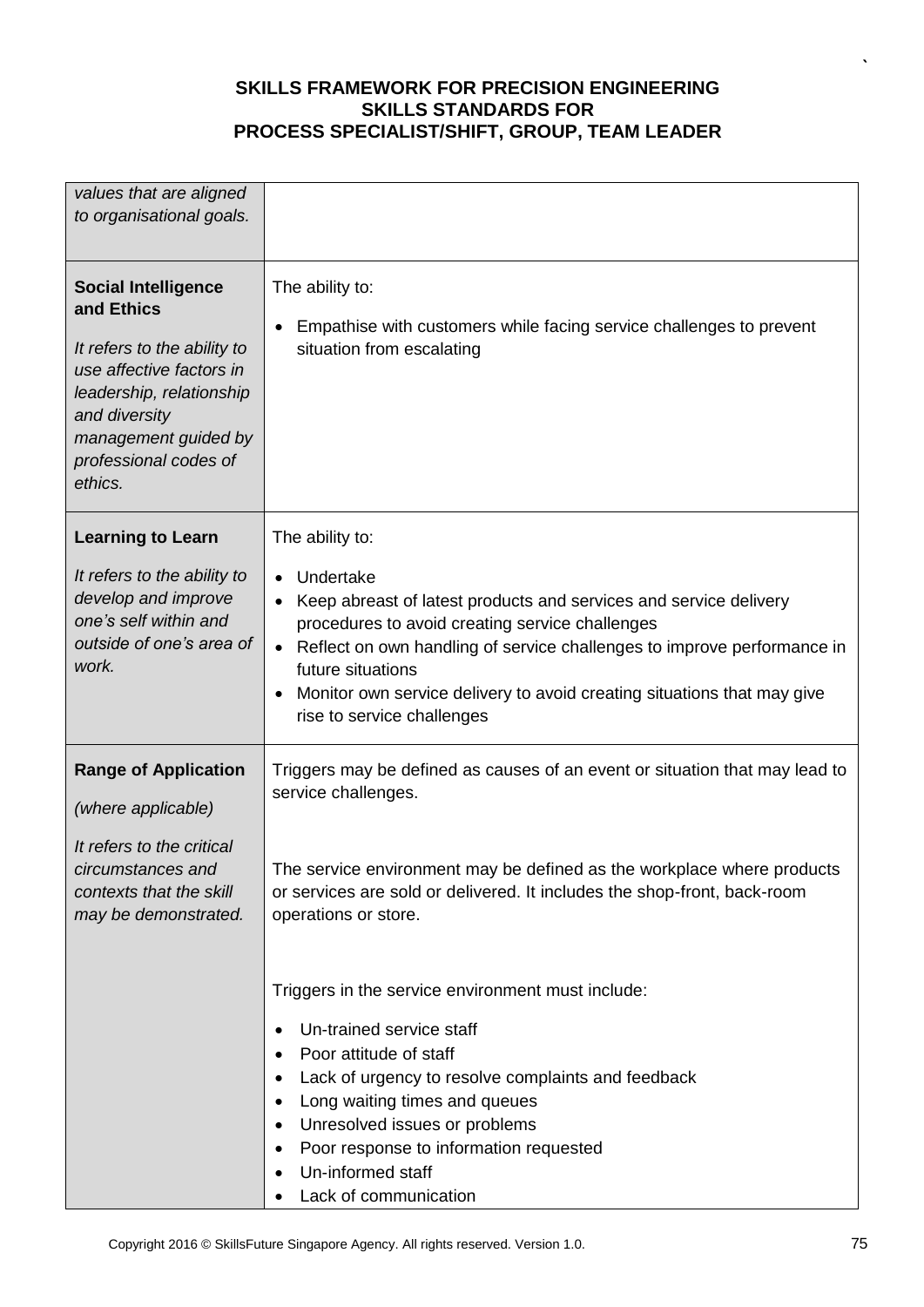| | |
|---|---|
| *values that are aligned to organisational goals.* | |
| **Social Intelligence and Ethics**<br><br>*It refers to the ability to use affective factors in leadership, relationship and diversity management guided by professional codes of ethics.* | The ability to:<br><br>• Empathise with customers while facing service challenges to prevent situation from escalating |
| **Learning to Learn**<br><br>*It refers to the ability to develop and improve one's self within and outside of one's area of work.* | The ability to:<br><br>• Undertake<br>• Keep abreast of latest products and services and service delivery procedures to avoid creating service challenges<br>• Reflect on own handling of service challenges to improve performance in future situations<br>• Monitor own service delivery to avoid creating situations that may give rise to service challenges |
| **Range of Application**<br><br>*(where applicable)*<br><br>*It refers to the critical circumstances and contexts that the skill may be demonstrated.* | Triggers may be defined as causes of an event or situation that may lead to service challenges.<br><br>The service environment may be defined as the workplace where products or services are sold or delivered. It includes the shop-front, back-room operations or store.<br><br>Triggers in the service environment must include:<br><br>• Un-trained service staff<br>• Poor attitude of staff<br>• Lack of urgency to resolve complaints and feedback<br>• Long waiting times and queues<br>• Unresolved issues or problems<br>• Poor response to information requested<br>• Un-informed staff<br>• Lack of communication |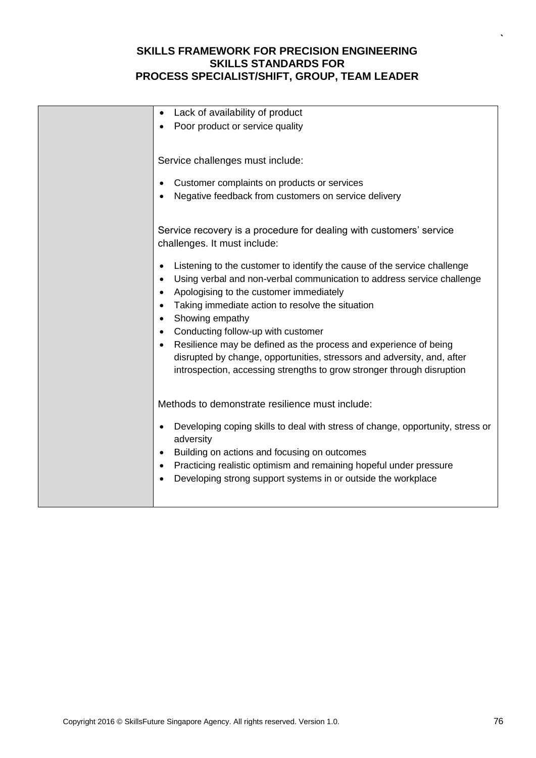| | |
|---|---|
| | • Lack of availability of product<br>• Poor product or service quality<br><br>Service challenges must include:<br><br>• Customer complaints on products or services<br>• Negative feedback from customers on service delivery<br><br>Service recovery is a procedure for dealing with customers' service challenges. It must include:<br><br>• Listening to the customer to identify the cause of the service challenge<br>• Using verbal and non-verbal communication to address service challenge<br>• Apologising to the customer immediately<br>• Taking immediate action to resolve the situation<br>• Showing empathy<br>• Conducting follow-up with customer<br>• Resilience may be defined as the process and experience of being disrupted by change, opportunities, stressors and adversity, and, after introspection, accessing strengths to grow stronger through disruption<br><br>Methods to demonstrate resilience must include:<br><br>• Developing coping skills to deal with stress of change, opportunity, stress or adversity<br>• Building on actions and focusing on outcomes<br>• Practicing realistic optimism and remaining hopeful under pressure<br>• Developing strong support systems in or outside the workplace |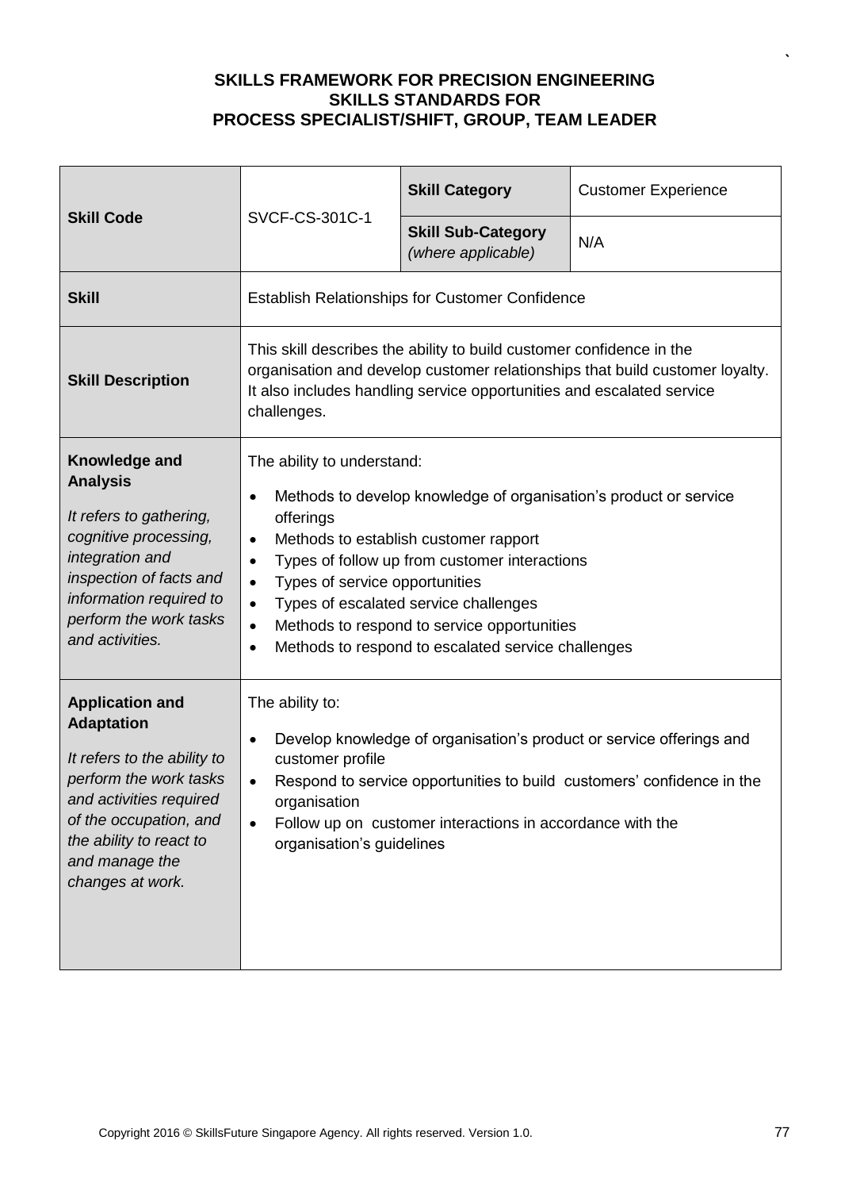**SKILLS FRAMEWORK FOR PRECISION ENGINEERING**
**SKILLS STANDARDS FOR**
**PROCESS SPECIALIST/SHIFT, GROUP, TEAM LEADER**

| **Skill Code** | SVCF-CS-301C-1 | **Skill Category** | Customer Experience |
|---|---|---|---|
| | | **Skill Sub-Category** *(where applicable)* | N/A |
| **Skill** | Establish Relationships for Customer Confidence | | |
| **Skill Description** | This skill describes the ability to build customer confidence in the organisation and develop customer relationships that build customer loyalty. It also includes handling service opportunities and escalated service challenges. | | |
| **Knowledge and Analysis** *It refers to gathering, cognitive processing, integration and inspection of facts and information required to perform the work tasks and activities.* | The ability to understand:<br>• Methods to develop knowledge of organisation's product or service offerings<br>• Methods to establish customer rapport<br>• Types of follow up from customer interactions<br>• Types of service opportunities<br>• Types of escalated service challenges<br>• Methods to respond to service opportunities<br>• Methods to respond to escalated service challenges | | |
| **Application and Adaptation** *It refers to the ability to perform the work tasks and activities required of the occupation, and the ability to react to and manage the changes at work.* | The ability to:<br>• Develop knowledge of organisation's product or service offerings and customer profile<br>• Respond to service opportunities to build customers' confidence in the organisation<br>• Follow up on customer interactions in accordance with the organisation's guidelines | | |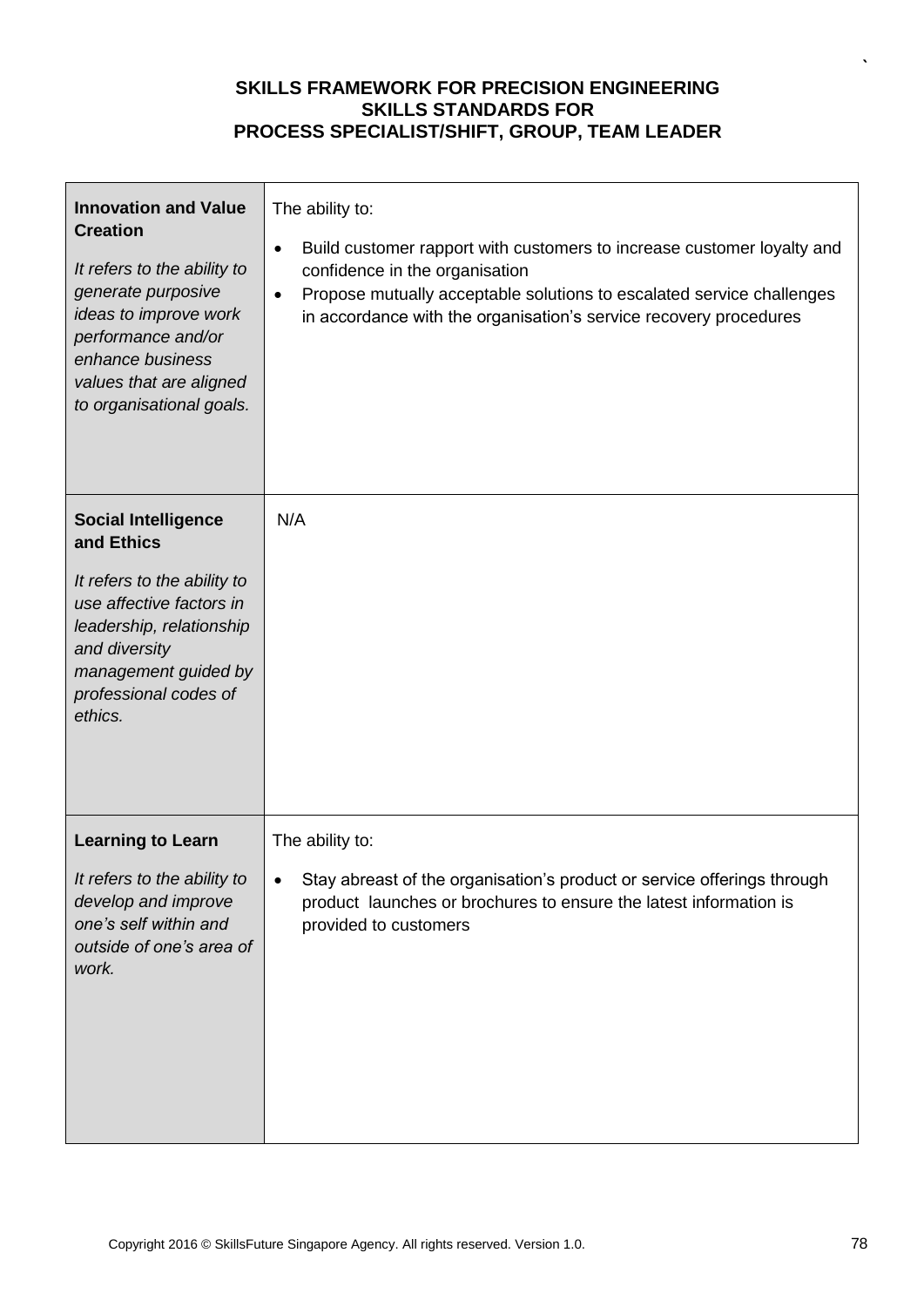| **Innovation and Value Creation**<br><br>*It refers to the ability to generate purposive ideas to improve work performance and/or enhance business values that are aligned to organisational goals.* | The ability to:<br><br>• Build customer rapport with customers to increase customer loyalty and confidence in the organisation<br>• Propose mutually acceptable solutions to escalated service challenges in accordance with the organisation's service recovery procedures |
|---|---|
| **Social Intelligence and Ethics**<br><br>*It refers to the ability to use affective factors in leadership, relationship and diversity management guided by professional codes of ethics.* | N/A |
| **Learning to Learn**<br><br>*It refers to the ability to develop and improve one's self within and outside of one's area of work.* | The ability to:<br><br>• Stay abreast of the organisation's product or service offerings through product launches or brochures to ensure the latest information is provided to customers |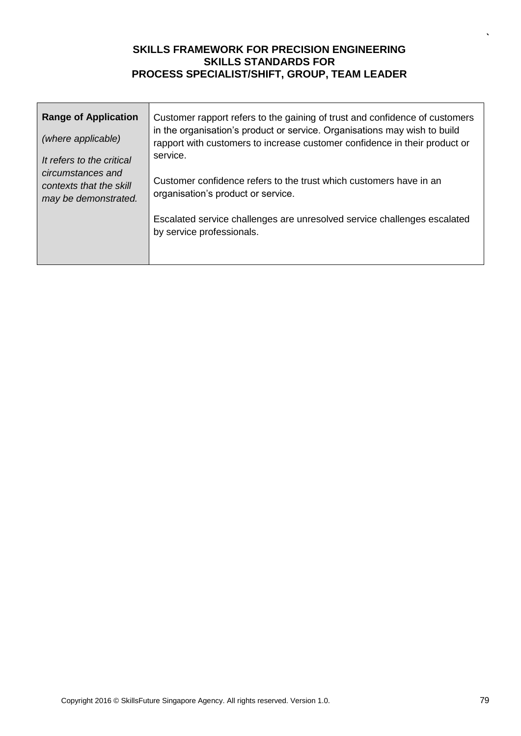| **Range of Application** *(where applicable)* *It refers to the critical circumstances and contexts that the skill may be demonstrated.* | Customer rapport refers to the gaining of trust and confidence of customers in the organisation's product or service. Organisations may wish to build rapport with customers to increase customer confidence in their product or service. <br><br> Customer confidence refers to the trust which customers have in an organisation's product or service. <br><br> Escalated service challenges are unresolved service challenges escalated by service professionals. |
|---|---|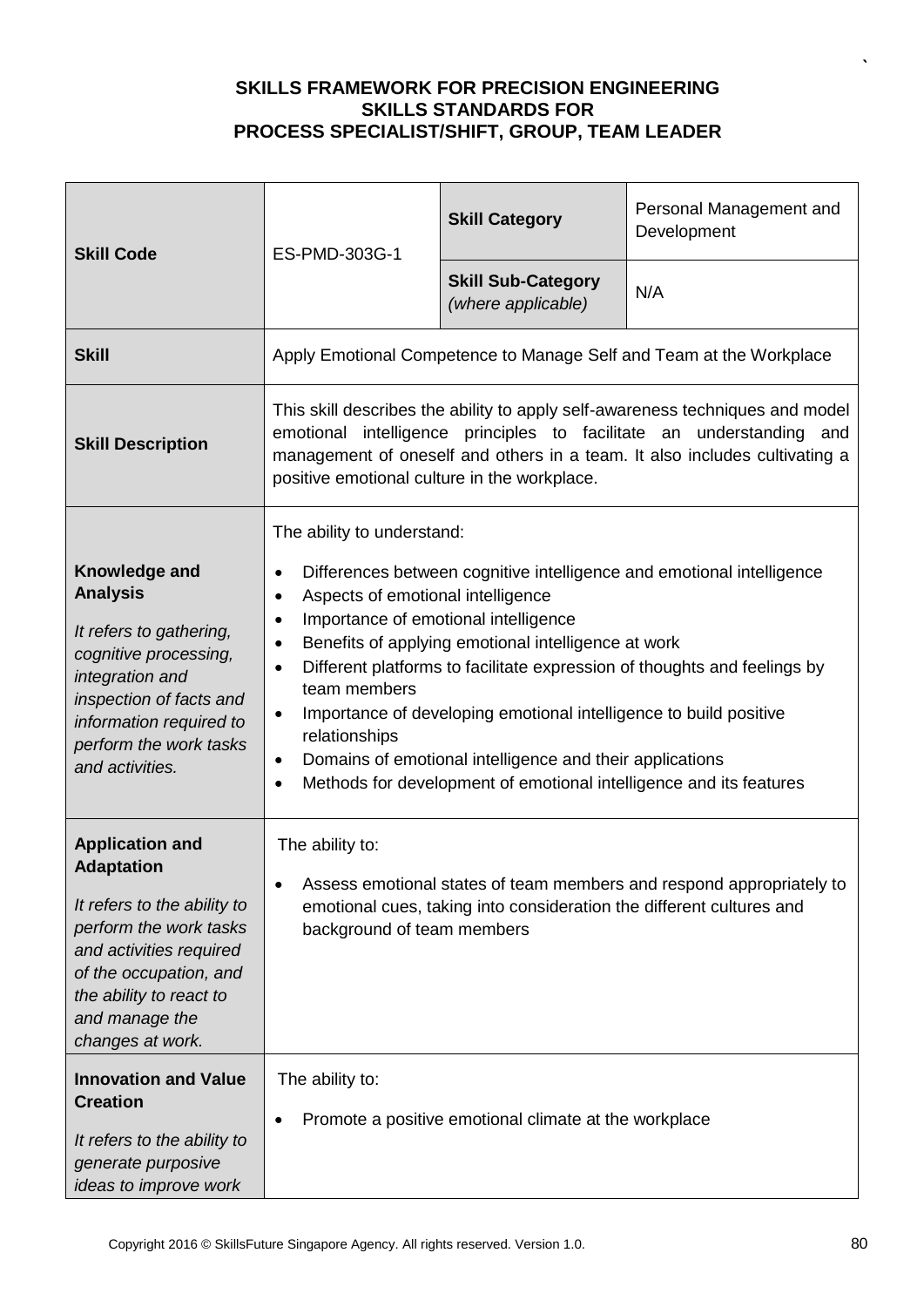**SKILLS FRAMEWORK FOR PRECISION ENGINEERING**
**SKILLS STANDARDS FOR**
**PROCESS SPECIALIST/SHIFT, GROUP, TEAM LEADER**

| **Skill Code** | ES-PMD-303G-1 | **Skill Category** | Personal Management and Development |
|---|---|---|---|
| | | **Skill Sub-Category** *(where applicable)* | N/A |
| **Skill** | Apply Emotional Competence to Manage Self and Team at the Workplace | | |
| **Skill Description** | This skill describes the ability to apply self-awareness techniques and model emotional intelligence principles to facilitate an understanding and management of oneself and others in a team. It also includes cultivating a positive emotional culture in the workplace. | | |
| **Knowledge and Analysis**<br><br>*It refers to gathering, cognitive processing, integration and inspection of facts and information required to perform the work tasks and activities.* | The ability to understand:<br><br>• Differences between cognitive intelligence and emotional intelligence<br>• Aspects of emotional intelligence<br>• Importance of emotional intelligence<br>• Benefits of applying emotional intelligence at work<br>• Different platforms to facilitate expression of thoughts and feelings by team members<br>• Importance of developing emotional intelligence to build positive relationships<br>• Domains of emotional intelligence and their applications<br>• Methods for development of emotional intelligence and its features | | |
| **Application and Adaptation**<br><br>*It refers to the ability to perform the work tasks and activities required of the occupation, and the ability to react to and manage the changes at work.* | The ability to:<br><br>• Assess emotional states of team members and respond appropriately to emotional cues, taking into consideration the different cultures and background of team members | | |
| **Innovation and Value Creation**<br><br>*It refers to the ability to generate purposive ideas to improve work* | The ability to:<br><br>• Promote a positive emotional climate at the workplace | | |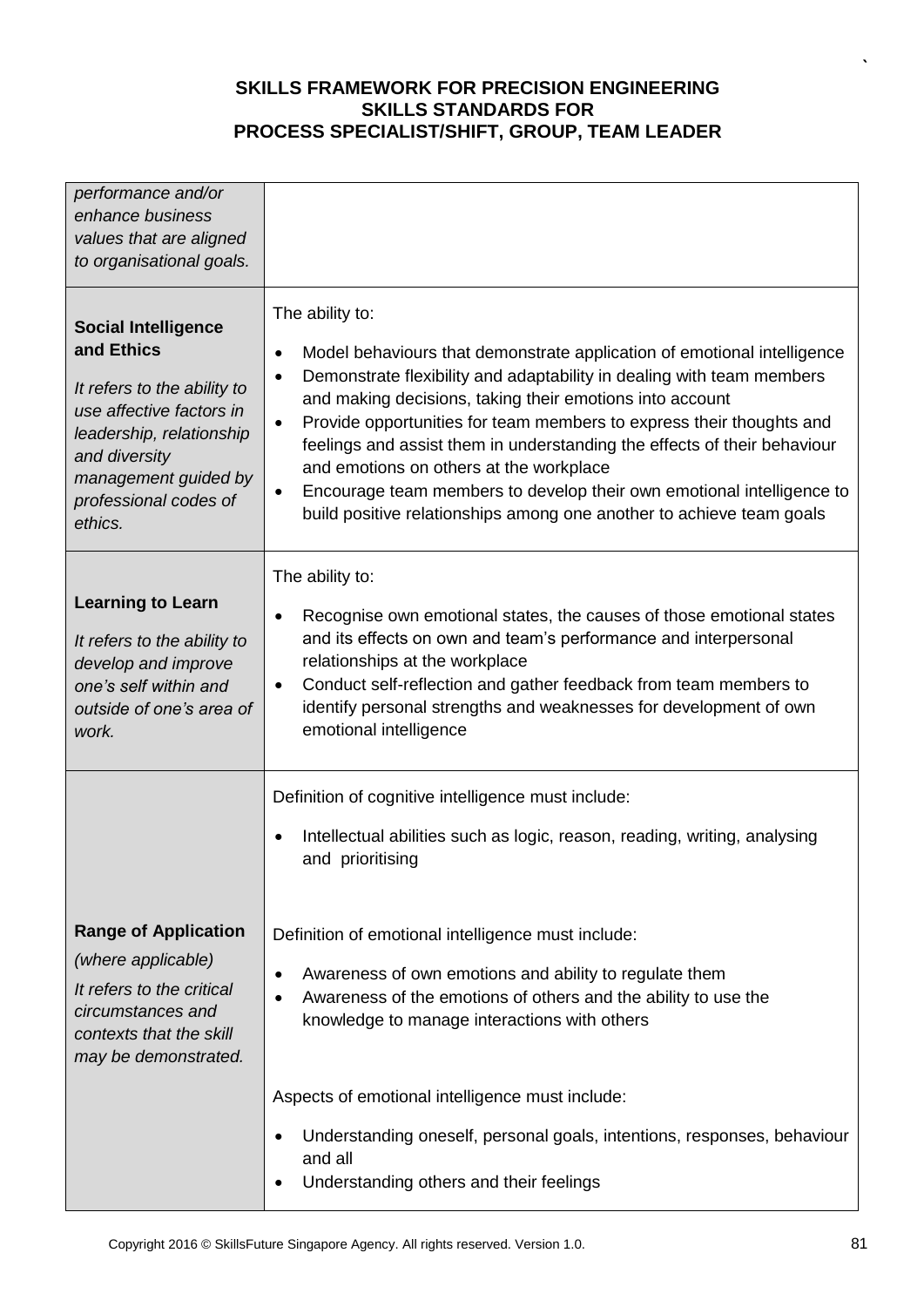| | |
|---|---|
| *performance and/or enhance business values that are aligned to organisational goals.* | |
| **Social Intelligence and Ethics**<br><br>*It refers to the ability to use affective factors in leadership, relationship and diversity management guided by professional codes of ethics.* | The ability to:<br><br>• Model behaviours that demonstrate application of emotional intelligence<br>• Demonstrate flexibility and adaptability in dealing with team members and making decisions, taking their emotions into account<br>• Provide opportunities for team members to express their thoughts and feelings and assist them in understanding the effects of their behaviour and emotions on others at the workplace<br>• Encourage team members to develop their own emotional intelligence to build positive relationships among one another to achieve team goals |
| **Learning to Learn**<br><br>*It refers to the ability to develop and improve one's self within and outside of one's area of work.* | The ability to:<br><br>• Recognise own emotional states, the causes of those emotional states and its effects on own and team's performance and interpersonal relationships at the workplace<br>• Conduct self-reflection and gather feedback from team members to identify personal strengths and weaknesses for development of own emotional intelligence |
| **Range of Application**<br>*(where applicable)*<br><br>*It refers to the critical circumstances and contexts that the skill may be demonstrated.* | Definition of cognitive intelligence must include:<br><br>• Intellectual abilities such as logic, reason, reading, writing, analysing and prioritising<br><br>Definition of emotional intelligence must include:<br><br>• Awareness of own emotions and ability to regulate them<br>• Awareness of the emotions of others and the ability to use the knowledge to manage interactions with others<br><br>Aspects of emotional intelligence must include:<br><br>• Understanding oneself, personal goals, intentions, responses, behaviour and all<br>• Understanding others and their feelings |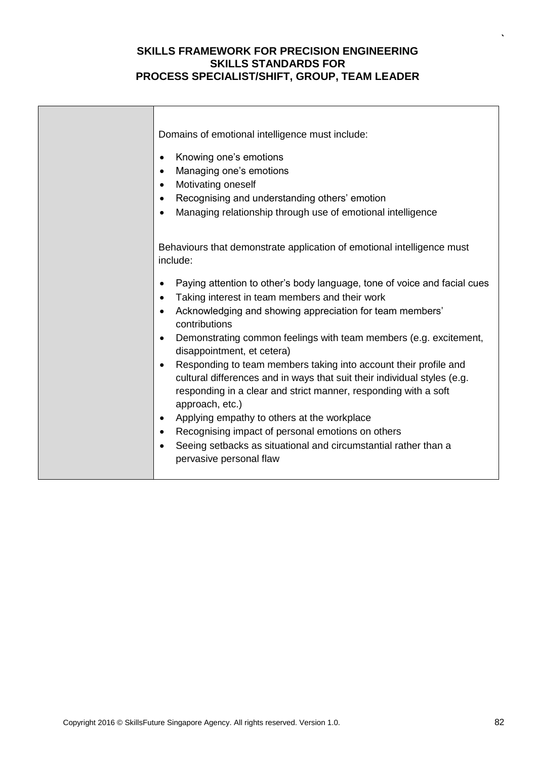| | Domains of emotional intelligence must include:<br><br>• Knowing one's emotions<br>• Managing one's emotions<br>• Motivating oneself<br>• Recognising and understanding others' emotion<br>• Managing relationship through use of emotional intelligence<br><br>Behaviours that demonstrate application of emotional intelligence must include:<br><br>• Paying attention to other's body language, tone of voice and facial cues<br>• Taking interest in team members and their work<br>• Acknowledging and showing appreciation for team members' contributions<br>• Demonstrating common feelings with team members (e.g. excitement, disappointment, et cetera)<br>• Responding to team members taking into account their profile and cultural differences and in ways that suit their individual styles (e.g. responding in a clear and strict manner, responding with a soft approach, etc.)<br>• Applying empathy to others at the workplace<br>• Recognising impact of personal emotions on others<br>• Seeing setbacks as situational and circumstantial rather than a pervasive personal flaw |
|---|---|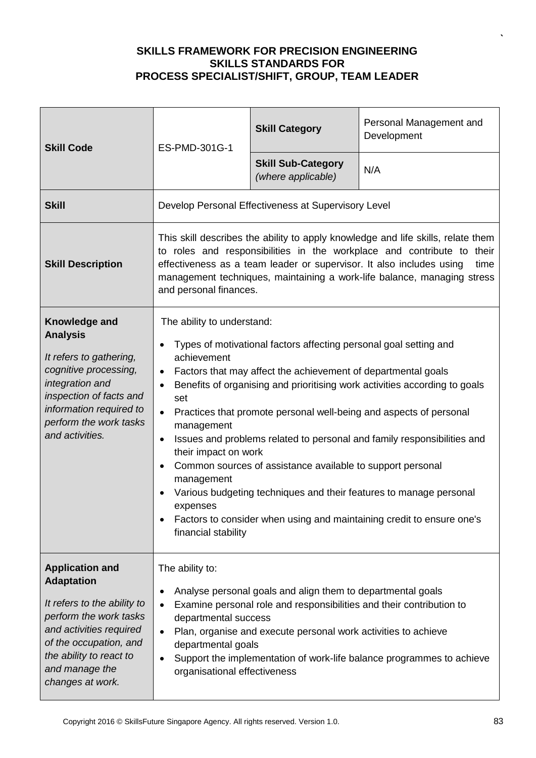**SKILLS FRAMEWORK FOR PRECISION ENGINEERING**
**SKILLS STANDARDS FOR**
**PROCESS SPECIALIST/SHIFT, GROUP, TEAM LEADER**

| **Skill Code** | ES-PMD-301G-1 | **Skill Category** | Personal Management and Development |
|---|---|---|---|
| | | **Skill Sub-Category** *(where applicable)* | N/A |
| **Skill** | Develop Personal Effectiveness at Supervisory Level | | |
| **Skill Description** | This skill describes the ability to apply knowledge and life skills, relate them to roles and responsibilities in the workplace and contribute to their effectiveness as a team leader or supervisor. It also includes using time management techniques, maintaining a work-life balance, managing stress and personal finances. | | |
| **Knowledge and Analysis** *It refers to gathering, cognitive processing, integration and inspection of facts and information required to perform the work tasks and activities.* | The ability to understand:<br>• Types of motivational factors affecting personal goal setting and achievement<br>• Factors that may affect the achievement of departmental goals<br>• Benefits of organising and prioritising work activities according to goals set<br>• Practices that promote personal well-being and aspects of personal management<br>• Issues and problems related to personal and family responsibilities and their impact on work<br>• Common sources of assistance available to support personal management<br>• Various budgeting techniques and their features to manage personal expenses<br>• Factors to consider when using and maintaining credit to ensure one's financial stability | | |
| **Application and Adaptation** *It refers to the ability to perform the work tasks and activities required of the occupation, and the ability to react to and manage the changes at work.* | The ability to:<br>• Analyse personal goals and align them to departmental goals<br>• Examine personal role and responsibilities and their contribution to departmental success<br>• Plan, organise and execute personal work activities to achieve departmental goals<br>• Support the implementation of work-life balance programmes to achieve organisational effectiveness | | |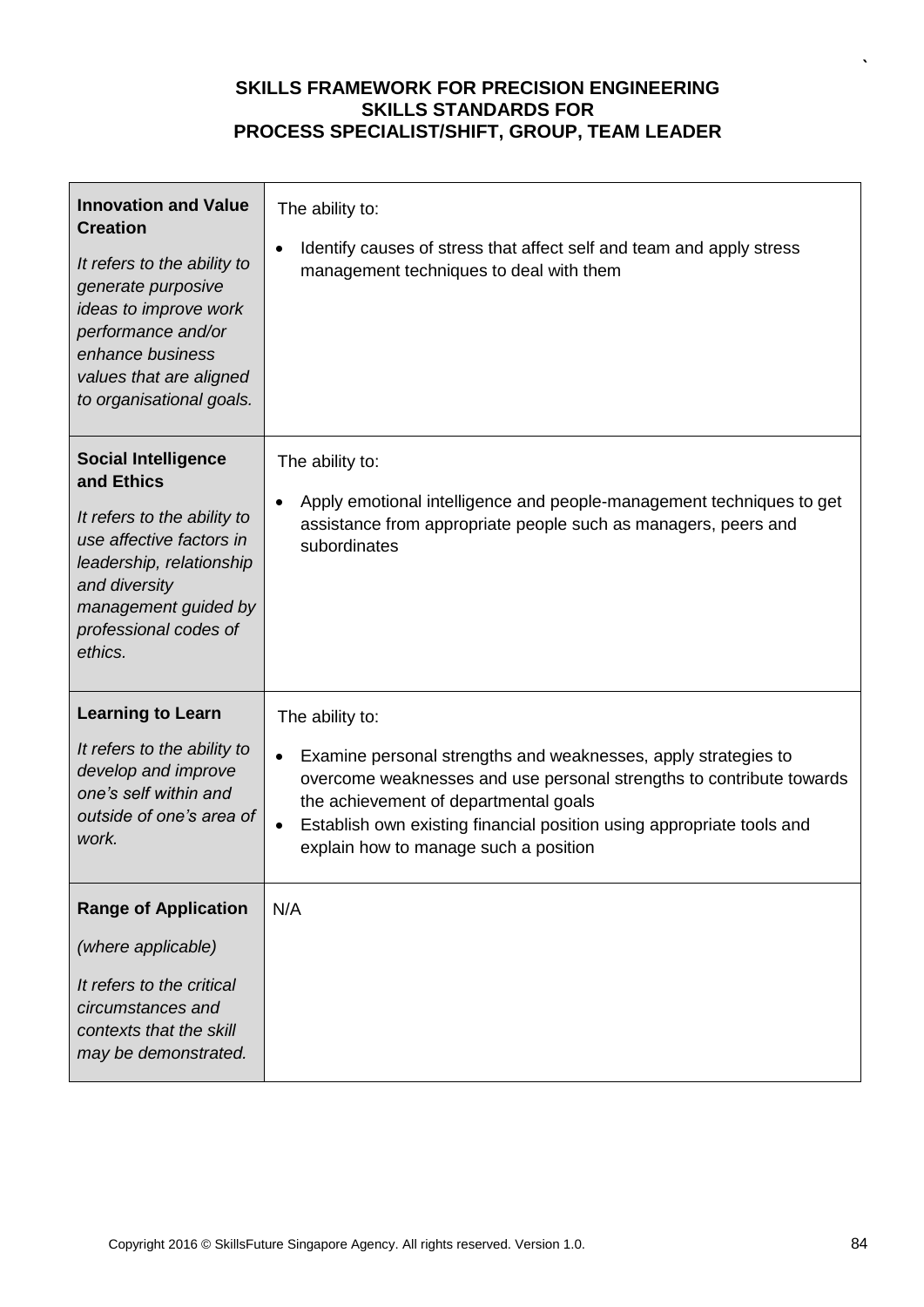**SKILLS FRAMEWORK FOR PRECISION ENGINEERING**
**SKILLS STANDARDS FOR**
**PROCESS SPECIALIST/SHIFT, GROUP, TEAM LEADER**

| | |
|---|---|
| **Innovation and Value Creation**<br><br>*It refers to the ability to generate purposive ideas to improve work performance and/or enhance business values that are aligned to organisational goals.* | The ability to:<br><br>• Identify causes of stress that affect self and team and apply stress management techniques to deal with them |
| **Social Intelligence and Ethics**<br><br>*It refers to the ability to use affective factors in leadership, relationship and diversity management guided by professional codes of ethics.* | The ability to:<br><br>• Apply emotional intelligence and people-management techniques to get assistance from appropriate people such as managers, peers and subordinates |
| **Learning to Learn**<br><br>*It refers to the ability to develop and improve one's self within and outside of one's area of work.* | The ability to:<br><br>• Examine personal strengths and weaknesses, apply strategies to overcome weaknesses and use personal strengths to contribute towards the achievement of departmental goals<br>• Establish own existing financial position using appropriate tools and explain how to manage such a position |
| **Range of Application**<br><br>*(where applicable)*<br><br>*It refers to the critical circumstances and contexts that the skill may be demonstrated.* | N/A |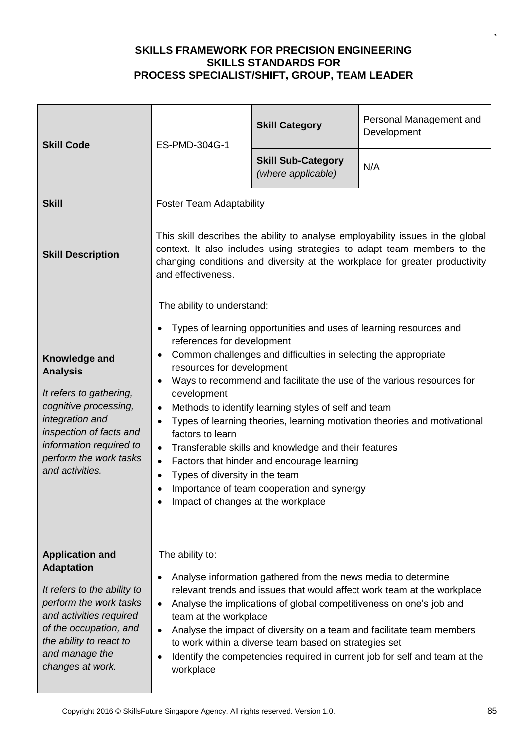**SKILLS FRAMEWORK FOR PRECISION ENGINEERING**
**SKILLS STANDARDS FOR**
**PROCESS SPECIALIST/SHIFT, GROUP, TEAM LEADER**

| **Skill Code** | ES-PMD-304G-1 | **Skill Category** | Personal Management and Development |
|---|---|---|---|
| | | **Skill Sub-Category** *(where applicable)* | N/A |
| **Skill** | Foster Team Adaptability | | |
| **Skill Description** | This skill describes the ability to analyse employability issues in the global context. It also includes using strategies to adapt team members to the changing conditions and diversity at the workplace for greater productivity and effectiveness. | | |
| **Knowledge and Analysis**<br><br>*It refers to gathering, cognitive processing, integration and inspection of facts and information required to perform the work tasks and activities.* | The ability to understand:<br><br>• Types of learning opportunities and uses of learning resources and references for development<br>• Common challenges and difficulties in selecting the appropriate resources for development<br>• Ways to recommend and facilitate the use of the various resources for development<br>• Methods to identify learning styles of self and team<br>• Types of learning theories, learning motivation theories and motivational factors to learn<br>• Transferable skills and knowledge and their features<br>• Factors that hinder and encourage learning<br>• Types of diversity in the team<br>• Importance of team cooperation and synergy<br>• Impact of changes at the workplace | | |
| **Application and Adaptation**<br><br>*It refers to the ability to perform the work tasks and activities required of the occupation, and the ability to react to and manage the changes at work.* | The ability to:<br><br>• Analyse information gathered from the news media to determine relevant trends and issues that would affect work team at the workplace<br>• Analyse the implications of global competitiveness on one's job and team at the workplace<br>• Analyse the impact of diversity on a team and facilitate team members to work within a diverse team based on strategies set<br>• Identify the competencies required in current job for self and team at the workplace | | |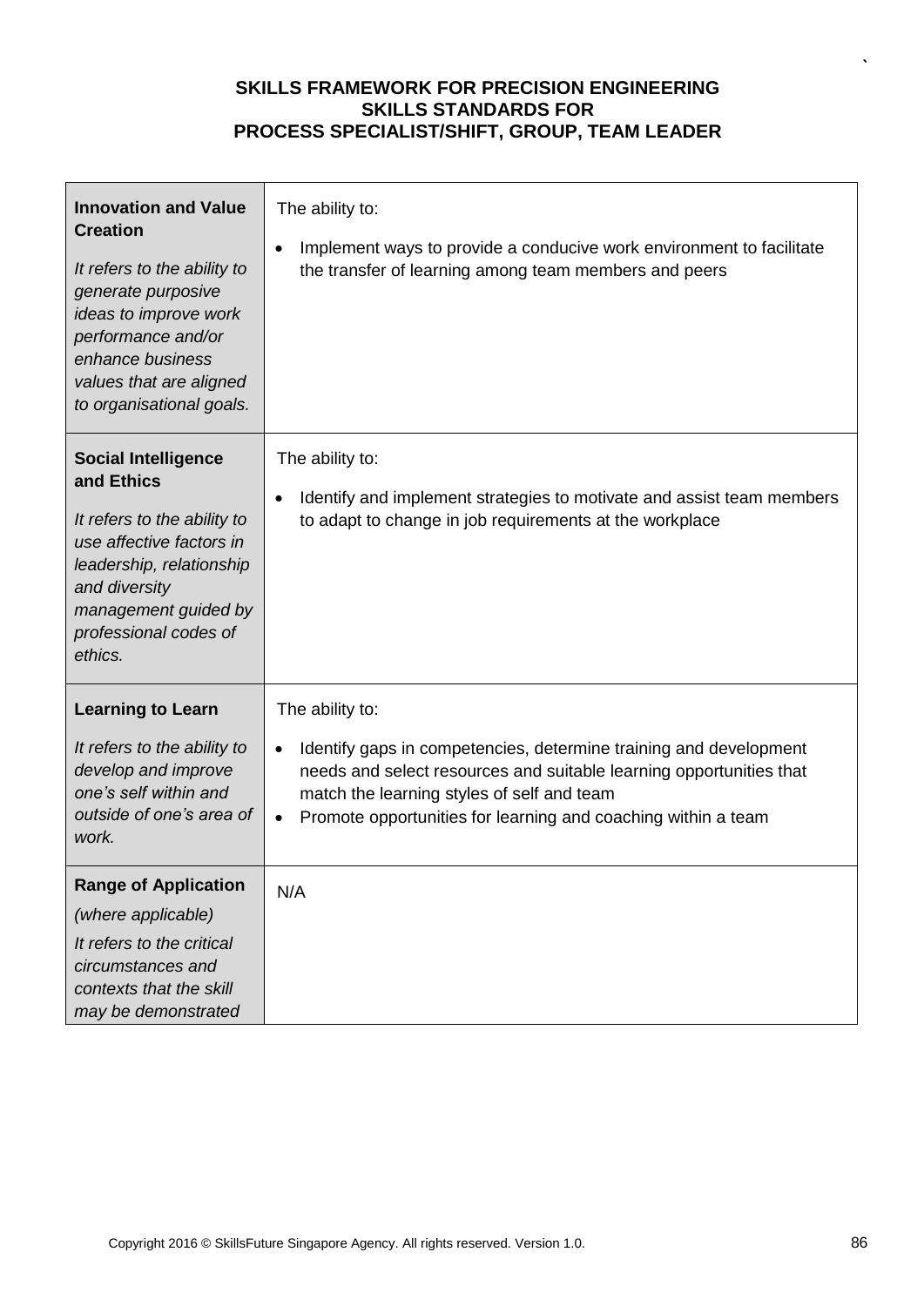**SKILLS FRAMEWORK FOR PRECISION ENGINEERING**
**SKILLS STANDARDS FOR**
**PROCESS SPECIALIST/SHIFT, GROUP, TEAM LEADER**

| | |
|---|---|
| **Innovation and Value Creation**<br><br>*It refers to the ability to generate purposive ideas to improve work performance and/or enhance business values that are aligned to organisational goals.* | The ability to:<br><br>• Implement ways to provide a conducive work environment to facilitate the transfer of learning among team members and peers |
| **Social Intelligence and Ethics**<br><br>*It refers to the ability to use affective factors in leadership, relationship and diversity management guided by professional codes of ethics.* | The ability to:<br><br>• Identify and implement strategies to motivate and assist team members to adapt to change in job requirements at the workplace |
| **Learning to Learn**<br><br>*It refers to the ability to develop and improve one's self within and outside of one's area of work.* | The ability to:<br><br>• Identify gaps in competencies, determine training and development needs and select resources and suitable learning opportunities that match the learning styles of self and team<br>• Promote opportunities for learning and coaching within a team |
| **Range of Application**<br>*(where applicable)*<br>*It refers to the critical circumstances and contexts that the skill may be demonstrated* | N/A |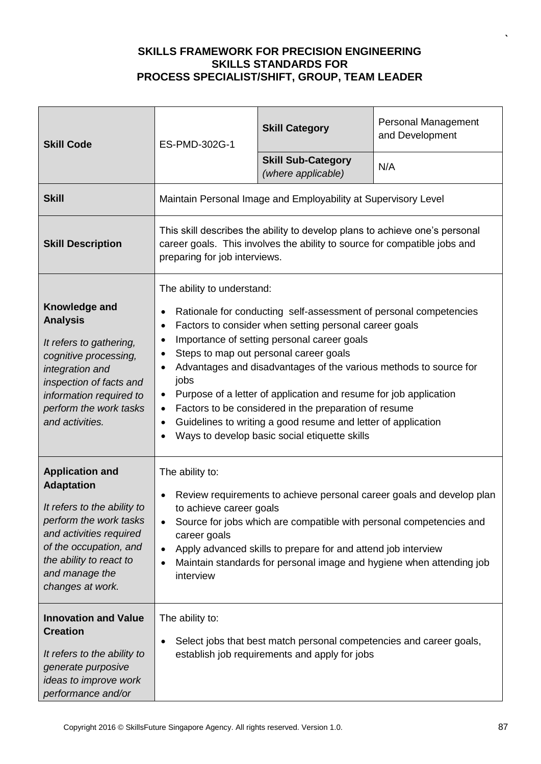**SKILLS FRAMEWORK FOR PRECISION ENGINEERING**
**SKILLS STANDARDS FOR**
**PROCESS SPECIALIST/SHIFT, GROUP, TEAM LEADER**

| **Skill Code** | ES-PMD-302G-1 | **Skill Category** | Personal Management and Development |
|---|---|---|---|
| | | **Skill Sub-Category** *(where applicable)* | N/A |
| **Skill** | Maintain Personal Image and Employability at Supervisory Level | | |
| **Skill Description** | This skill describes the ability to develop plans to achieve one's personal career goals. This involves the ability to source for compatible jobs and preparing for job interviews. | | |
| **Knowledge and Analysis** <br> *It refers to gathering, cognitive processing, integration and inspection of facts and information required to perform the work tasks and activities.* | The ability to understand: <br> • Rationale for conducting self-assessment of personal competencies <br> • Factors to consider when setting personal career goals <br> • Importance of setting personal career goals <br> • Steps to map out personal career goals <br> • Advantages and disadvantages of the various methods to source for jobs <br> • Purpose of a letter of application and resume for job application <br> • Factors to be considered in the preparation of resume <br> • Guidelines to writing a good resume and letter of application <br> • Ways to develop basic social etiquette skills | | |
| **Application and Adaptation** <br> *It refers to the ability to perform the work tasks and activities required of the occupation, and the ability to react to and manage the changes at work.* | The ability to: <br> • Review requirements to achieve personal career goals and develop plan to achieve career goals <br> • Source for jobs which are compatible with personal competencies and career goals <br> • Apply advanced skills to prepare for and attend job interview <br> • Maintain standards for personal image and hygiene when attending job interview | | |
| **Innovation and Value Creation** <br> *It refers to the ability to generate purposive ideas to improve work performance and/or* | The ability to: <br> • Select jobs that best match personal competencies and career goals, establish job requirements and apply for jobs | | |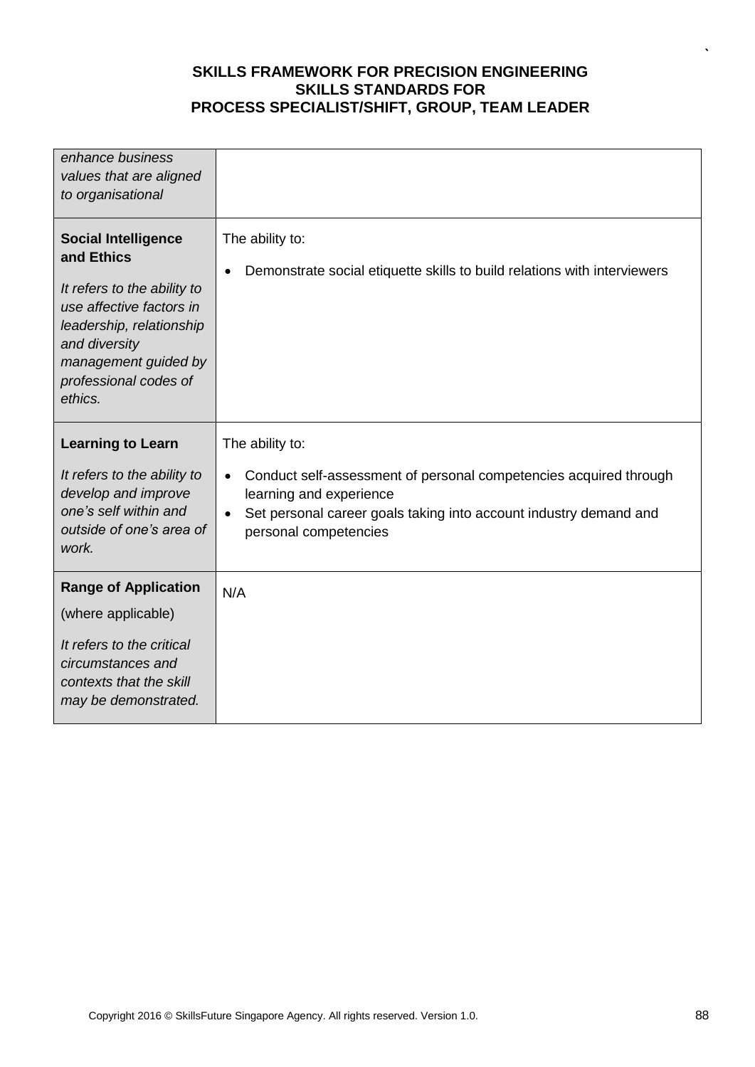| | |
|---|---|
| *enhance business values that are aligned to organisational* | |
| **Social Intelligence and Ethics**<br><br>*It refers to the ability to use affective factors in leadership, relationship and diversity management guided by professional codes of ethics.* | The ability to:<br><br>• Demonstrate social etiquette skills to build relations with interviewers |
| **Learning to Learn**<br><br>*It refers to the ability to develop and improve one's self within and outside of one's area of work.* | The ability to:<br><br>• Conduct self-assessment of personal competencies acquired through learning and experience<br>• Set personal career goals taking into account industry demand and personal competencies |
| **Range of Application**<br><br>(where applicable)<br><br>*It refers to the critical circumstances and contexts that the skill may be demonstrated.* | N/A |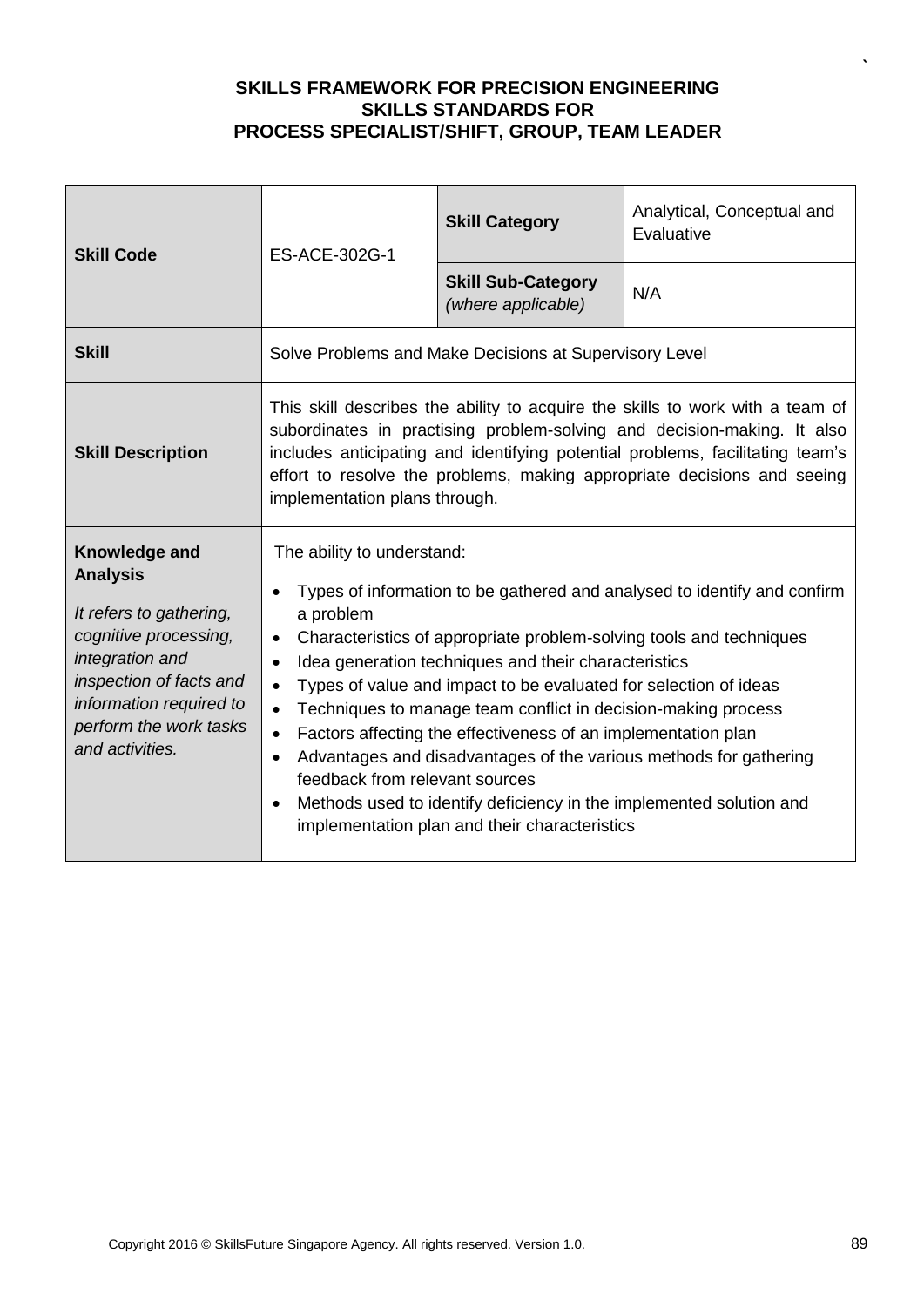**SKILLS FRAMEWORK FOR PRECISION ENGINEERING**
**SKILLS STANDARDS FOR**
**PROCESS SPECIALIST/SHIFT, GROUP, TEAM LEADER**

| | | | |
|---|---|---|---|
| **Skill Code** | ES-ACE-302G-1 | **Skill Category** | Analytical, Conceptual and Evaluative |
| | | **Skill Sub-Category** *(where applicable)* | N/A |
| **Skill** | Solve Problems and Make Decisions at Supervisory Level | | |
| **Skill Description** | This skill describes the ability to acquire the skills to work with a team of subordinates in practising problem-solving and decision-making. It also includes anticipating and identifying potential problems, facilitating team's effort to resolve the problems, making appropriate decisions and seeing implementation plans through. | | |
| **Knowledge and Analysis** <br> *It refers to gathering, cognitive processing, integration and inspection of facts and information required to perform the work tasks and activities.* | The ability to understand: <br> • Types of information to be gathered and analysed to identify and confirm a problem <br> • Characteristics of appropriate problem-solving tools and techniques <br> • Idea generation techniques and their characteristics <br> • Types of value and impact to be evaluated for selection of ideas <br> • Techniques to manage team conflict in decision-making process <br> • Factors affecting the effectiveness of an implementation plan <br> • Advantages and disadvantages of the various methods for gathering feedback from relevant sources <br> • Methods used to identify deficiency in the implemented solution and implementation plan and their characteristics | | |

Copyright 2016 © SkillsFuture Singapore Agency. All rights reserved. Version 1.0.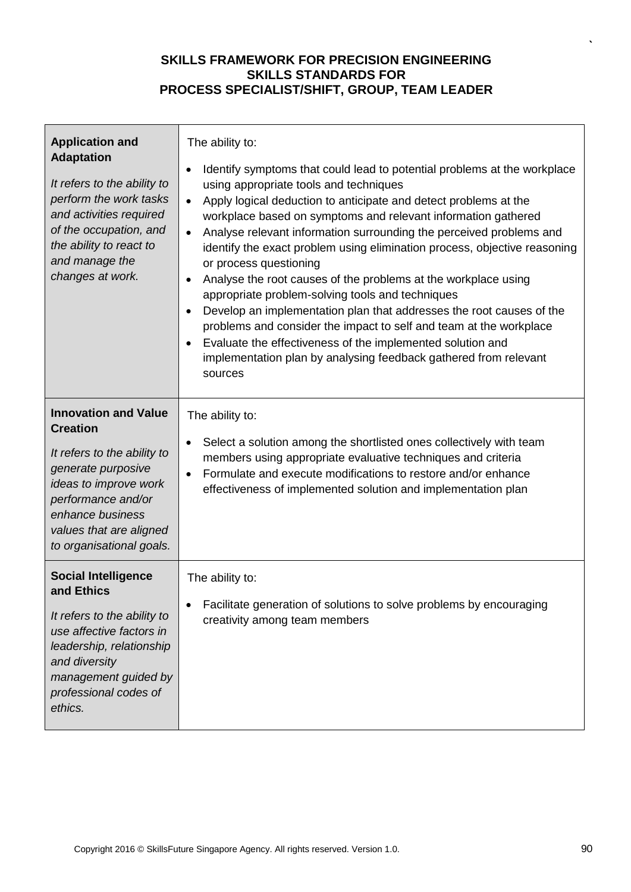**SKILLS FRAMEWORK FOR PRECISION ENGINEERING**
**SKILLS STANDARDS FOR**
**PROCESS SPECIALIST/SHIFT, GROUP, TEAM LEADER**

| | |
|---|---|
| **Application and Adaptation**<br><br>*It refers to the ability to perform the work tasks and activities required of the occupation, and the ability to react to and manage the changes at work.* | The ability to:<br><br>• Identify symptoms that could lead to potential problems at the workplace using appropriate tools and techniques<br>• Apply logical deduction to anticipate and detect problems at the workplace based on symptoms and relevant information gathered<br>• Analyse relevant information surrounding the perceived problems and identify the exact problem using elimination process, objective reasoning or process questioning<br>• Analyse the root causes of the problems at the workplace using appropriate problem-solving tools and techniques<br>• Develop an implementation plan that addresses the root causes of the problems and consider the impact to self and team at the workplace<br>• Evaluate the effectiveness of the implemented solution and implementation plan by analysing feedback gathered from relevant sources |
| **Innovation and Value Creation**<br><br>*It refers to the ability to generate purposive ideas to improve work performance and/or enhance business values that are aligned to organisational goals.* | The ability to:<br><br>• Select a solution among the shortlisted ones collectively with team members using appropriate evaluative techniques and criteria<br>• Formulate and execute modifications to restore and/or enhance effectiveness of implemented solution and implementation plan |
| **Social Intelligence and Ethics**<br><br>*It refers to the ability to use affective factors in leadership, relationship and diversity management guided by professional codes of ethics.* | The ability to:<br><br>• Facilitate generation of solutions to solve problems by encouraging creativity among team members |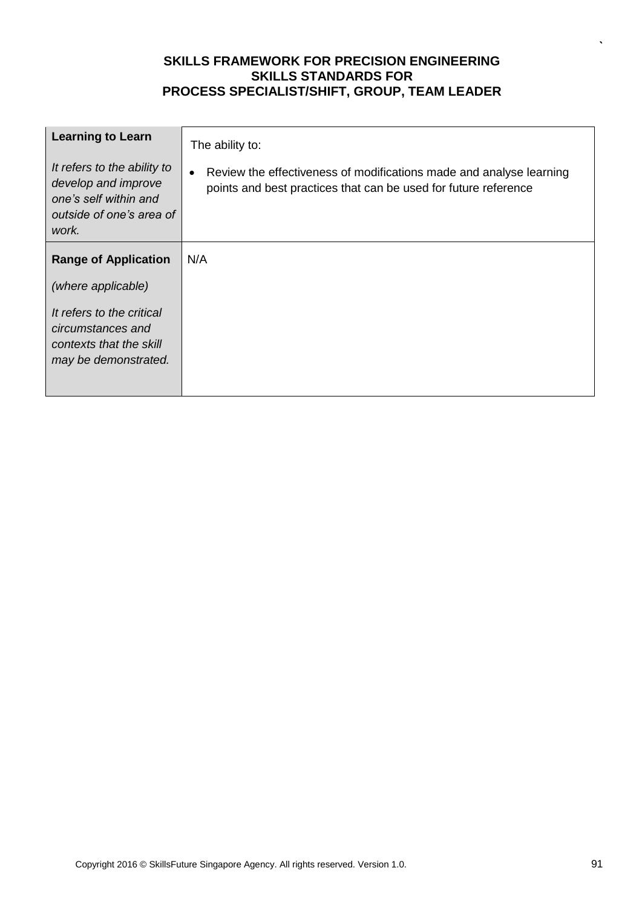**SKILLS FRAMEWORK FOR PRECISION ENGINEERING**
**SKILLS STANDARDS FOR**
**PROCESS SPECIALIST/SHIFT, GROUP, TEAM LEADER**

| | |
|---|---|
| **Learning to Learn**<br><br>*It refers to the ability to develop and improve one's self within and outside of one's area of work.* | The ability to:<br><br>• Review the effectiveness of modifications made and analyse learning points and best practices that can be used for future reference |
| **Range of Application**<br><br>*(where applicable)*<br><br>*It refers to the critical circumstances and contexts that the skill may be demonstrated.* | N/A |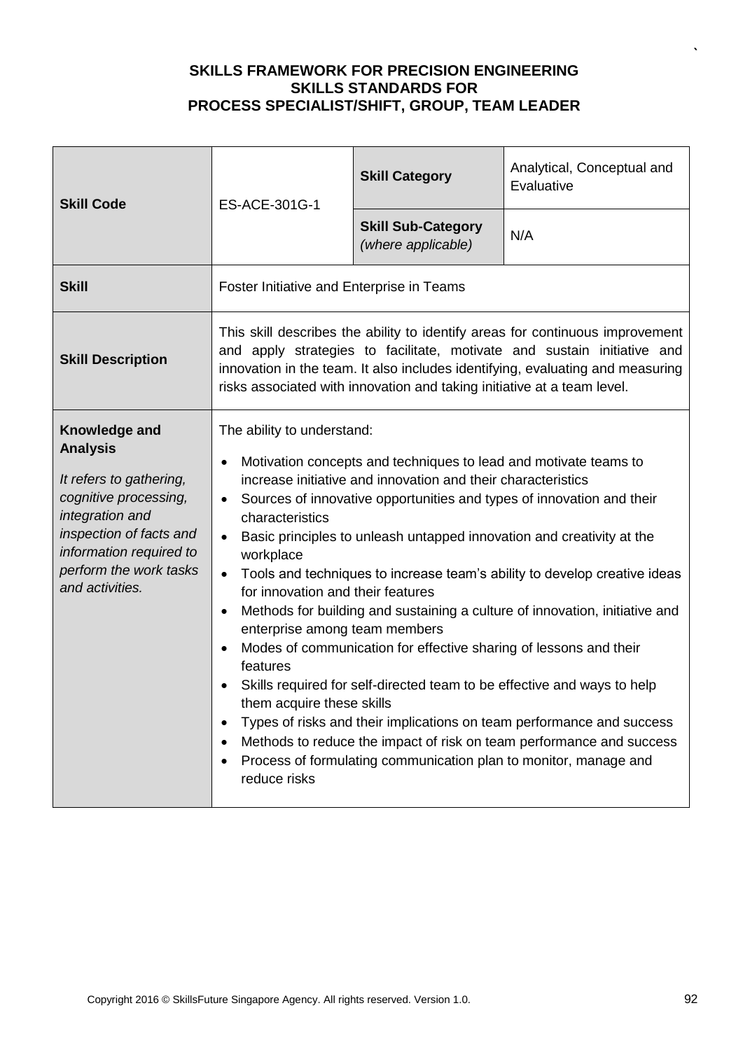**SKILLS FRAMEWORK FOR PRECISION ENGINEERING**
**SKILLS STANDARDS FOR**
**PROCESS SPECIALIST/SHIFT, GROUP, TEAM LEADER**

| **Skill Code** | ES-ACE-301G-1 | **Skill Category** | Analytical, Conceptual and Evaluative |
|---|---|---|---|
| | | **Skill Sub-Category** *(where applicable)* | N/A |
| **Skill** | Foster Initiative and Enterprise in Teams | | |
| **Skill Description** | This skill describes the ability to identify areas for continuous improvement and apply strategies to facilitate, motivate and sustain initiative and innovation in the team. It also includes identifying, evaluating and measuring risks associated with innovation and taking initiative at a team level. | | |
| **Knowledge and Analysis**<br><br>*It refers to gathering, cognitive processing, integration and inspection of facts and information required to perform the work tasks and activities.* | The ability to understand:<br>• Motivation concepts and techniques to lead and motivate teams to increase initiative and innovation and their characteristics<br>• Sources of innovative opportunities and types of innovation and their characteristics<br>• Basic principles to unleash untapped innovation and creativity at the workplace<br>• Tools and techniques to increase team's ability to develop creative ideas for innovation and their features<br>• Methods for building and sustaining a culture of innovation, initiative and enterprise among team members<br>• Modes of communication for effective sharing of lessons and their features<br>• Skills required for self-directed team to be effective and ways to help them acquire these skills<br>• Types of risks and their implications on team performance and success<br>• Methods to reduce the impact of risk on team performance and success<br>• Process of formulating communication plan to monitor, manage and reduce risks | | |

Copyright 2016 © SkillsFuture Singapore Agency. All rights reserved. Version 1.0.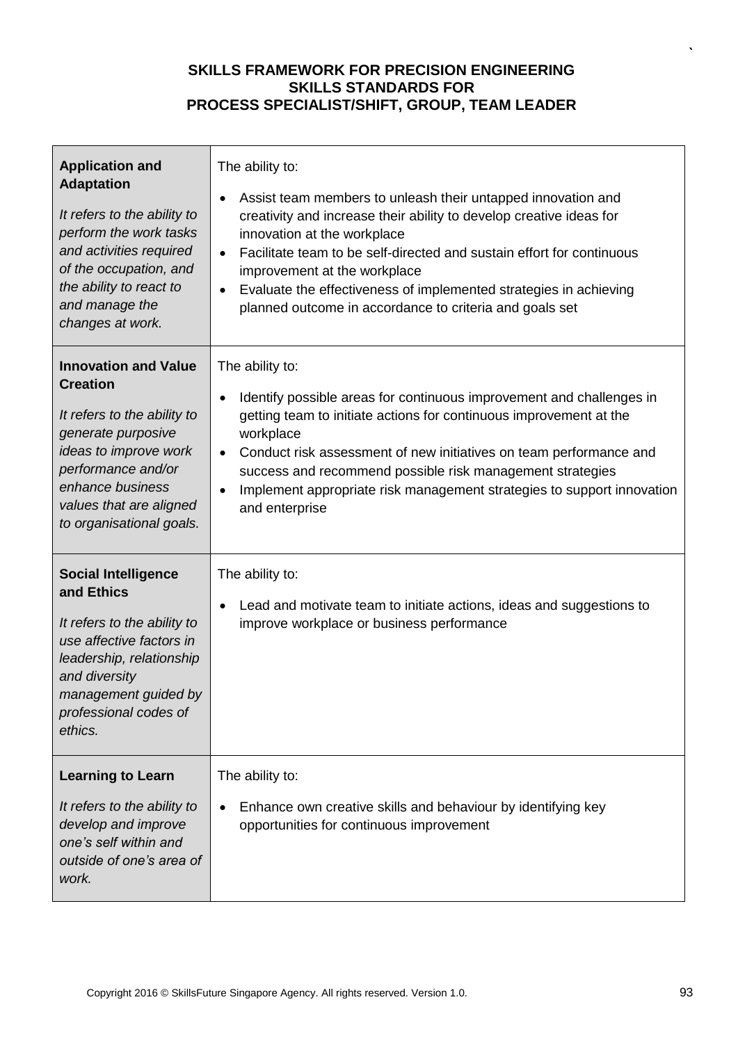**SKILLS FRAMEWORK FOR PRECISION ENGINEERING**
**SKILLS STANDARDS FOR**
**PROCESS SPECIALIST/SHIFT, GROUP, TEAM LEADER**

| | |
|---|---|
| **Application and Adaptation**<br><br>*It refers to the ability to perform the work tasks and activities required of the occupation, and the ability to react to and manage the changes at work.* | The ability to:<br><br>• Assist team members to unleash their untapped innovation and creativity and increase their ability to develop creative ideas for innovation at the workplace<br>• Facilitate team to be self-directed and sustain effort for continuous improvement at the workplace<br>• Evaluate the effectiveness of implemented strategies in achieving planned outcome in accordance to criteria and goals set |
| **Innovation and Value Creation**<br><br>*It refers to the ability to generate purposive ideas to improve work performance and/or enhance business values that are aligned to organisational goals.* | The ability to:<br><br>• Identify possible areas for continuous improvement and challenges in getting team to initiate actions for continuous improvement at the workplace<br>• Conduct risk assessment of new initiatives on team performance and success and recommend possible risk management strategies<br>• Implement appropriate risk management strategies to support innovation and enterprise |
| **Social Intelligence and Ethics**<br><br>*It refers to the ability to use affective factors in leadership, relationship and diversity management guided by professional codes of ethics.* | The ability to:<br><br>• Lead and motivate team to initiate actions, ideas and suggestions to improve workplace or business performance |
| **Learning to Learn**<br><br>*It refers to the ability to develop and improve one's self within and outside of one's area of work.* | The ability to:<br><br>• Enhance own creative skills and behaviour by identifying key opportunities for continuous improvement |

Copyright 2016 © SkillsFuture Singapore Agency. All rights reserved. Version 1.0.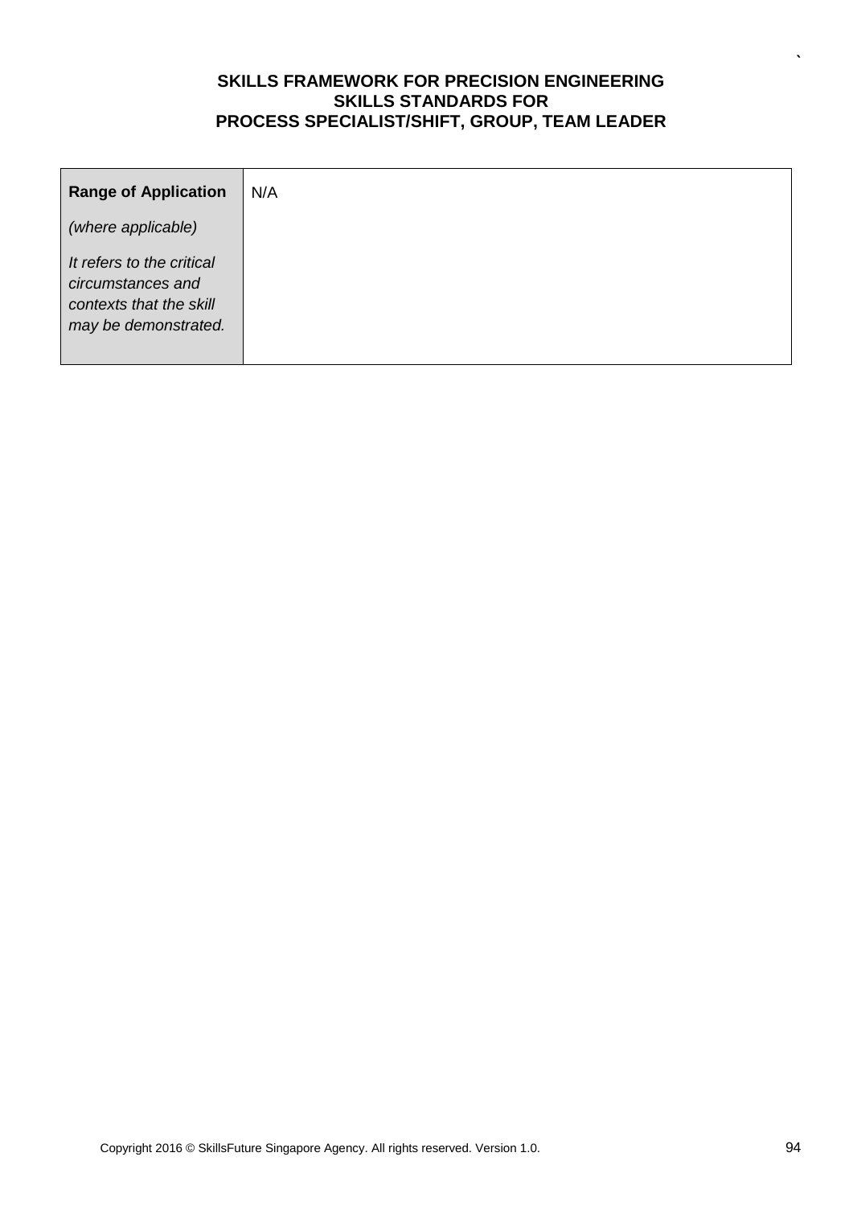| **Range of Application** *(where applicable)* *It refers to the critical circumstances and contexts that the skill may be demonstrated.* | N/A |
|---|---|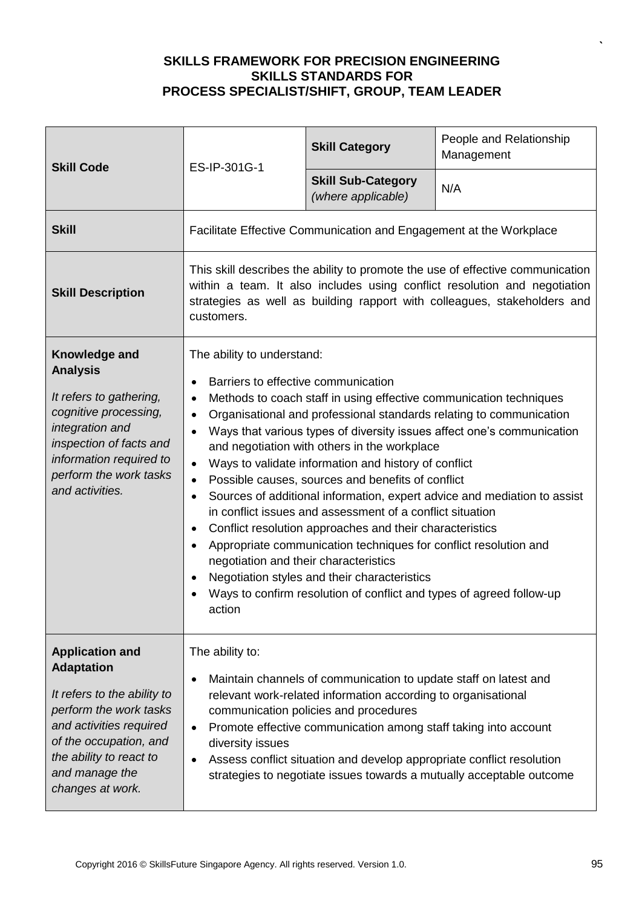**SKILLS FRAMEWORK FOR PRECISION ENGINEERING**
**SKILLS STANDARDS FOR**
**PROCESS SPECIALIST/SHIFT, GROUP, TEAM LEADER**

| **Skill Code** | ES-IP-301G-1 | **Skill Category** | People and Relationship Management |
|---|---|---|---|
| | | **Skill Sub-Category** *(where applicable)* | N/A |
| **Skill** | Facilitate Effective Communication and Engagement at the Workplace | | |
| **Skill Description** | This skill describes the ability to promote the use of effective communication within a team. It also includes using conflict resolution and negotiation strategies as well as building rapport with colleagues, stakeholders and customers. | | |
| **Knowledge and Analysis**<br>*It refers to gathering, cognitive processing, integration and inspection of facts and information required to perform the work tasks and activities.* | The ability to understand:<br>• Barriers to effective communication<br>• Methods to coach staff in using effective communication techniques<br>• Organisational and professional standards relating to communication<br>• Ways that various types of diversity issues affect one's communication and negotiation with others in the workplace<br>• Ways to validate information and history of conflict<br>• Possible causes, sources and benefits of conflict<br>• Sources of additional information, expert advice and mediation to assist in conflict issues and assessment of a conflict situation<br>• Conflict resolution approaches and their characteristics<br>• Appropriate communication techniques for conflict resolution and negotiation and their characteristics<br>• Negotiation styles and their characteristics<br>• Ways to confirm resolution of conflict and types of agreed follow-up action | | |
| **Application and Adaptation**<br>*It refers to the ability to perform the work tasks and activities required of the occupation, and the ability to react to and manage the changes at work.* | The ability to:<br>• Maintain channels of communication to update staff on latest and relevant work-related information according to organisational communication policies and procedures<br>• Promote effective communication among staff taking into account diversity issues<br>• Assess conflict situation and develop appropriate conflict resolution strategies to negotiate issues towards a mutually acceptable outcome | | |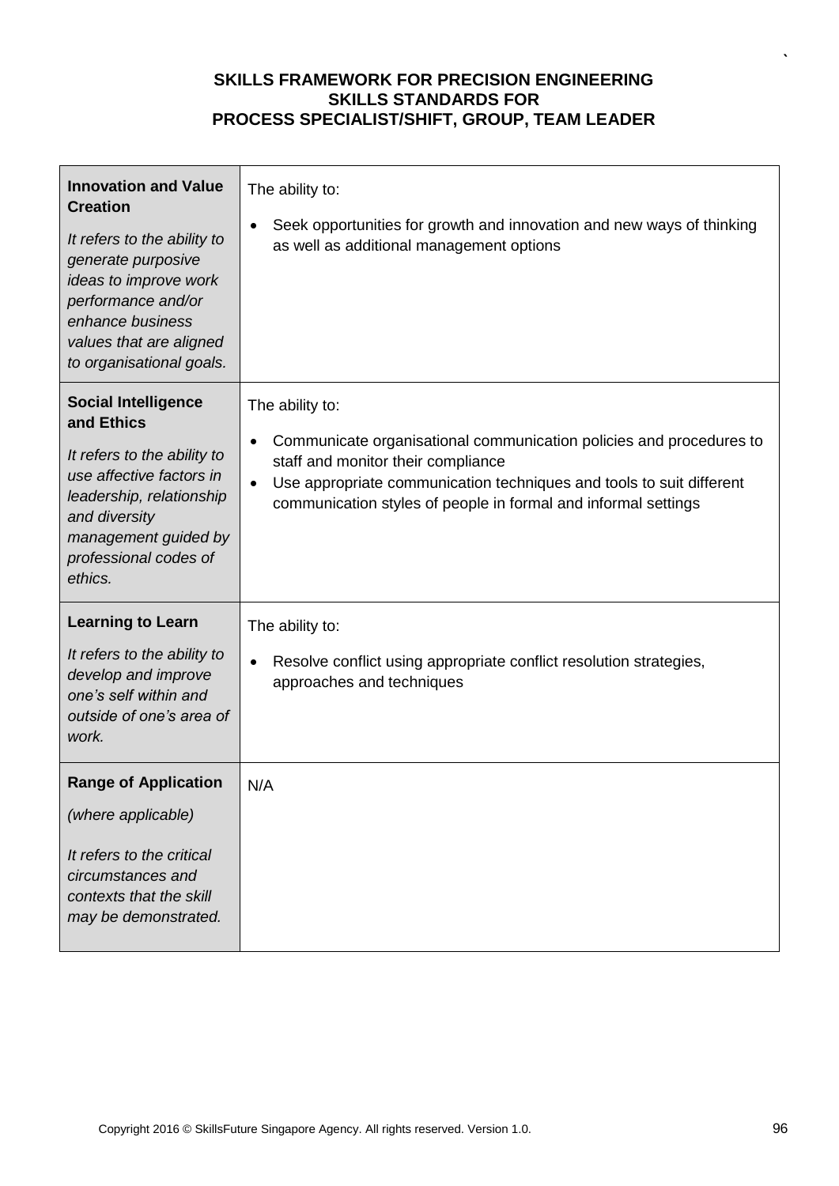| | |
|---|---|
| **Innovation and Value Creation**<br><br>*It refers to the ability to generate purposive ideas to improve work performance and/or enhance business values that are aligned to organisational goals.* | The ability to:<br><br>• Seek opportunities for growth and innovation and new ways of thinking as well as additional management options |
| **Social Intelligence and Ethics**<br><br>*It refers to the ability to use affective factors in leadership, relationship and diversity management guided by professional codes of ethics.* | The ability to:<br><br>• Communicate organisational communication policies and procedures to staff and monitor their compliance<br>• Use appropriate communication techniques and tools to suit different communication styles of people in formal and informal settings |
| **Learning to Learn**<br><br>*It refers to the ability to develop and improve one's self within and outside of one's area of work.* | The ability to:<br><br>• Resolve conflict using appropriate conflict resolution strategies, approaches and techniques |
| **Range of Application**<br><br>*(where applicable)*<br><br>*It refers to the critical circumstances and contexts that the skill may be demonstrated.* | N/A |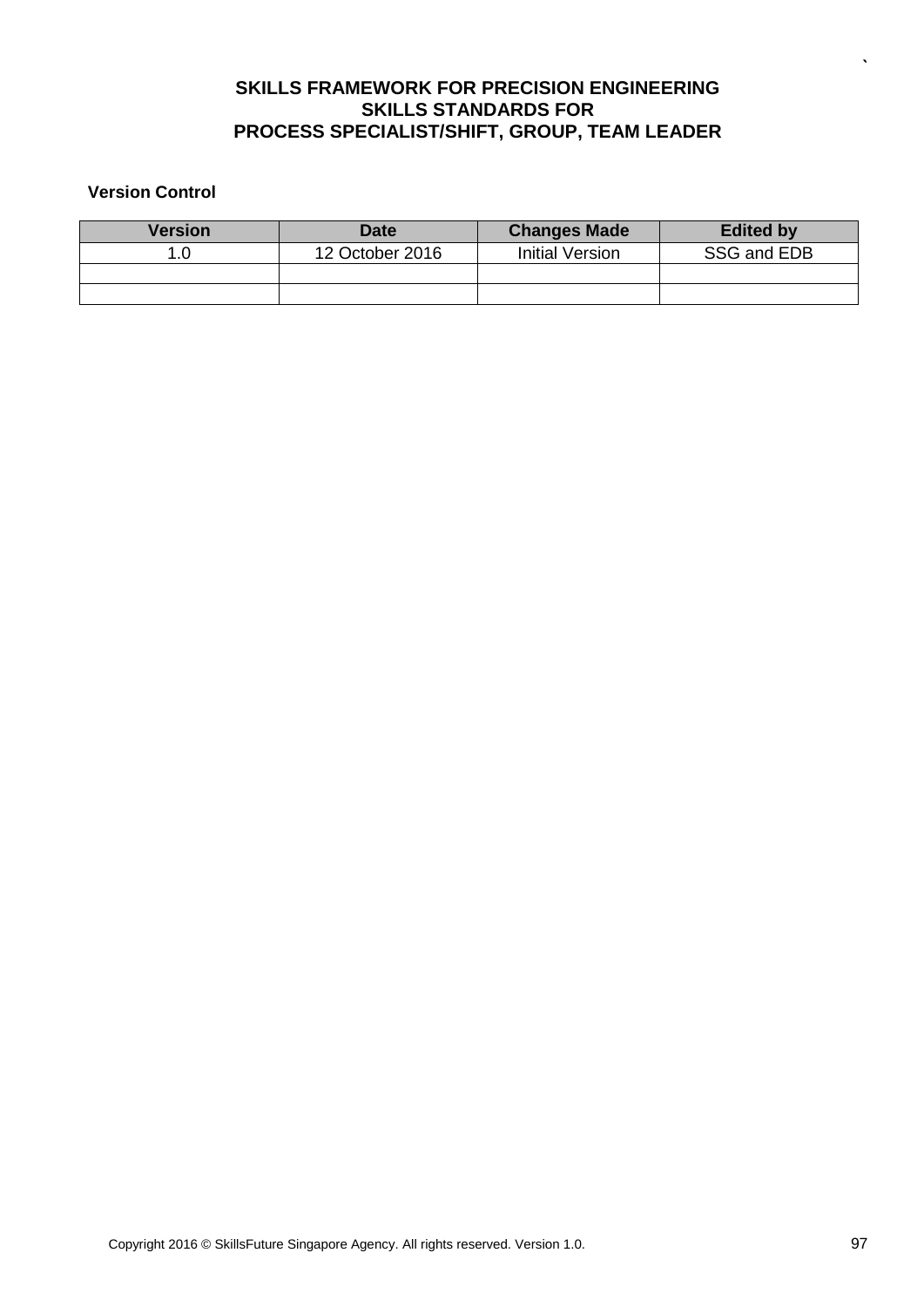**SKILLS FRAMEWORK FOR PRECISION ENGINEERING**
**SKILLS STANDARDS FOR**
**PROCESS SPECIALIST/SHIFT, GROUP, TEAM LEADER**

**Version Control**

| Version | Date | Changes Made | Edited by |
|---|---|---|---|
| 1.0 | 12 October 2016 | Initial Version | SSG and EDB |
| | | | |
| | | | |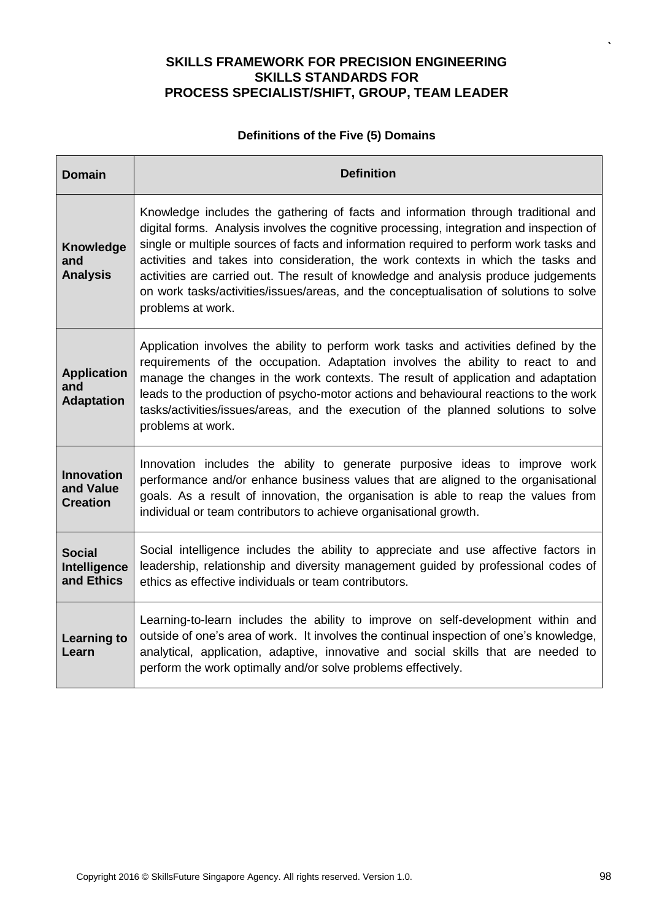# SKILLS FRAMEWORK FOR PRECISION ENGINEERING
## SKILLS STANDARDS FOR
## PROCESS SPECIALIST/SHIFT, GROUP, TEAM LEADER

### Definitions of the Five (5) Domains

| Domain | Definition |
|---|---|
| **Knowledge and Analysis** | Knowledge includes the gathering of facts and information through traditional and digital forms. Analysis involves the cognitive processing, integration and inspection of single or multiple sources of facts and information required to perform work tasks and activities and takes into consideration, the work contexts in which the tasks and activities are carried out. The result of knowledge and analysis produce judgements on work tasks/activities/issues/areas, and the conceptualisation of solutions to solve problems at work. |
| **Application and Adaptation** | Application involves the ability to perform work tasks and activities defined by the requirements of the occupation. Adaptation involves the ability to react to and manage the changes in the work contexts. The result of application and adaptation leads to the production of psycho-motor actions and behavioural reactions to the work tasks/activities/issues/areas, and the execution of the planned solutions to solve problems at work. |
| **Innovation and Value Creation** | Innovation includes the ability to generate purposive ideas to improve work performance and/or enhance business values that are aligned to the organisational goals. As a result of innovation, the organisation is able to reap the values from individual or team contributors to achieve organisational growth. |
| **Social Intelligence and Ethics** | Social intelligence includes the ability to appreciate and use affective factors in leadership, relationship and diversity management guided by professional codes of ethics as effective individuals or team contributors. |
| **Learning to Learn** | Learning-to-learn includes the ability to improve on self-development within and outside of one's area of work. It involves the continual inspection of one's knowledge, analytical, application, adaptive, innovative and social skills that are needed to perform the work optimally and/or solve problems effectively. |

Copyright 2016 © SkillsFuture Singapore Agency. All rights reserved. Version 1.0.